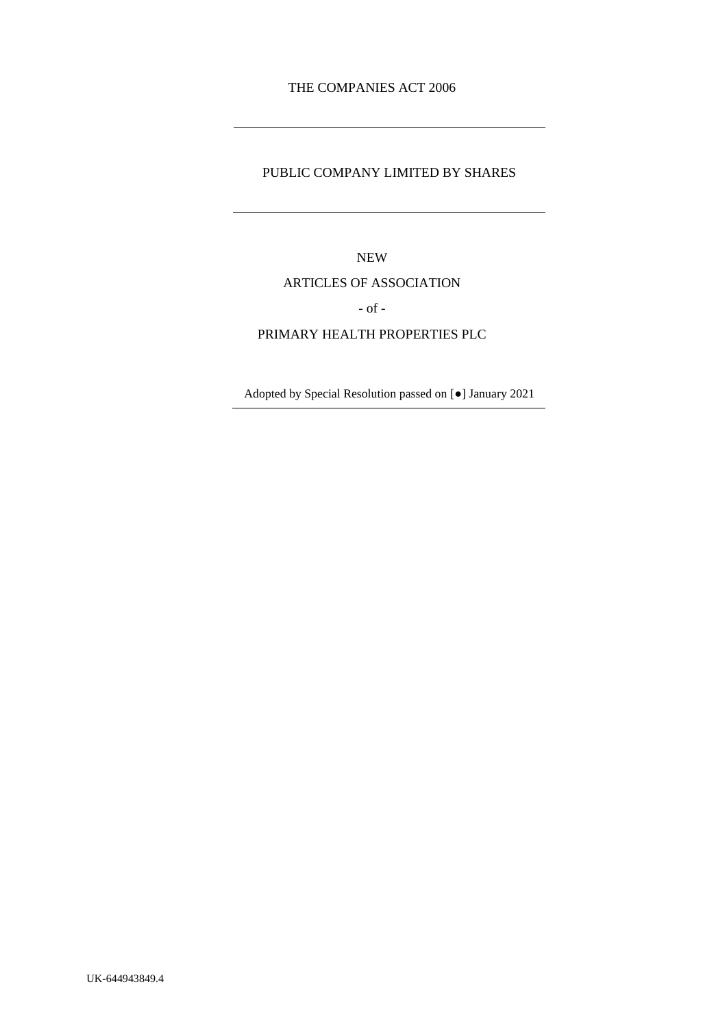THE COMPANIES ACT 2006

---

PUBLIC COMPANY LIMITED BY SHARES

---

NEW

ARTICLES OF ASSOCIATION

- of -

PRIMARY HEALTH PROPERTIES PLC

Adopted by Special Resolution passed on [●] January 2021

---

UK-644943849.4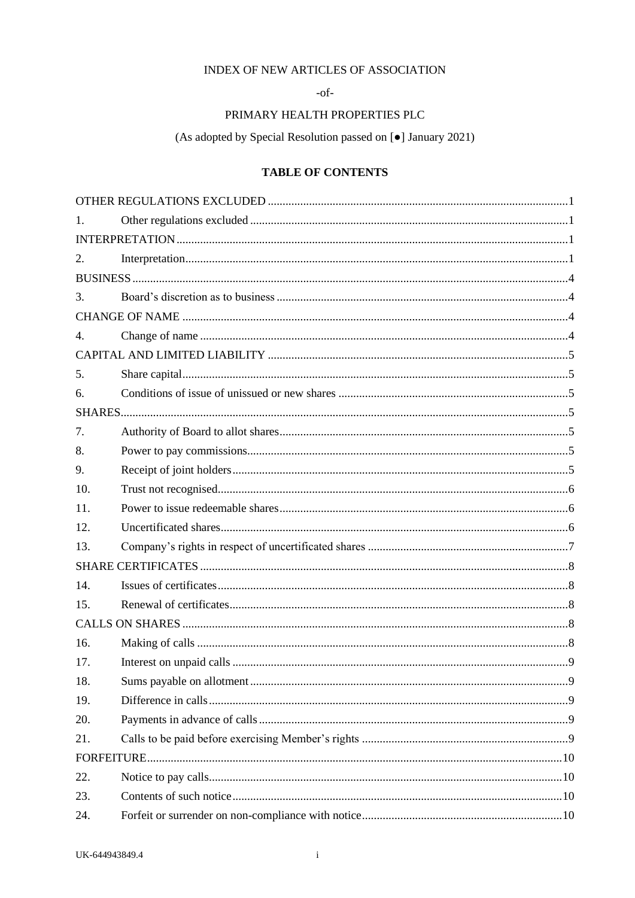INDEX OF NEW ARTICLES OF ASSOCIATION

-of-

PRIMARY HEALTH PROPERTIES PLC

(As adopted by Special Resolution passed on [●] January 2021)

**TABLE OF CONTENTS**

| | | |
|---|---|---|
| OTHER REGULATIONS EXCLUDED | | 1 |
| 1. | Other regulations excluded | 1 |
| INTERPRETATION | | 1 |
| 2. | Interpretation | 1 |
| BUSINESS | | 4 |
| 3. | Board's discretion as to business | 4 |
| CHANGE OF NAME | | 4 |
| 4. | Change of name | 4 |
| CAPITAL AND LIMITED LIABILITY | | 5 |
| 5. | Share capital | 5 |
| 6. | Conditions of issue of unissued or new shares | 5 |
| SHARES | | 5 |
| 7. | Authority of Board to allot shares | 5 |
| 8. | Power to pay commissions | 5 |
| 9. | Receipt of joint holders | 5 |
| 10. | Trust not recognised | 6 |
| 11. | Power to issue redeemable shares | 6 |
| 12. | Uncertificated shares | 6 |
| 13. | Company's rights in respect of uncertificated shares | 7 |
| SHARE CERTIFICATES | | 8 |
| 14. | Issues of certificates | 8 |
| 15. | Renewal of certificates | 8 |
| CALLS ON SHARES | | 8 |
| 16. | Making of calls | 8 |
| 17. | Interest on unpaid calls | 9 |
| 18. | Sums payable on allotment | 9 |
| 19. | Difference in calls | 9 |
| 20. | Payments in advance of calls | 9 |
| 21. | Calls to be paid before exercising Member's rights | 9 |
| FORFEITURE | | 10 |
| 22. | Notice to pay calls | 10 |
| 23. | Contents of such notice | 10 |
| 24. | Forfeit or surrender on non-compliance with notice | 10 |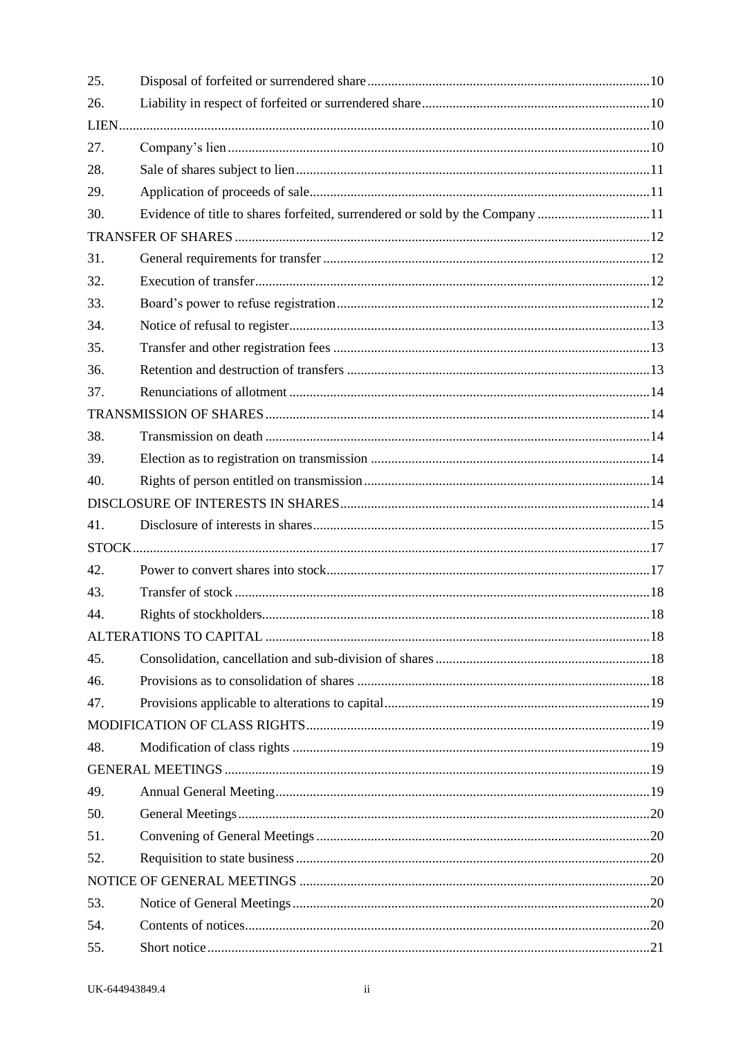| | | |
|---|---|---|
| 25. | Disposal of forfeited or surrendered share | 10 |
| 26. | Liability in respect of forfeited or surrendered share | 10 |
| LIEN | | 10 |
| 27. | Company's lien | 10 |
| 28. | Sale of shares subject to lien | 11 |
| 29. | Application of proceeds of sale | 11 |
| 30. | Evidence of title to shares forfeited, surrendered or sold by the Company | 11 |
| TRANSFER OF SHARES | | 12 |
| 31. | General requirements for transfer | 12 |
| 32. | Execution of transfer | 12 |
| 33. | Board's power to refuse registration | 12 |
| 34. | Notice of refusal to register | 13 |
| 35. | Transfer and other registration fees | 13 |
| 36. | Retention and destruction of transfers | 13 |
| 37. | Renunciations of allotment | 14 |
| TRANSMISSION OF SHARES | | 14 |
| 38. | Transmission on death | 14 |
| 39. | Election as to registration on transmission | 14 |
| 40. | Rights of person entitled on transmission | 14 |
| DISCLOSURE OF INTERESTS IN SHARES | | 14 |
| 41. | Disclosure of interests in shares | 15 |
| STOCK | | 17 |
| 42. | Power to convert shares into stock | 17 |
| 43. | Transfer of stock | 18 |
| 44. | Rights of stockholders | 18 |
| ALTERATIONS TO CAPITAL | | 18 |
| 45. | Consolidation, cancellation and sub-division of shares | 18 |
| 46. | Provisions as to consolidation of shares | 18 |
| 47. | Provisions applicable to alterations to capital | 19 |
| MODIFICATION OF CLASS RIGHTS | | 19 |
| 48. | Modification of class rights | 19 |
| GENERAL MEETINGS | | 19 |
| 49. | Annual General Meeting | 19 |
| 50. | General Meetings | 20 |
| 51. | Convening of General Meetings | 20 |
| 52. | Requisition to state business | 20 |
| NOTICE OF GENERAL MEETINGS | | 20 |
| 53. | Notice of General Meetings | 20 |
| 54. | Contents of notices | 20 |
| 55. | Short notice | 21 |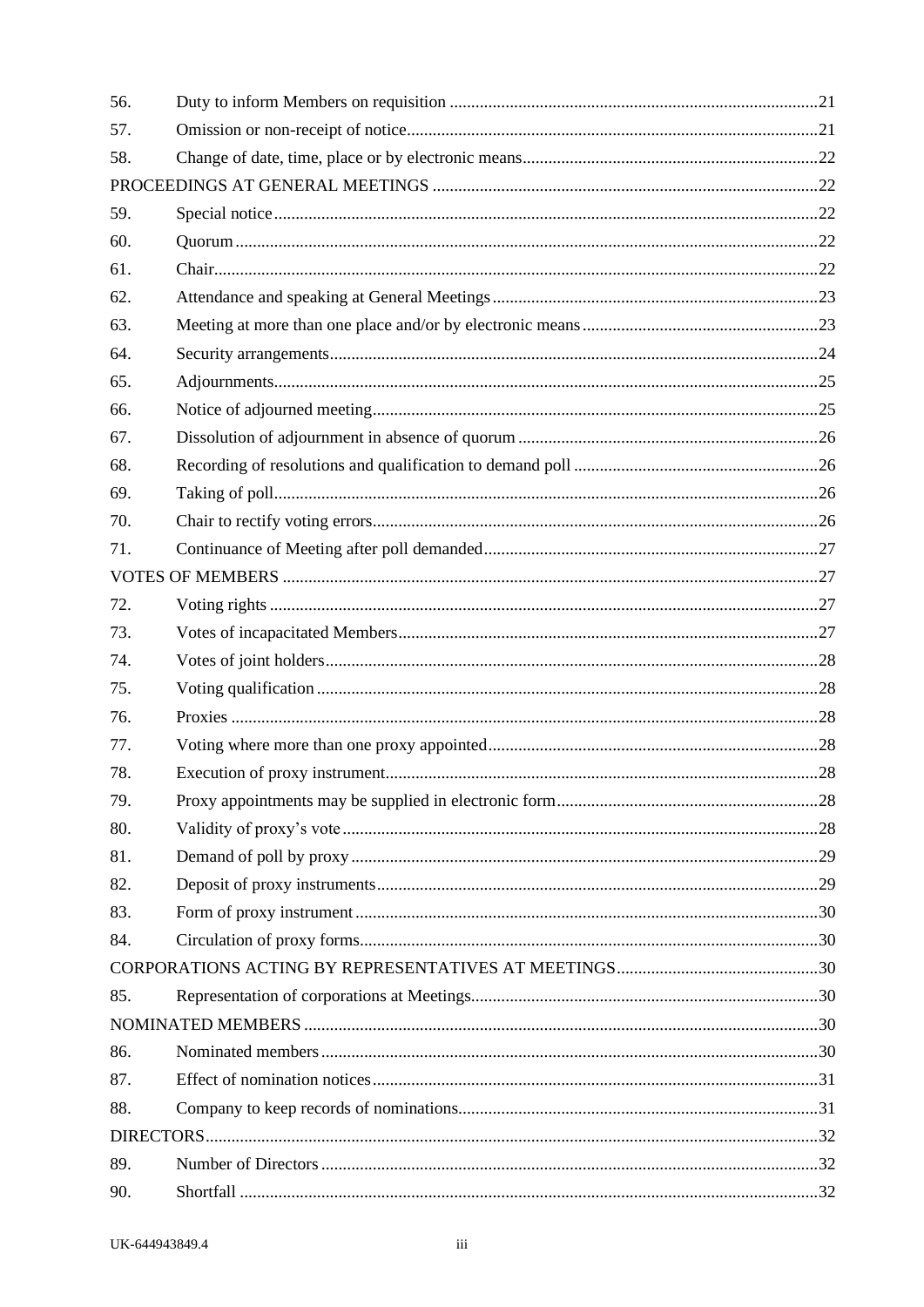| | | |
|---|---|---|
| 56. | Duty to inform Members on requisition | 21 |
| 57. | Omission or non-receipt of notice | 21 |
| 58. | Change of date, time, place or by electronic means | 22 |
| PROCEEDINGS AT GENERAL MEETINGS | | 22 |
| 59. | Special notice | 22 |
| 60. | Quorum | 22 |
| 61. | Chair | 22 |
| 62. | Attendance and speaking at General Meetings | 23 |
| 63. | Meeting at more than one place and/or by electronic means | 23 |
| 64. | Security arrangements | 24 |
| 65. | Adjournments | 25 |
| 66. | Notice of adjourned meeting | 25 |
| 67. | Dissolution of adjournment in absence of quorum | 26 |
| 68. | Recording of resolutions and qualification to demand poll | 26 |
| 69. | Taking of poll | 26 |
| 70. | Chair to rectify voting errors | 26 |
| 71. | Continuance of Meeting after poll demanded | 27 |
| VOTES OF MEMBERS | | 27 |
| 72. | Voting rights | 27 |
| 73. | Votes of incapacitated Members | 27 |
| 74. | Votes of joint holders | 28 |
| 75. | Voting qualification | 28 |
| 76. | Proxies | 28 |
| 77. | Voting where more than one proxy appointed | 28 |
| 78. | Execution of proxy instrument | 28 |
| 79. | Proxy appointments may be supplied in electronic form | 28 |
| 80. | Validity of proxy's vote | 28 |
| 81. | Demand of poll by proxy | 29 |
| 82. | Deposit of proxy instruments | 29 |
| 83. | Form of proxy instrument | 30 |
| 84. | Circulation of proxy forms | 30 |
| CORPORATIONS ACTING BY REPRESENTATIVES AT MEETINGS | | 30 |
| 85. | Representation of corporations at Meetings | 30 |
| NOMINATED MEMBERS | | 30 |
| 86. | Nominated members | 30 |
| 87. | Effect of nomination notices | 31 |
| 88. | Company to keep records of nominations | 31 |
| DIRECTORS | | 32 |
| 89. | Number of Directors | 32 |
| 90. | Shortfall | 32 |

UK-644943849.4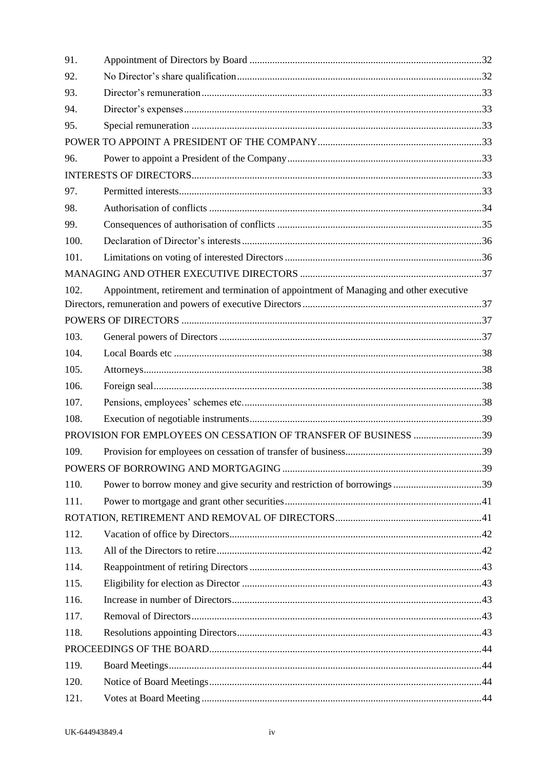| | | |
|---|---|---|
| 91. | Appointment of Directors by Board | 32 |
| 92. | No Director's share qualification | 32 |
| 93. | Director's remuneration | 33 |
| 94. | Director's expenses | 33 |
| 95. | Special remuneration | 33 |
| POWER TO APPOINT A PRESIDENT OF THE COMPANY | | 33 |
| 96. | Power to appoint a President of the Company | 33 |
| INTERESTS OF DIRECTORS | | 33 |
| 97. | Permitted interests | 33 |
| 98. | Authorisation of conflicts | 34 |
| 99. | Consequences of authorisation of conflicts | 35 |
| 100. | Declaration of Director's interests | 36 |
| 101. | Limitations on voting of interested Directors | 36 |
| MANAGING AND OTHER EXECUTIVE DIRECTORS | | 37 |
| 102. | Appointment, retirement and termination of appointment of Managing and other executive Directors, remuneration and powers of executive Directors | 37 |
| POWERS OF DIRECTORS | | 37 |
| 103. | General powers of Directors | 37 |
| 104. | Local Boards etc | 38 |
| 105. | Attorneys | 38 |
| 106. | Foreign seal | 38 |
| 107. | Pensions, employees' schemes etc. | 38 |
| 108. | Execution of negotiable instruments | 39 |
| PROVISION FOR EMPLOYEES ON CESSATION OF TRANSFER OF BUSINESS | | 39 |
| 109. | Provision for employees on cessation of transfer of business | 39 |
| POWERS OF BORROWING AND MORTGAGING | | 39 |
| 110. | Power to borrow money and give security and restriction of borrowings | 39 |
| 111. | Power to mortgage and grant other securities | 41 |
| ROTATION, RETIREMENT AND REMOVAL OF DIRECTORS | | 41 |
| 112. | Vacation of office by Directors | 42 |
| 113. | All of the Directors to retire | 42 |
| 114. | Reappointment of retiring Directors | 43 |
| 115. | Eligibility for election as Director | 43 |
| 116. | Increase in number of Directors | 43 |
| 117. | Removal of Directors | 43 |
| 118. | Resolutions appointing Directors | 43 |
| PROCEEDINGS OF THE BOARD | | 44 |
| 119. | Board Meetings | 44 |
| 120. | Notice of Board Meetings | 44 |
| 121. | Votes at Board Meeting | 44 |

UK-644943849.4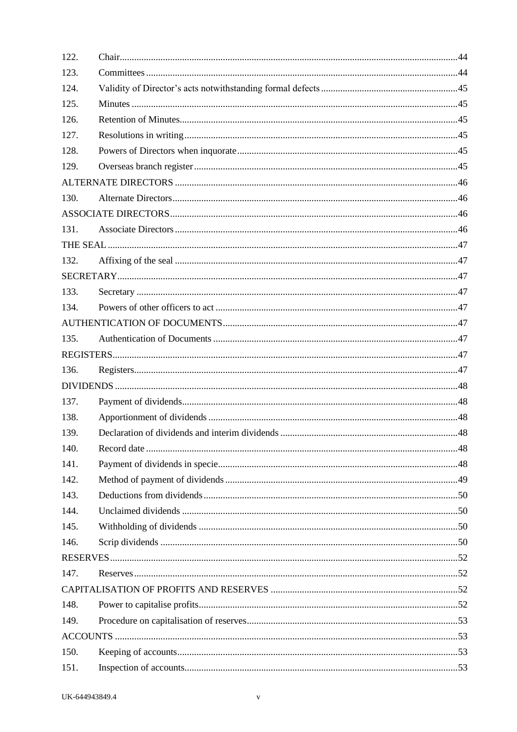| | | |
|---|---|---|
| 122. | Chair | 44 |
| 123. | Committees | 44 |
| 124. | Validity of Director's acts notwithstanding formal defects | 45 |
| 125. | Minutes | 45 |
| 126. | Retention of Minutes | 45 |
| 127. | Resolutions in writing | 45 |
| 128. | Powers of Directors when inquorate | 45 |
| 129. | Overseas branch register | 45 |
| ALTERNATE DIRECTORS | | 46 |
| 130. | Alternate Directors | 46 |
| ASSOCIATE DIRECTORS | | 46 |
| 131. | Associate Directors | 46 |
| THE SEAL | | 47 |
| 132. | Affixing of the seal | 47 |
| SECRETARY | | 47 |
| 133. | Secretary | 47 |
| 134. | Powers of other officers to act | 47 |
| AUTHENTICATION OF DOCUMENTS | | 47 |
| 135. | Authentication of Documents | 47 |
| REGISTERS | | 47 |
| 136. | Registers | 47 |
| DIVIDENDS | | 48 |
| 137. | Payment of dividends | 48 |
| 138. | Apportionment of dividends | 48 |
| 139. | Declaration of dividends and interim dividends | 48 |
| 140. | Record date | 48 |
| 141. | Payment of dividends in specie | 48 |
| 142. | Method of payment of dividends | 49 |
| 143. | Deductions from dividends | 50 |
| 144. | Unclaimed dividends | 50 |
| 145. | Withholding of dividends | 50 |
| 146. | Scrip dividends | 50 |
| RESERVES | | 52 |
| 147. | Reserves | 52 |
| CAPITALISATION OF PROFITS AND RESERVES | | 52 |
| 148. | Power to capitalise profits | 52 |
| 149. | Procedure on capitalisation of reserves | 53 |
| ACCOUNTS | | 53 |
| 150. | Keeping of accounts | 53 |
| 151. | Inspection of accounts | 53 |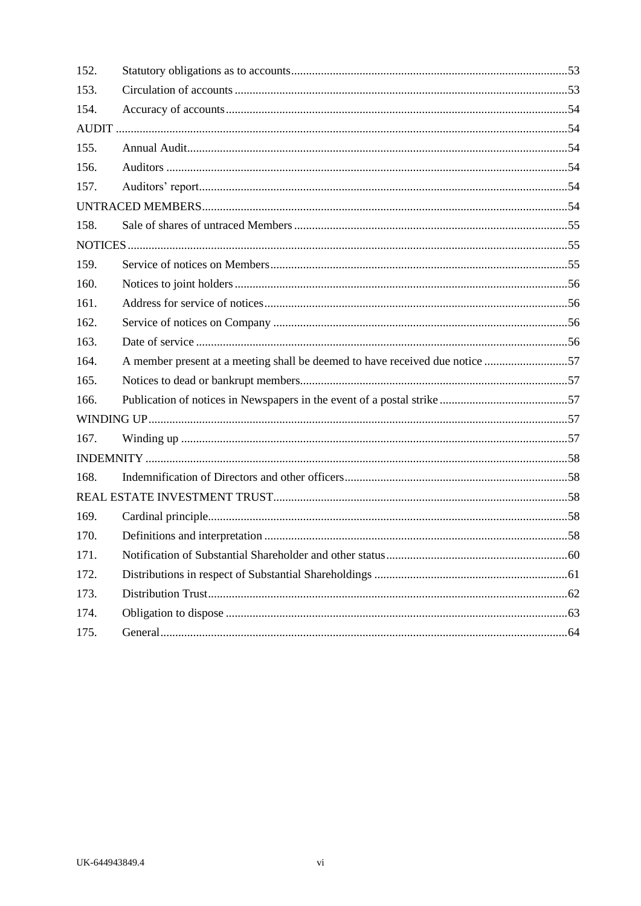| | | |
|---|---|---|
| 152. | Statutory obligations as to accounts | 53 |
| 153. | Circulation of accounts | 53 |
| 154. | Accuracy of accounts | 54 |
| AUDIT | | 54 |
| 155. | Annual Audit | 54 |
| 156. | Auditors | 54 |
| 157. | Auditors' report | 54 |
| UNTRACED MEMBERS | | 54 |
| 158. | Sale of shares of untraced Members | 55 |
| NOTICES | | 55 |
| 159. | Service of notices on Members | 55 |
| 160. | Notices to joint holders | 56 |
| 161. | Address for service of notices | 56 |
| 162. | Service of notices on Company | 56 |
| 163. | Date of service | 56 |
| 164. | A member present at a meeting shall be deemed to have received due notice | 57 |
| 165. | Notices to dead or bankrupt members | 57 |
| 166. | Publication of notices in Newspapers in the event of a postal strike | 57 |
| WINDING UP | | 57 |
| 167. | Winding up | 57 |
| INDEMNITY | | 58 |
| 168. | Indemnification of Directors and other officers | 58 |
| REAL ESTATE INVESTMENT TRUST | | 58 |
| 169. | Cardinal principle | 58 |
| 170. | Definitions and interpretation | 58 |
| 171. | Notification of Substantial Shareholder and other status | 60 |
| 172. | Distributions in respect of Substantial Shareholdings | 61 |
| 173. | Distribution Trust | 62 |
| 174. | Obligation to dispose | 63 |
| 175. | General | 64 |

UK-644943849.4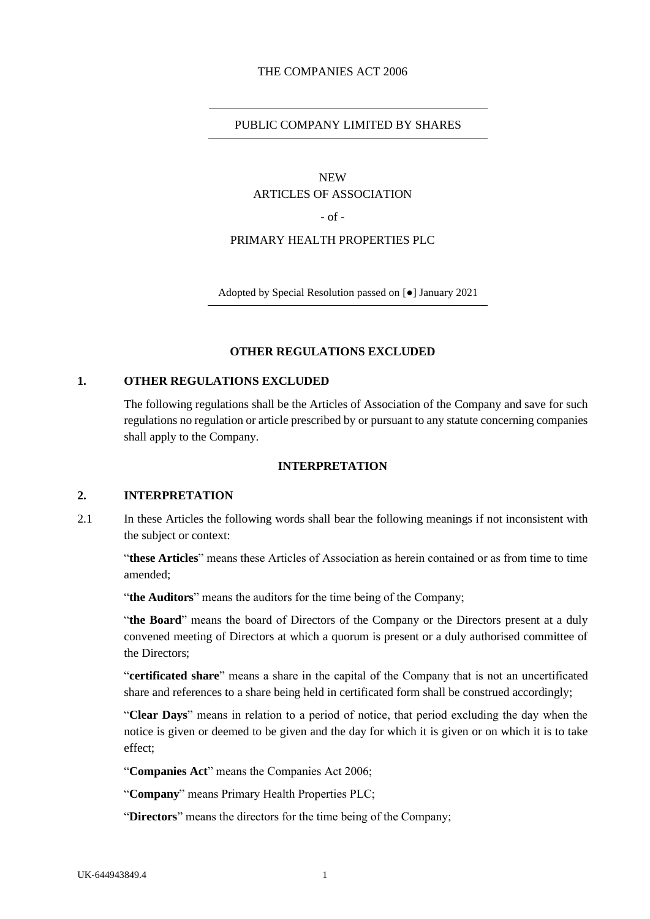THE COMPANIES ACT 2006

PUBLIC COMPANY LIMITED BY SHARES

NEW
ARTICLES OF ASSOCIATION

- of -

PRIMARY HEALTH PROPERTIES PLC

Adopted by Special Resolution passed on [●] January 2021

## OTHER REGULATIONS EXCLUDED

### 1. OTHER REGULATIONS EXCLUDED

The following regulations shall be the Articles of Association of the Company and save for such regulations no regulation or article prescribed by or pursuant to any statute concerning companies shall apply to the Company.

## INTERPRETATION

### 2. INTERPRETATION

2.1 In these Articles the following words shall bear the following meanings if not inconsistent with the subject or context:

"**these Articles**" means these Articles of Association as herein contained or as from time to time amended;

"**the Auditors**" means the auditors for the time being of the Company;

"**the Board**" means the board of Directors of the Company or the Directors present at a duly convened meeting of Directors at which a quorum is present or a duly authorised committee of the Directors;

"**certificated share**" means a share in the capital of the Company that is not an uncertificated share and references to a share being held in certificated form shall be construed accordingly;

"**Clear Days**" means in relation to a period of notice, that period excluding the day when the notice is given or deemed to be given and the day for which it is given or on which it is to take effect;

"**Companies Act**" means the Companies Act 2006;

"**Company**" means Primary Health Properties PLC;

"**Directors**" means the directors for the time being of the Company;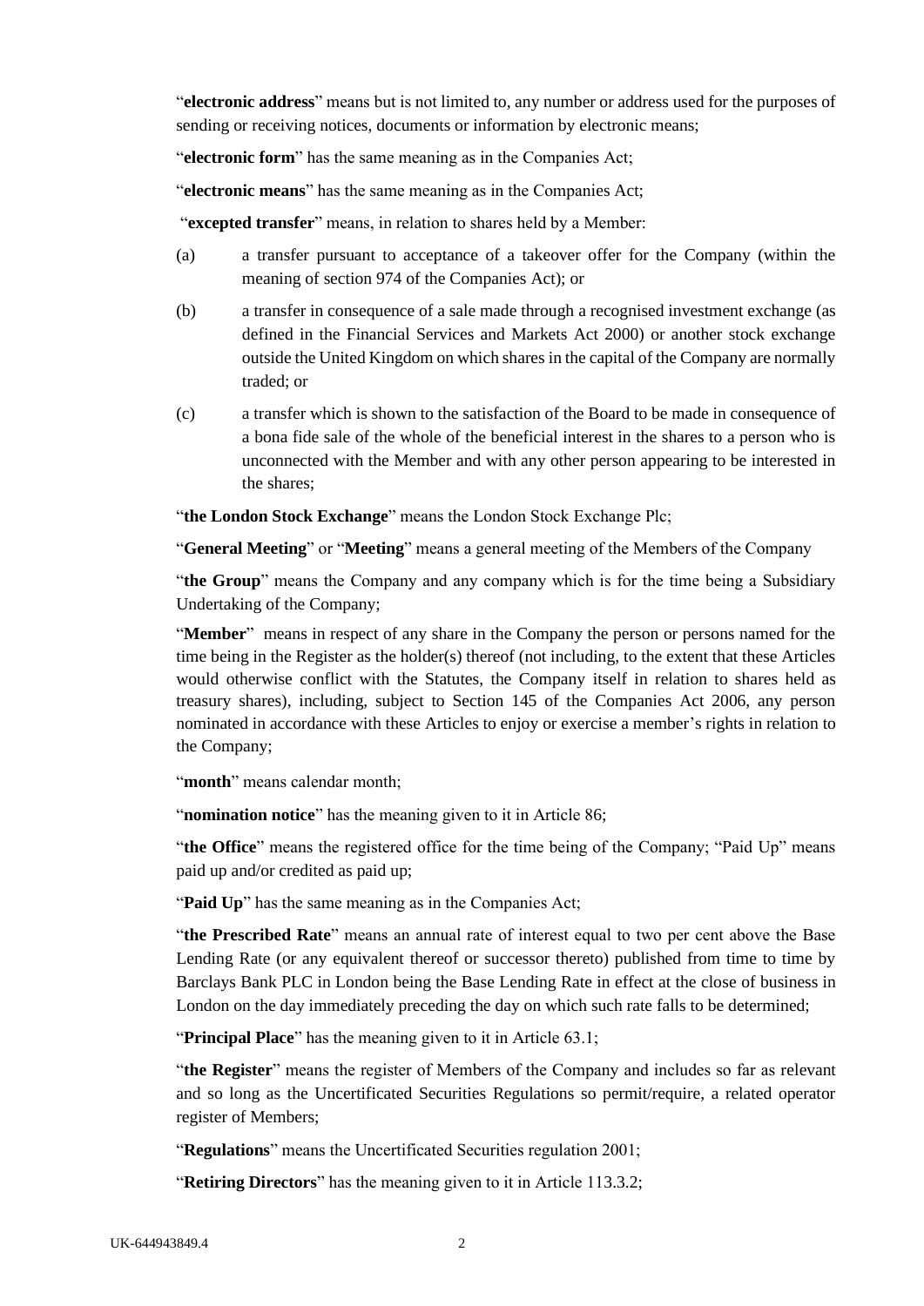"**electronic address**" means but is not limited to, any number or address used for the purposes of sending or receiving notices, documents or information by electronic means;

"**electronic form**" has the same meaning as in the Companies Act;

"**electronic means**" has the same meaning as in the Companies Act;

"**excepted transfer**" means, in relation to shares held by a Member:

(a) a transfer pursuant to acceptance of a takeover offer for the Company (within the meaning of section 974 of the Companies Act); or

(b) a transfer in consequence of a sale made through a recognised investment exchange (as defined in the Financial Services and Markets Act 2000) or another stock exchange outside the United Kingdom on which shares in the capital of the Company are normally traded; or

(c) a transfer which is shown to the satisfaction of the Board to be made in consequence of a bona fide sale of the whole of the beneficial interest in the shares to a person who is unconnected with the Member and with any other person appearing to be interested in the shares;

"**the London Stock Exchange**" means the London Stock Exchange Plc;

"**General Meeting**" or "**Meeting**" means a general meeting of the Members of the Company

"**the Group**" means the Company and any company which is for the time being a Subsidiary Undertaking of the Company;

"**Member**" means in respect of any share in the Company the person or persons named for the time being in the Register as the holder(s) thereof (not including, to the extent that these Articles would otherwise conflict with the Statutes, the Company itself in relation to shares held as treasury shares), including, subject to Section 145 of the Companies Act 2006, any person nominated in accordance with these Articles to enjoy or exercise a member's rights in relation to the Company;

"**month**" means calendar month;

"**nomination notice**" has the meaning given to it in Article 86;

"**the Office**" means the registered office for the time being of the Company; "Paid Up" means paid up and/or credited as paid up;

"**Paid Up**" has the same meaning as in the Companies Act;

"**the Prescribed Rate**" means an annual rate of interest equal to two per cent above the Base Lending Rate (or any equivalent thereof or successor thereto) published from time to time by Barclays Bank PLC in London being the Base Lending Rate in effect at the close of business in London on the day immediately preceding the day on which such rate falls to be determined;

"**Principal Place**" has the meaning given to it in Article 63.1;

"**the Register**" means the register of Members of the Company and includes so far as relevant and so long as the Uncertificated Securities Regulations so permit/require, a related operator register of Members;

"**Regulations**" means the Uncertificated Securities regulation 2001;

"**Retiring Directors**" has the meaning given to it in Article 113.3.2;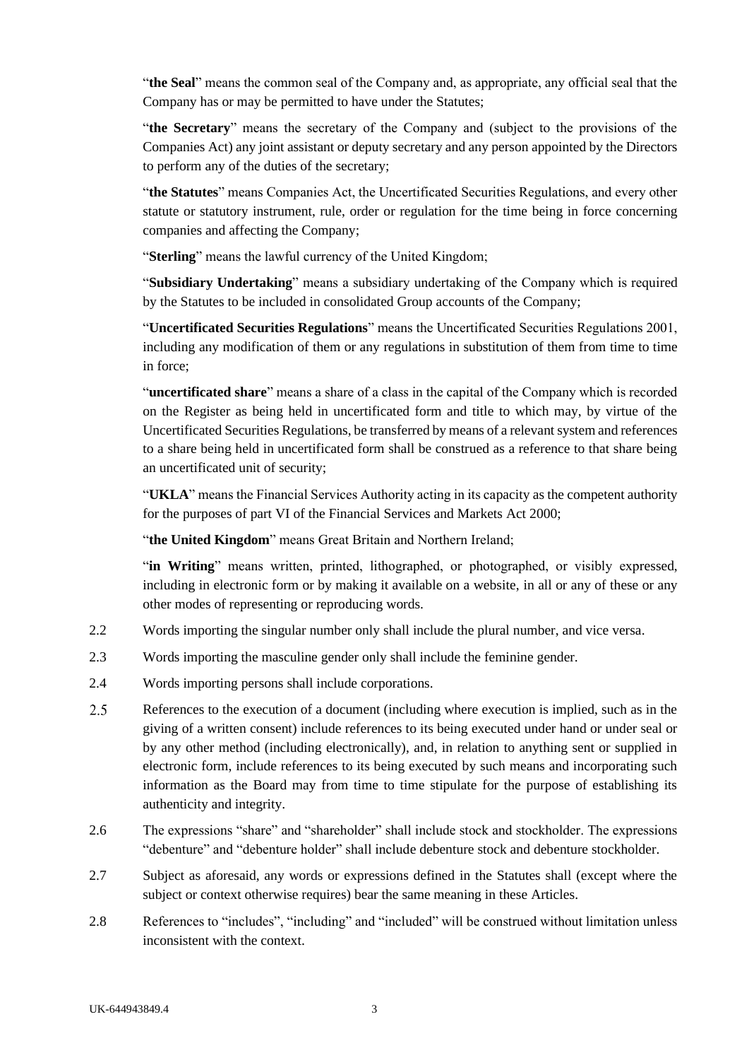"**the Seal**" means the common seal of the Company and, as appropriate, any official seal that the Company has or may be permitted to have under the Statutes;

"**the Secretary**" means the secretary of the Company and (subject to the provisions of the Companies Act) any joint assistant or deputy secretary and any person appointed by the Directors to perform any of the duties of the secretary;

"**the Statutes**" means Companies Act, the Uncertificated Securities Regulations, and every other statute or statutory instrument, rule, order or regulation for the time being in force concerning companies and affecting the Company;

"**Sterling**" means the lawful currency of the United Kingdom;

"**Subsidiary Undertaking**" means a subsidiary undertaking of the Company which is required by the Statutes to be included in consolidated Group accounts of the Company;

"**Uncertificated Securities Regulations**" means the Uncertificated Securities Regulations 2001, including any modification of them or any regulations in substitution of them from time to time in force;

"**uncertificated share**" means a share of a class in the capital of the Company which is recorded on the Register as being held in uncertificated form and title to which may, by virtue of the Uncertificated Securities Regulations, be transferred by means of a relevant system and references to a share being held in uncertificated form shall be construed as a reference to that share being an uncertificated unit of security;

"**UKLA**" means the Financial Services Authority acting in its capacity as the competent authority for the purposes of part VI of the Financial Services and Markets Act 2000;

"**the United Kingdom**" means Great Britain and Northern Ireland;

"**in Writing**" means written, printed, lithographed, or photographed, or visibly expressed, including in electronic form or by making it available on a website, in all or any of these or any other modes of representing or reproducing words.

2.2 Words importing the singular number only shall include the plural number, and vice versa.

2.3 Words importing the masculine gender only shall include the feminine gender.

2.4 Words importing persons shall include corporations.

2.5 References to the execution of a document (including where execution is implied, such as in the giving of a written consent) include references to its being executed under hand or under seal or by any other method (including electronically), and, in relation to anything sent or supplied in electronic form, include references to its being executed by such means and incorporating such information as the Board may from time to time stipulate for the purpose of establishing its authenticity and integrity.

2.6 The expressions "share" and "shareholder" shall include stock and stockholder. The expressions "debenture" and "debenture holder" shall include debenture stock and debenture stockholder.

2.7 Subject as aforesaid, any words or expressions defined in the Statutes shall (except where the subject or context otherwise requires) bear the same meaning in these Articles.

2.8 References to "includes", "including" and "included" will be construed without limitation unless inconsistent with the context.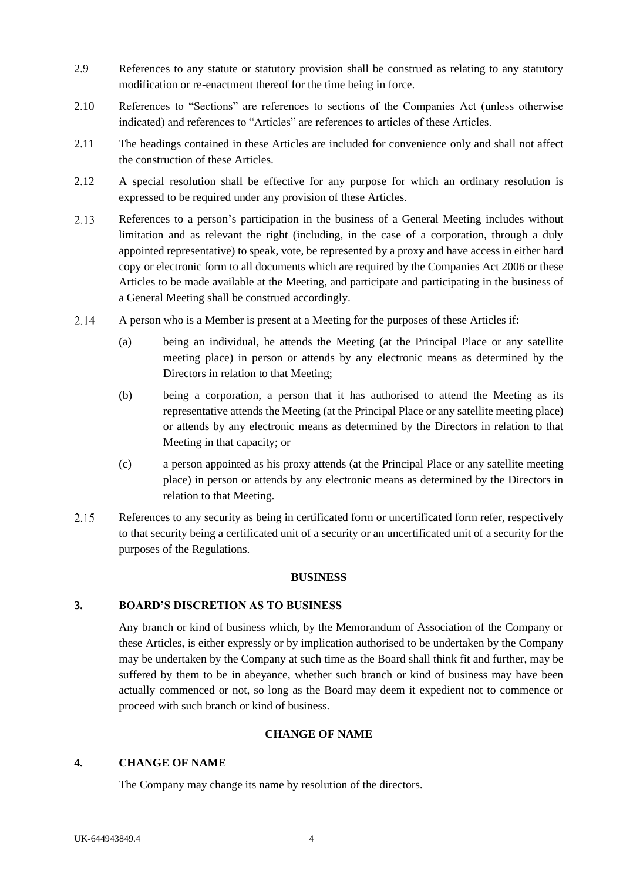2.9 References to any statute or statutory provision shall be construed as relating to any statutory modification or re-enactment thereof for the time being in force.

2.10 References to "Sections" are references to sections of the Companies Act (unless otherwise indicated) and references to "Articles" are references to articles of these Articles.

2.11 The headings contained in these Articles are included for convenience only and shall not affect the construction of these Articles.

2.12 A special resolution shall be effective for any purpose for which an ordinary resolution is expressed to be required under any provision of these Articles.

2.13 References to a person's participation in the business of a General Meeting includes without limitation and as relevant the right (including, in the case of a corporation, through a duly appointed representative) to speak, vote, be represented by a proxy and have access in either hard copy or electronic form to all documents which are required by the Companies Act 2006 or these Articles to be made available at the Meeting, and participate and participating in the business of a General Meeting shall be construed accordingly.

2.14 A person who is a Member is present at a Meeting for the purposes of these Articles if:

(a) being an individual, he attends the Meeting (at the Principal Place or any satellite meeting place) in person or attends by any electronic means as determined by the Directors in relation to that Meeting;

(b) being a corporation, a person that it has authorised to attend the Meeting as its representative attends the Meeting (at the Principal Place or any satellite meeting place) or attends by any electronic means as determined by the Directors in relation to that Meeting in that capacity; or

(c) a person appointed as his proxy attends (at the Principal Place or any satellite meeting place) in person or attends by any electronic means as determined by the Directors in relation to that Meeting.

2.15 References to any security as being in certificated form or uncertificated form refer, respectively to that security being a certificated unit of a security or an uncertificated unit of a security for the purposes of the Regulations.

**BUSINESS**

**3. BOARD'S DISCRETION AS TO BUSINESS**

Any branch or kind of business which, by the Memorandum of Association of the Company or these Articles, is either expressly or by implication authorised to be undertaken by the Company may be undertaken by the Company at such time as the Board shall think fit and further, may be suffered by them to be in abeyance, whether such branch or kind of business may have been actually commenced or not, so long as the Board may deem it expedient not to commence or proceed with such branch or kind of business.

**CHANGE OF NAME**

**4. CHANGE OF NAME**

The Company may change its name by resolution of the directors.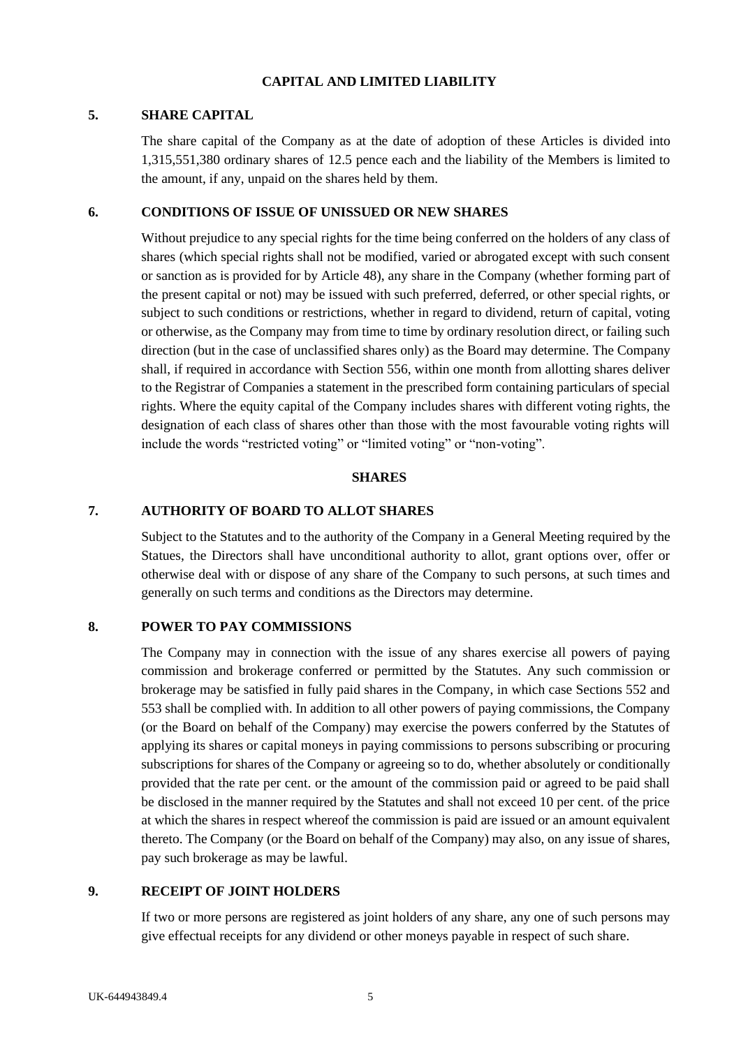## CAPITAL AND LIMITED LIABILITY

### 5. SHARE CAPITAL

The share capital of the Company as at the date of adoption of these Articles is divided into 1,315,551,380 ordinary shares of 12.5 pence each and the liability of the Members is limited to the amount, if any, unpaid on the shares held by them.

### 6. CONDITIONS OF ISSUE OF UNISSUED OR NEW SHARES

Without prejudice to any special rights for the time being conferred on the holders of any class of shares (which special rights shall not be modified, varied or abrogated except with such consent or sanction as is provided for by Article 48), any share in the Company (whether forming part of the present capital or not) may be issued with such preferred, deferred, or other special rights, or subject to such conditions or restrictions, whether in regard to dividend, return of capital, voting or otherwise, as the Company may from time to time by ordinary resolution direct, or failing such direction (but in the case of unclassified shares only) as the Board may determine. The Company shall, if required in accordance with Section 556, within one month from allotting shares deliver to the Registrar of Companies a statement in the prescribed form containing particulars of special rights. Where the equity capital of the Company includes shares with different voting rights, the designation of each class of shares other than those with the most favourable voting rights will include the words "restricted voting" or "limited voting" or "non-voting".

## SHARES

### 7. AUTHORITY OF BOARD TO ALLOT SHARES

Subject to the Statutes and to the authority of the Company in a General Meeting required by the Statues, the Directors shall have unconditional authority to allot, grant options over, offer or otherwise deal with or dispose of any share of the Company to such persons, at such times and generally on such terms and conditions as the Directors may determine.

### 8. POWER TO PAY COMMISSIONS

The Company may in connection with the issue of any shares exercise all powers of paying commission and brokerage conferred or permitted by the Statutes. Any such commission or brokerage may be satisfied in fully paid shares in the Company, in which case Sections 552 and 553 shall be complied with. In addition to all other powers of paying commissions, the Company (or the Board on behalf of the Company) may exercise the powers conferred by the Statutes of applying its shares or capital moneys in paying commissions to persons subscribing or procuring subscriptions for shares of the Company or agreeing so to do, whether absolutely or conditionally provided that the rate per cent. or the amount of the commission paid or agreed to be paid shall be disclosed in the manner required by the Statutes and shall not exceed 10 per cent. of the price at which the shares in respect whereof the commission is paid are issued or an amount equivalent thereto. The Company (or the Board on behalf of the Company) may also, on any issue of shares, pay such brokerage as may be lawful.

### 9. RECEIPT OF JOINT HOLDERS

If two or more persons are registered as joint holders of any share, any one of such persons may give effectual receipts for any dividend or other moneys payable in respect of such share.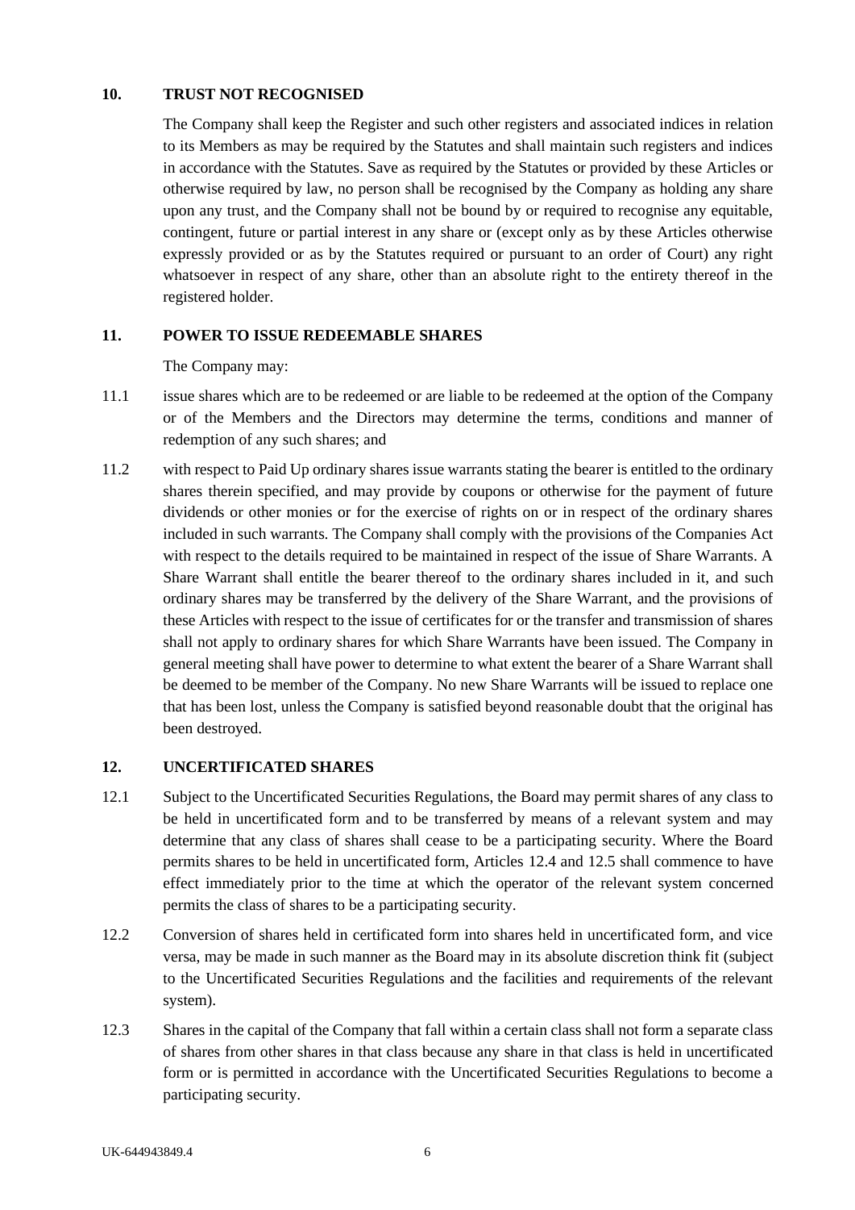## 10. TRUST NOT RECOGNISED

The Company shall keep the Register and such other registers and associated indices in relation to its Members as may be required by the Statutes and shall maintain such registers and indices in accordance with the Statutes. Save as required by the Statutes or provided by these Articles or otherwise required by law, no person shall be recognised by the Company as holding any share upon any trust, and the Company shall not be bound by or required to recognise any equitable, contingent, future or partial interest in any share or (except only as by these Articles otherwise expressly provided or as by the Statutes required or pursuant to an order of Court) any right whatsoever in respect of any share, other than an absolute right to the entirety thereof in the registered holder.

## 11. POWER TO ISSUE REDEEMABLE SHARES

The Company may:

11.1 issue shares which are to be redeemed or are liable to be redeemed at the option of the Company or of the Members and the Directors may determine the terms, conditions and manner of redemption of any such shares; and

11.2 with respect to Paid Up ordinary shares issue warrants stating the bearer is entitled to the ordinary shares therein specified, and may provide by coupons or otherwise for the payment of future dividends or other monies or for the exercise of rights on or in respect of the ordinary shares included in such warrants. The Company shall comply with the provisions of the Companies Act with respect to the details required to be maintained in respect of the issue of Share Warrants. A Share Warrant shall entitle the bearer thereof to the ordinary shares included in it, and such ordinary shares may be transferred by the delivery of the Share Warrant, and the provisions of these Articles with respect to the issue of certificates for or the transfer and transmission of shares shall not apply to ordinary shares for which Share Warrants have been issued. The Company in general meeting shall have power to determine to what extent the bearer of a Share Warrant shall be deemed to be member of the Company. No new Share Warrants will be issued to replace one that has been lost, unless the Company is satisfied beyond reasonable doubt that the original has been destroyed.

## 12. UNCERTIFICATED SHARES

12.1 Subject to the Uncertificated Securities Regulations, the Board may permit shares of any class to be held in uncertificated form and to be transferred by means of a relevant system and may determine that any class of shares shall cease to be a participating security. Where the Board permits shares to be held in uncertificated form, Articles 12.4 and 12.5 shall commence to have effect immediately prior to the time at which the operator of the relevant system concerned permits the class of shares to be a participating security.

12.2 Conversion of shares held in certificated form into shares held in uncertificated form, and vice versa, may be made in such manner as the Board may in its absolute discretion think fit (subject to the Uncertificated Securities Regulations and the facilities and requirements of the relevant system).

12.3 Shares in the capital of the Company that fall within a certain class shall not form a separate class of shares from other shares in that class because any share in that class is held in uncertificated form or is permitted in accordance with the Uncertificated Securities Regulations to become a participating security.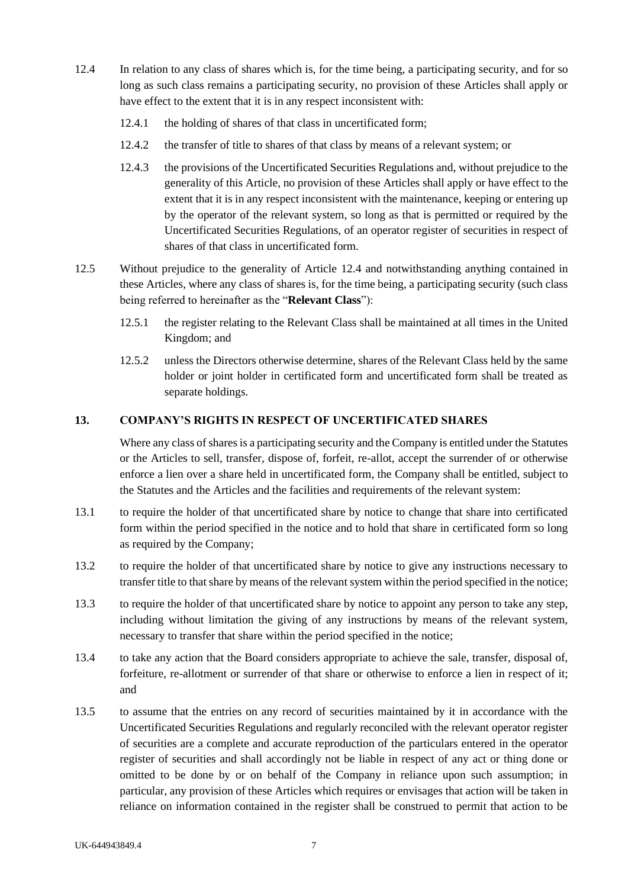12.4 In relation to any class of shares which is, for the time being, a participating security, and for so long as such class remains a participating security, no provision of these Articles shall apply or have effect to the extent that it is in any respect inconsistent with:

12.4.1 the holding of shares of that class in uncertificated form;

12.4.2 the transfer of title to shares of that class by means of a relevant system; or

12.4.3 the provisions of the Uncertificated Securities Regulations and, without prejudice to the generality of this Article, no provision of these Articles shall apply or have effect to the extent that it is in any respect inconsistent with the maintenance, keeping or entering up by the operator of the relevant system, so long as that is permitted or required by the Uncertificated Securities Regulations, of an operator register of securities in respect of shares of that class in uncertificated form.

12.5 Without prejudice to the generality of Article 12.4 and notwithstanding anything contained in these Articles, where any class of shares is, for the time being, a participating security (such class being referred to hereinafter as the "**Relevant Class**"):

12.5.1 the register relating to the Relevant Class shall be maintained at all times in the United Kingdom; and

12.5.2 unless the Directors otherwise determine, shares of the Relevant Class held by the same holder or joint holder in certificated form and uncertificated form shall be treated as separate holdings.

## 13. COMPANY'S RIGHTS IN RESPECT OF UNCERTIFICATED SHARES

Where any class of shares is a participating security and the Company is entitled under the Statutes or the Articles to sell, transfer, dispose of, forfeit, re-allot, accept the surrender of or otherwise enforce a lien over a share held in uncertificated form, the Company shall be entitled, subject to the Statutes and the Articles and the facilities and requirements of the relevant system:

13.1 to require the holder of that uncertificated share by notice to change that share into certificated form within the period specified in the notice and to hold that share in certificated form so long as required by the Company;

13.2 to require the holder of that uncertificated share by notice to give any instructions necessary to transfer title to that share by means of the relevant system within the period specified in the notice;

13.3 to require the holder of that uncertificated share by notice to appoint any person to take any step, including without limitation the giving of any instructions by means of the relevant system, necessary to transfer that share within the period specified in the notice;

13.4 to take any action that the Board considers appropriate to achieve the sale, transfer, disposal of, forfeiture, re-allotment or surrender of that share or otherwise to enforce a lien in respect of it; and

13.5 to assume that the entries on any record of securities maintained by it in accordance with the Uncertificated Securities Regulations and regularly reconciled with the relevant operator register of securities are a complete and accurate reproduction of the particulars entered in the operator register of securities and shall accordingly not be liable in respect of any act or thing done or omitted to be done by or on behalf of the Company in reliance upon such assumption; in particular, any provision of these Articles which requires or envisages that action will be taken in reliance on information contained in the register shall be construed to permit that action to be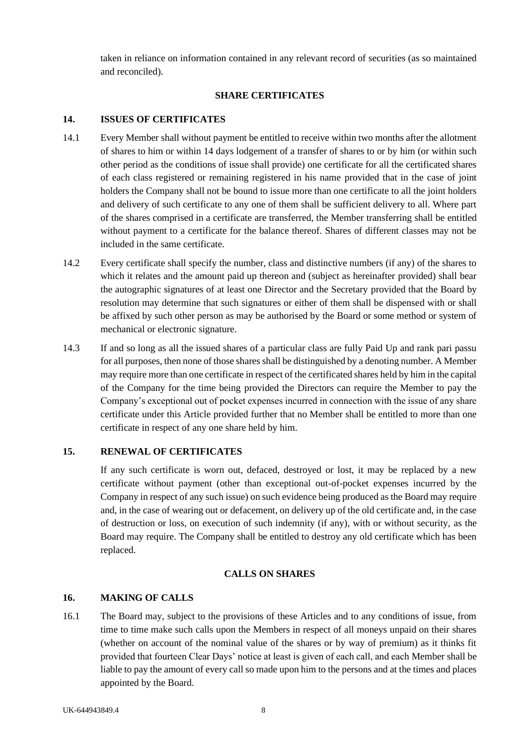taken in reliance on information contained in any relevant record of securities (as so maintained and reconciled).

## SHARE CERTIFICATES

### 14. ISSUES OF CERTIFICATES

14.1 Every Member shall without payment be entitled to receive within two months after the allotment of shares to him or within 14 days lodgement of a transfer of shares to or by him (or within such other period as the conditions of issue shall provide) one certificate for all the certificated shares of each class registered or remaining registered in his name provided that in the case of joint holders the Company shall not be bound to issue more than one certificate to all the joint holders and delivery of such certificate to any one of them shall be sufficient delivery to all. Where part of the shares comprised in a certificate are transferred, the Member transferring shall be entitled without payment to a certificate for the balance thereof. Shares of different classes may not be included in the same certificate.

14.2 Every certificate shall specify the number, class and distinctive numbers (if any) of the shares to which it relates and the amount paid up thereon and (subject as hereinafter provided) shall bear the autographic signatures of at least one Director and the Secretary provided that the Board by resolution may determine that such signatures or either of them shall be dispensed with or shall be affixed by such other person as may be authorised by the Board or some method or system of mechanical or electronic signature.

14.3 If and so long as all the issued shares of a particular class are fully Paid Up and rank pari passu for all purposes, then none of those shares shall be distinguished by a denoting number. A Member may require more than one certificate in respect of the certificated shares held by him in the capital of the Company for the time being provided the Directors can require the Member to pay the Company's exceptional out of pocket expenses incurred in connection with the issue of any share certificate under this Article provided further that no Member shall be entitled to more than one certificate in respect of any one share held by him.

### 15. RENEWAL OF CERTIFICATES

If any such certificate is worn out, defaced, destroyed or lost, it may be replaced by a new certificate without payment (other than exceptional out-of-pocket expenses incurred by the Company in respect of any such issue) on such evidence being produced as the Board may require and, in the case of wearing out or defacement, on delivery up of the old certificate and, in the case of destruction or loss, on execution of such indemnity (if any), with or without security, as the Board may require. The Company shall be entitled to destroy any old certificate which has been replaced.

## CALLS ON SHARES

### 16. MAKING OF CALLS

16.1 The Board may, subject to the provisions of these Articles and to any conditions of issue, from time to time make such calls upon the Members in respect of all moneys unpaid on their shares (whether on account of the nominal value of the shares or by way of premium) as it thinks fit provided that fourteen Clear Days' notice at least is given of each call, and each Member shall be liable to pay the amount of every call so made upon him to the persons and at the times and places appointed by the Board.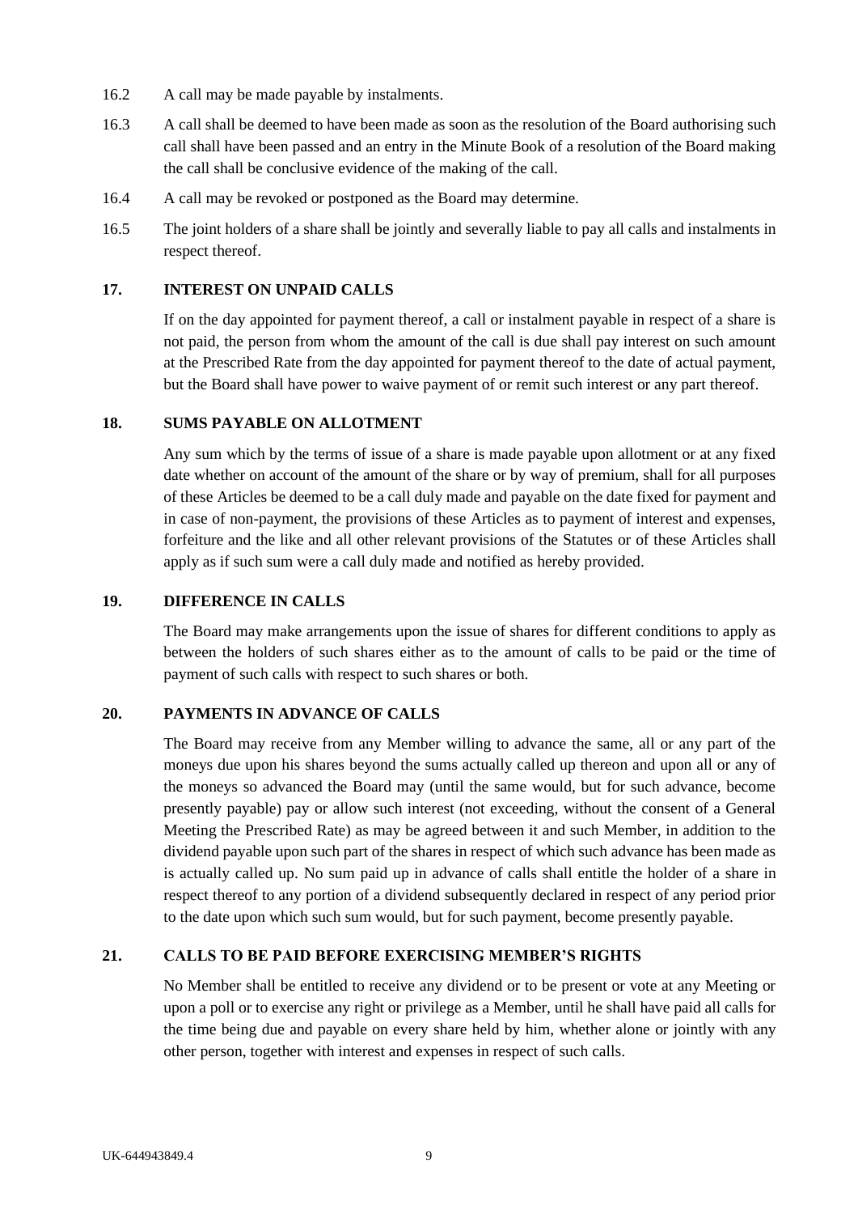16.2 A call may be made payable by instalments.

16.3 A call shall be deemed to have been made as soon as the resolution of the Board authorising such call shall have been passed and an entry in the Minute Book of a resolution of the Board making the call shall be conclusive evidence of the making of the call.

16.4 A call may be revoked or postponed as the Board may determine.

16.5 The joint holders of a share shall be jointly and severally liable to pay all calls and instalments in respect thereof.

**17. INTEREST ON UNPAID CALLS**

If on the day appointed for payment thereof, a call or instalment payable in respect of a share is not paid, the person from whom the amount of the call is due shall pay interest on such amount at the Prescribed Rate from the day appointed for payment thereof to the date of actual payment, but the Board shall have power to waive payment of or remit such interest or any part thereof.

**18. SUMS PAYABLE ON ALLOTMENT**

Any sum which by the terms of issue of a share is made payable upon allotment or at any fixed date whether on account of the amount of the share or by way of premium, shall for all purposes of these Articles be deemed to be a call duly made and payable on the date fixed for payment and in case of non-payment, the provisions of these Articles as to payment of interest and expenses, forfeiture and the like and all other relevant provisions of the Statutes or of these Articles shall apply as if such sum were a call duly made and notified as hereby provided.

**19. DIFFERENCE IN CALLS**

The Board may make arrangements upon the issue of shares for different conditions to apply as between the holders of such shares either as to the amount of calls to be paid or the time of payment of such calls with respect to such shares or both.

**20. PAYMENTS IN ADVANCE OF CALLS**

The Board may receive from any Member willing to advance the same, all or any part of the moneys due upon his shares beyond the sums actually called up thereon and upon all or any of the moneys so advanced the Board may (until the same would, but for such advance, become presently payable) pay or allow such interest (not exceeding, without the consent of a General Meeting the Prescribed Rate) as may be agreed between it and such Member, in addition to the dividend payable upon such part of the shares in respect of which such advance has been made as is actually called up. No sum paid up in advance of calls shall entitle the holder of a share in respect thereof to any portion of a dividend subsequently declared in respect of any period prior to the date upon which such sum would, but for such payment, become presently payable.

**21. CALLS TO BE PAID BEFORE EXERCISING MEMBER'S RIGHTS**

No Member shall be entitled to receive any dividend or to be present or vote at any Meeting or upon a poll or to exercise any right or privilege as a Member, until he shall have paid all calls for the time being due and payable on every share held by him, whether alone or jointly with any other person, together with interest and expenses in respect of such calls.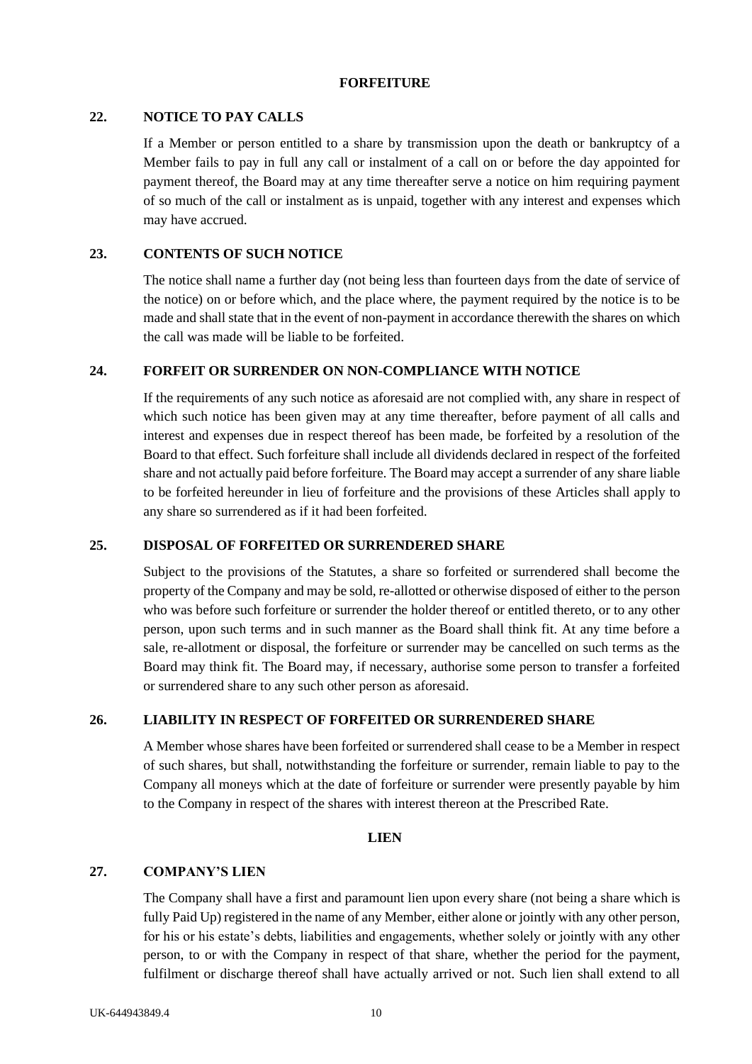## FORFEITURE

### 22. NOTICE TO PAY CALLS

If a Member or person entitled to a share by transmission upon the death or bankruptcy of a Member fails to pay in full any call or instalment of a call on or before the day appointed for payment thereof, the Board may at any time thereafter serve a notice on him requiring payment of so much of the call or instalment as is unpaid, together with any interest and expenses which may have accrued.

### 23. CONTENTS OF SUCH NOTICE

The notice shall name a further day (not being less than fourteen days from the date of service of the notice) on or before which, and the place where, the payment required by the notice is to be made and shall state that in the event of non-payment in accordance therewith the shares on which the call was made will be liable to be forfeited.

### 24. FORFEIT OR SURRENDER ON NON-COMPLIANCE WITH NOTICE

If the requirements of any such notice as aforesaid are not complied with, any share in respect of which such notice has been given may at any time thereafter, before payment of all calls and interest and expenses due in respect thereof has been made, be forfeited by a resolution of the Board to that effect. Such forfeiture shall include all dividends declared in respect of the forfeited share and not actually paid before forfeiture. The Board may accept a surrender of any share liable to be forfeited hereunder in lieu of forfeiture and the provisions of these Articles shall apply to any share so surrendered as if it had been forfeited.

### 25. DISPOSAL OF FORFEITED OR SURRENDERED SHARE

Subject to the provisions of the Statutes, a share so forfeited or surrendered shall become the property of the Company and may be sold, re-allotted or otherwise disposed of either to the person who was before such forfeiture or surrender the holder thereof or entitled thereto, or to any other person, upon such terms and in such manner as the Board shall think fit. At any time before a sale, re-allotment or disposal, the forfeiture or surrender may be cancelled on such terms as the Board may think fit. The Board may, if necessary, authorise some person to transfer a forfeited or surrendered share to any such other person as aforesaid.

### 26. LIABILITY IN RESPECT OF FORFEITED OR SURRENDERED SHARE

A Member whose shares have been forfeited or surrendered shall cease to be a Member in respect of such shares, but shall, notwithstanding the forfeiture or surrender, remain liable to pay to the Company all moneys which at the date of forfeiture or surrender were presently payable by him to the Company in respect of the shares with interest thereon at the Prescribed Rate.

## LIEN

### 27. COMPANY'S LIEN

The Company shall have a first and paramount lien upon every share (not being a share which is fully Paid Up) registered in the name of any Member, either alone or jointly with any other person, for his or his estate's debts, liabilities and engagements, whether solely or jointly with any other person, to or with the Company in respect of that share, whether the period for the payment, fulfilment or discharge thereof shall have actually arrived or not. Such lien shall extend to all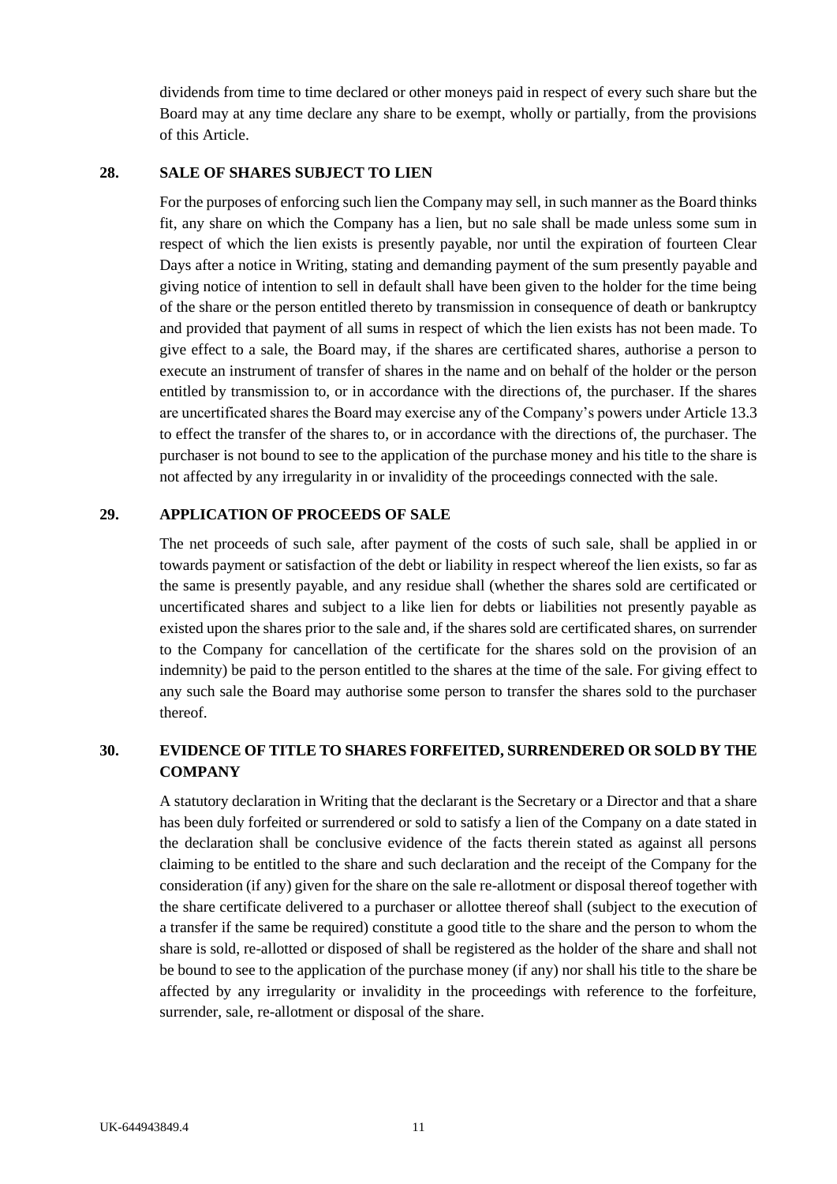dividends from time to time declared or other moneys paid in respect of every such share but the Board may at any time declare any share to be exempt, wholly or partially, from the provisions of this Article.

## 28. SALE OF SHARES SUBJECT TO LIEN

For the purposes of enforcing such lien the Company may sell, in such manner as the Board thinks fit, any share on which the Company has a lien, but no sale shall be made unless some sum in respect of which the lien exists is presently payable, nor until the expiration of fourteen Clear Days after a notice in Writing, stating and demanding payment of the sum presently payable and giving notice of intention to sell in default shall have been given to the holder for the time being of the share or the person entitled thereto by transmission in consequence of death or bankruptcy and provided that payment of all sums in respect of which the lien exists has not been made. To give effect to a sale, the Board may, if the shares are certificated shares, authorise a person to execute an instrument of transfer of shares in the name and on behalf of the holder or the person entitled by transmission to, or in accordance with the directions of, the purchaser. If the shares are uncertificated shares the Board may exercise any of the Company's powers under Article 13.3 to effect the transfer of the shares to, or in accordance with the directions of, the purchaser. The purchaser is not bound to see to the application of the purchase money and his title to the share is not affected by any irregularity in or invalidity of the proceedings connected with the sale.

## 29. APPLICATION OF PROCEEDS OF SALE

The net proceeds of such sale, after payment of the costs of such sale, shall be applied in or towards payment or satisfaction of the debt or liability in respect whereof the lien exists, so far as the same is presently payable, and any residue shall (whether the shares sold are certificated or uncertificated shares and subject to a like lien for debts or liabilities not presently payable as existed upon the shares prior to the sale and, if the shares sold are certificated shares, on surrender to the Company for cancellation of the certificate for the shares sold on the provision of an indemnity) be paid to the person entitled to the shares at the time of the sale. For giving effect to any such sale the Board may authorise some person to transfer the shares sold to the purchaser thereof.

## 30. EVIDENCE OF TITLE TO SHARES FORFEITED, SURRENDERED OR SOLD BY THE COMPANY

A statutory declaration in Writing that the declarant is the Secretary or a Director and that a share has been duly forfeited or surrendered or sold to satisfy a lien of the Company on a date stated in the declaration shall be conclusive evidence of the facts therein stated as against all persons claiming to be entitled to the share and such declaration and the receipt of the Company for the consideration (if any) given for the share on the sale re-allotment or disposal thereof together with the share certificate delivered to a purchaser or allottee thereof shall (subject to the execution of a transfer if the same be required) constitute a good title to the share and the person to whom the share is sold, re-allotted or disposed of shall be registered as the holder of the share and shall not be bound to see to the application of the purchase money (if any) nor shall his title to the share be affected by any irregularity or invalidity in the proceedings with reference to the forfeiture, surrender, sale, re-allotment or disposal of the share.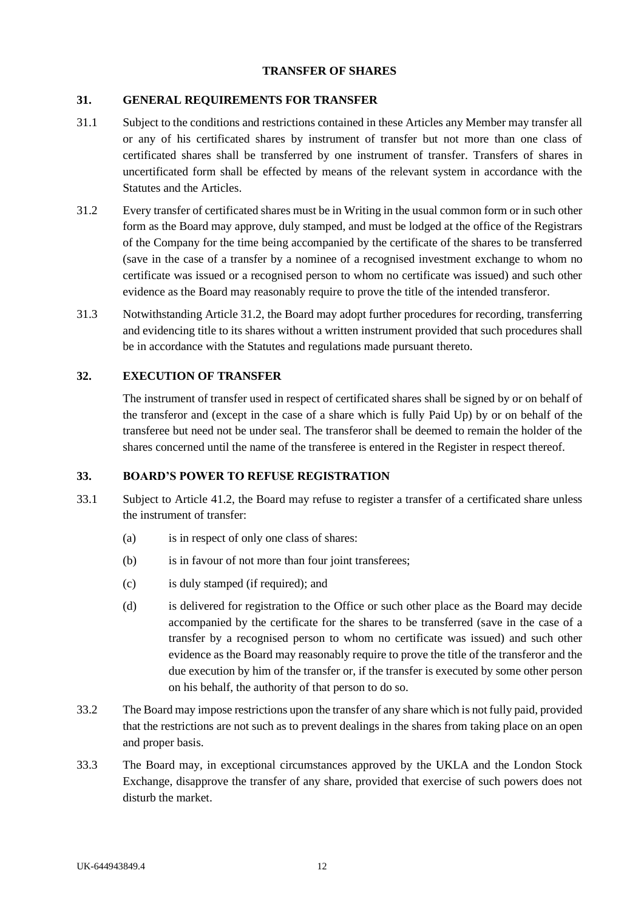## TRANSFER OF SHARES

### 31. GENERAL REQUIREMENTS FOR TRANSFER

31.1 Subject to the conditions and restrictions contained in these Articles any Member may transfer all or any of his certificated shares by instrument of transfer but not more than one class of certificated shares shall be transferred by one instrument of transfer. Transfers of shares in uncertificated form shall be effected by means of the relevant system in accordance with the Statutes and the Articles.

31.2 Every transfer of certificated shares must be in Writing in the usual common form or in such other form as the Board may approve, duly stamped, and must be lodged at the office of the Registrars of the Company for the time being accompanied by the certificate of the shares to be transferred (save in the case of a transfer by a nominee of a recognised investment exchange to whom no certificate was issued or a recognised person to whom no certificate was issued) and such other evidence as the Board may reasonably require to prove the title of the intended transferor.

31.3 Notwithstanding Article 31.2, the Board may adopt further procedures for recording, transferring and evidencing title to its shares without a written instrument provided that such procedures shall be in accordance with the Statutes and regulations made pursuant thereto.

### 32. EXECUTION OF TRANSFER

The instrument of transfer used in respect of certificated shares shall be signed by or on behalf of the transferor and (except in the case of a share which is fully Paid Up) by or on behalf of the transferee but need not be under seal. The transferor shall be deemed to remain the holder of the shares concerned until the name of the transferee is entered in the Register in respect thereof.

### 33. BOARD'S POWER TO REFUSE REGISTRATION

33.1 Subject to Article 41.2, the Board may refuse to register a transfer of a certificated share unless the instrument of transfer:

(a) is in respect of only one class of shares:

(b) is in favour of not more than four joint transferees;

(c) is duly stamped (if required); and

(d) is delivered for registration to the Office or such other place as the Board may decide accompanied by the certificate for the shares to be transferred (save in the case of a transfer by a recognised person to whom no certificate was issued) and such other evidence as the Board may reasonably require to prove the title of the transferor and the due execution by him of the transfer or, if the transfer is executed by some other person on his behalf, the authority of that person to do so.

33.2 The Board may impose restrictions upon the transfer of any share which is not fully paid, provided that the restrictions are not such as to prevent dealings in the shares from taking place on an open and proper basis.

33.3 The Board may, in exceptional circumstances approved by the UKLA and the London Stock Exchange, disapprove the transfer of any share, provided that exercise of such powers does not disturb the market.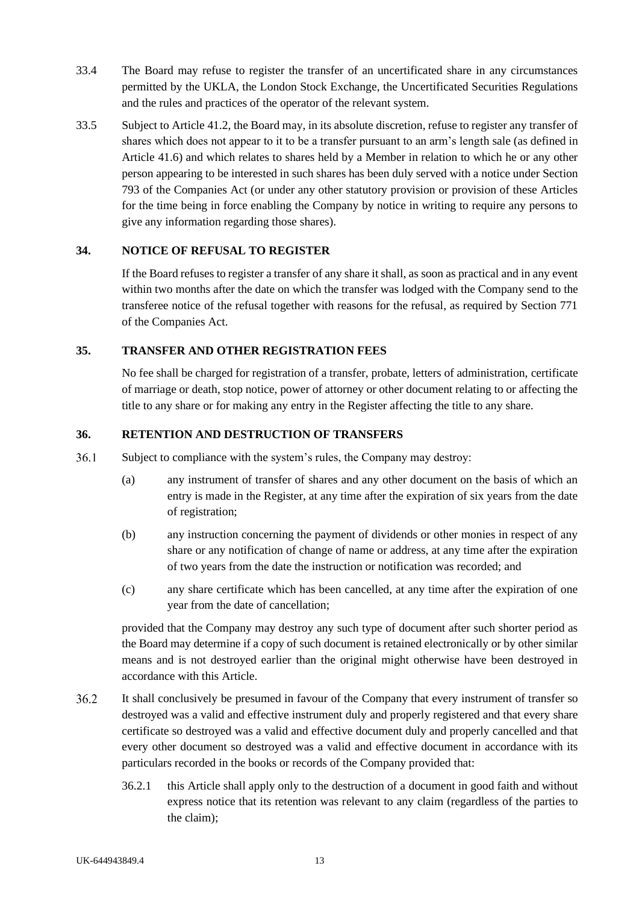33.4 The Board may refuse to register the transfer of an uncertificated share in any circumstances permitted by the UKLA, the London Stock Exchange, the Uncertificated Securities Regulations and the rules and practices of the operator of the relevant system.

33.5 Subject to Article 41.2, the Board may, in its absolute discretion, refuse to register any transfer of shares which does not appear to it to be a transfer pursuant to an arm's length sale (as defined in Article 41.6) and which relates to shares held by a Member in relation to which he or any other person appearing to be interested in such shares has been duly served with a notice under Section 793 of the Companies Act (or under any other statutory provision or provision of these Articles for the time being in force enabling the Company by notice in writing to require any persons to give any information regarding those shares).

## 34. NOTICE OF REFUSAL TO REGISTER

If the Board refuses to register a transfer of any share it shall, as soon as practical and in any event within two months after the date on which the transfer was lodged with the Company send to the transferee notice of the refusal together with reasons for the refusal, as required by Section 771 of the Companies Act.

## 35. TRANSFER AND OTHER REGISTRATION FEES

No fee shall be charged for registration of a transfer, probate, letters of administration, certificate of marriage or death, stop notice, power of attorney or other document relating to or affecting the title to any share or for making any entry in the Register affecting the title to any share.

## 36. RETENTION AND DESTRUCTION OF TRANSFERS

36.1 Subject to compliance with the system's rules, the Company may destroy:

(a) any instrument of transfer of shares and any other document on the basis of which an entry is made in the Register, at any time after the expiration of six years from the date of registration;

(b) any instruction concerning the payment of dividends or other monies in respect of any share or any notification of change of name or address, at any time after the expiration of two years from the date the instruction or notification was recorded; and

(c) any share certificate which has been cancelled, at any time after the expiration of one year from the date of cancellation;

provided that the Company may destroy any such type of document after such shorter period as the Board may determine if a copy of such document is retained electronically or by other similar means and is not destroyed earlier than the original might otherwise have been destroyed in accordance with this Article.

36.2 It shall conclusively be presumed in favour of the Company that every instrument of transfer so destroyed was a valid and effective instrument duly and properly registered and that every share certificate so destroyed was a valid and effective document duly and properly cancelled and that every other document so destroyed was a valid and effective document in accordance with its particulars recorded in the books or records of the Company provided that:

36.2.1 this Article shall apply only to the destruction of a document in good faith and without express notice that its retention was relevant to any claim (regardless of the parties to the claim);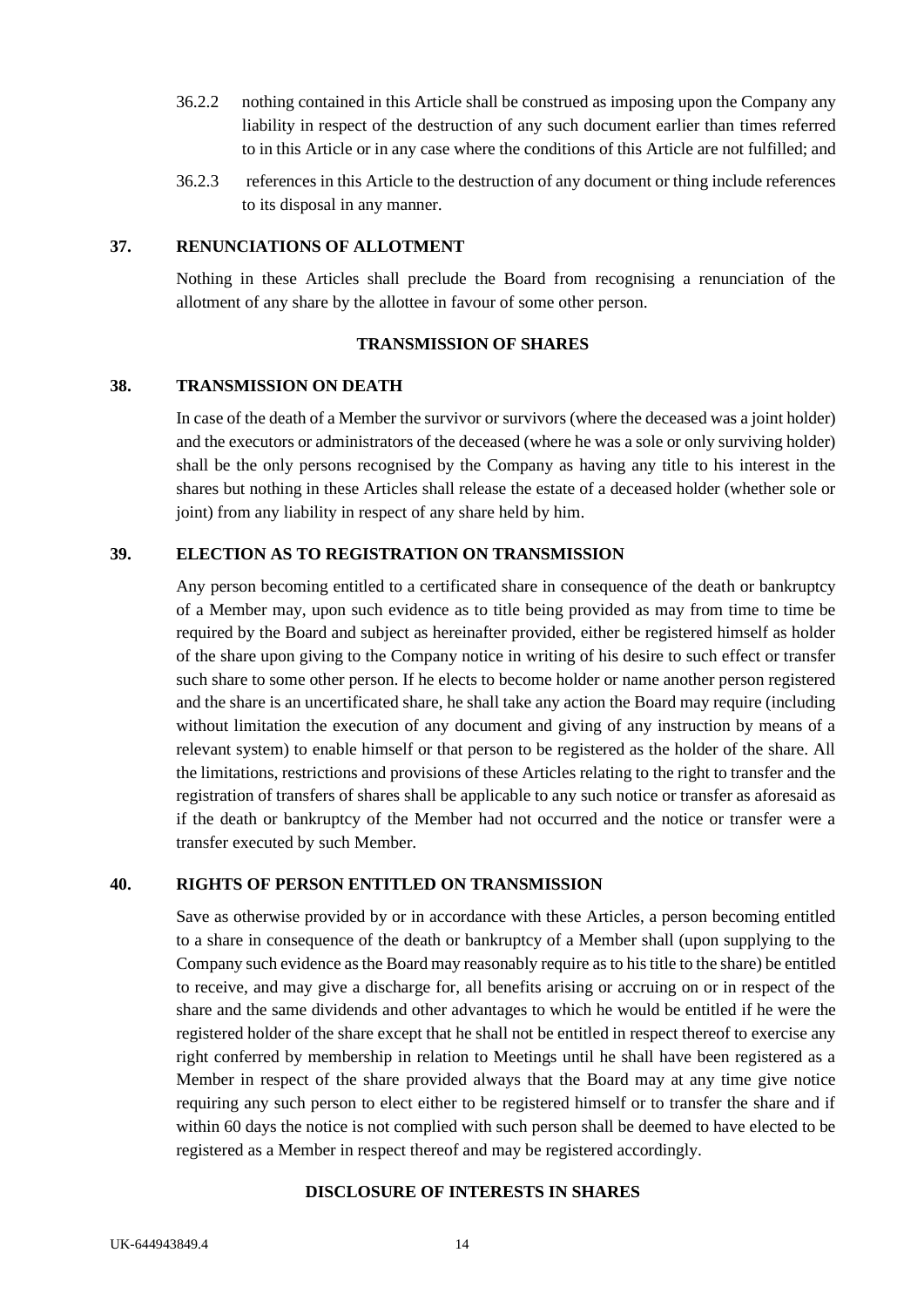36.2.2 nothing contained in this Article shall be construed as imposing upon the Company any liability in respect of the destruction of any such document earlier than times referred to in this Article or in any case where the conditions of this Article are not fulfilled; and

36.2.3 references in this Article to the destruction of any document or thing include references to its disposal in any manner.

**37. RENUNCIATIONS OF ALLOTMENT**

Nothing in these Articles shall preclude the Board from recognising a renunciation of the allotment of any share by the allottee in favour of some other person.

**TRANSMISSION OF SHARES**

**38. TRANSMISSION ON DEATH**

In case of the death of a Member the survivor or survivors (where the deceased was a joint holder) and the executors or administrators of the deceased (where he was a sole or only surviving holder) shall be the only persons recognised by the Company as having any title to his interest in the shares but nothing in these Articles shall release the estate of a deceased holder (whether sole or joint) from any liability in respect of any share held by him.

**39. ELECTION AS TO REGISTRATION ON TRANSMISSION**

Any person becoming entitled to a certificated share in consequence of the death or bankruptcy of a Member may, upon such evidence as to title being provided as may from time to time be required by the Board and subject as hereinafter provided, either be registered himself as holder of the share upon giving to the Company notice in writing of his desire to such effect or transfer such share to some other person. If he elects to become holder or name another person registered and the share is an uncertificated share, he shall take any action the Board may require (including without limitation the execution of any document and giving of any instruction by means of a relevant system) to enable himself or that person to be registered as the holder of the share. All the limitations, restrictions and provisions of these Articles relating to the right to transfer and the registration of transfers of shares shall be applicable to any such notice or transfer as aforesaid as if the death or bankruptcy of the Member had not occurred and the notice or transfer were a transfer executed by such Member.

**40. RIGHTS OF PERSON ENTITLED ON TRANSMISSION**

Save as otherwise provided by or in accordance with these Articles, a person becoming entitled to a share in consequence of the death or bankruptcy of a Member shall (upon supplying to the Company such evidence as the Board may reasonably require as to his title to the share) be entitled to receive, and may give a discharge for, all benefits arising or accruing on or in respect of the share and the same dividends and other advantages to which he would be entitled if he were the registered holder of the share except that he shall not be entitled in respect thereof to exercise any right conferred by membership in relation to Meetings until he shall have been registered as a Member in respect of the share provided always that the Board may at any time give notice requiring any such person to elect either to be registered himself or to transfer the share and if within 60 days the notice is not complied with such person shall be deemed to have elected to be registered as a Member in respect thereof and may be registered accordingly.

**DISCLOSURE OF INTERESTS IN SHARES**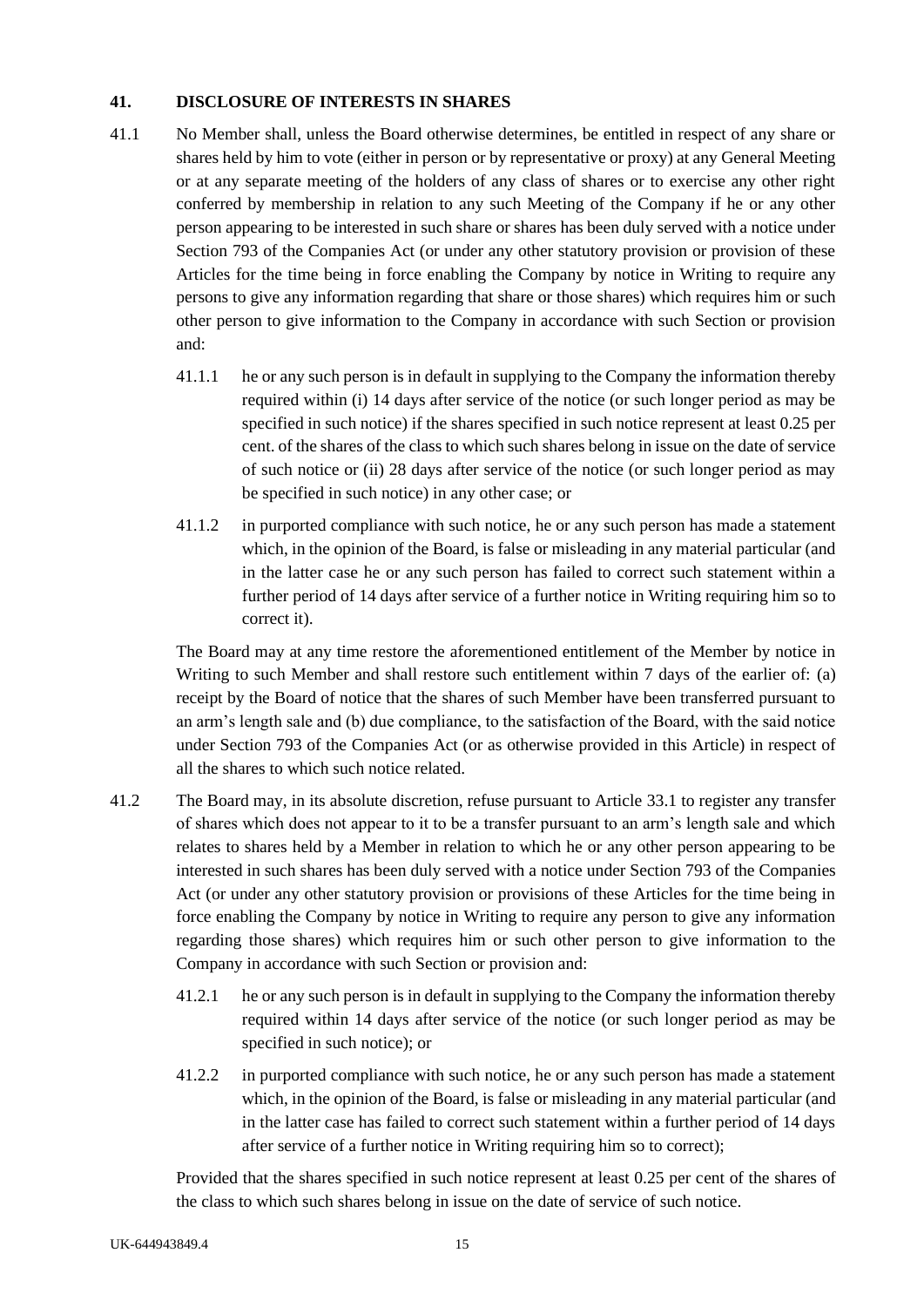## 41. DISCLOSURE OF INTERESTS IN SHARES

41.1 No Member shall, unless the Board otherwise determines, be entitled in respect of any share or shares held by him to vote (either in person or by representative or proxy) at any General Meeting or at any separate meeting of the holders of any class of shares or to exercise any other right conferred by membership in relation to any such Meeting of the Company if he or any other person appearing to be interested in such share or shares has been duly served with a notice under Section 793 of the Companies Act (or under any other statutory provision or provision of these Articles for the time being in force enabling the Company by notice in Writing to require any persons to give any information regarding that share or those shares) which requires him or such other person to give information to the Company in accordance with such Section or provision and:

41.1.1 he or any such person is in default in supplying to the Company the information thereby required within (i) 14 days after service of the notice (or such longer period as may be specified in such notice) if the shares specified in such notice represent at least 0.25 per cent. of the shares of the class to which such shares belong in issue on the date of service of such notice or (ii) 28 days after service of the notice (or such longer period as may be specified in such notice) in any other case; or

41.1.2 in purported compliance with such notice, he or any such person has made a statement which, in the opinion of the Board, is false or misleading in any material particular (and in the latter case he or any such person has failed to correct such statement within a further period of 14 days after service of a further notice in Writing requiring him so to correct it).

The Board may at any time restore the aforementioned entitlement of the Member by notice in Writing to such Member and shall restore such entitlement within 7 days of the earlier of: (a) receipt by the Board of notice that the shares of such Member have been transferred pursuant to an arm's length sale and (b) due compliance, to the satisfaction of the Board, with the said notice under Section 793 of the Companies Act (or as otherwise provided in this Article) in respect of all the shares to which such notice related.

41.2 The Board may, in its absolute discretion, refuse pursuant to Article 33.1 to register any transfer of shares which does not appear to it to be a transfer pursuant to an arm's length sale and which relates to shares held by a Member in relation to which he or any other person appearing to be interested in such shares has been duly served with a notice under Section 793 of the Companies Act (or under any other statutory provision or provisions of these Articles for the time being in force enabling the Company by notice in Writing to require any person to give any information regarding those shares) which requires him or such other person to give information to the Company in accordance with such Section or provision and:

41.2.1 he or any such person is in default in supplying to the Company the information thereby required within 14 days after service of the notice (or such longer period as may be specified in such notice); or

41.2.2 in purported compliance with such notice, he or any such person has made a statement which, in the opinion of the Board, is false or misleading in any material particular (and in the latter case has failed to correct such statement within a further period of 14 days after service of a further notice in Writing requiring him so to correct);

Provided that the shares specified in such notice represent at least 0.25 per cent of the shares of the class to which such shares belong in issue on the date of service of such notice.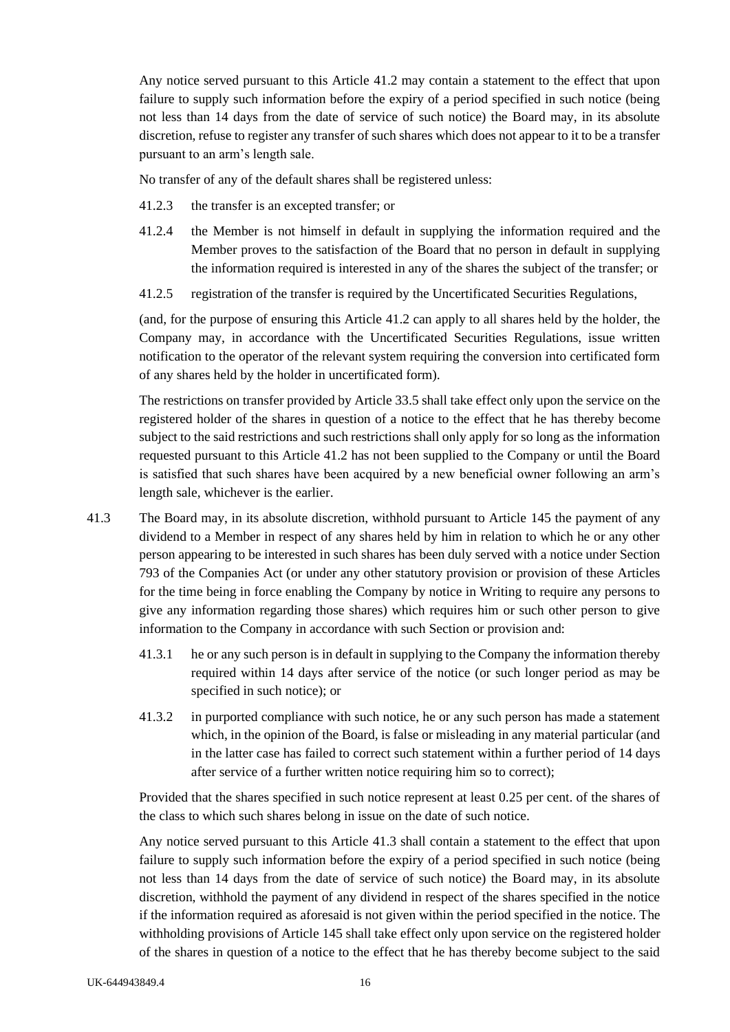Any notice served pursuant to this Article 41.2 may contain a statement to the effect that upon failure to supply such information before the expiry of a period specified in such notice (being not less than 14 days from the date of service of such notice) the Board may, in its absolute discretion, refuse to register any transfer of such shares which does not appear to it to be a transfer pursuant to an arm's length sale.

No transfer of any of the default shares shall be registered unless:

41.2.3 the transfer is an excepted transfer; or

41.2.4 the Member is not himself in default in supplying the information required and the Member proves to the satisfaction of the Board that no person in default in supplying the information required is interested in any of the shares the subject of the transfer; or

41.2.5 registration of the transfer is required by the Uncertificated Securities Regulations,

(and, for the purpose of ensuring this Article 41.2 can apply to all shares held by the holder, the Company may, in accordance with the Uncertificated Securities Regulations, issue written notification to the operator of the relevant system requiring the conversion into certificated form of any shares held by the holder in uncertificated form).

The restrictions on transfer provided by Article 33.5 shall take effect only upon the service on the registered holder of the shares in question of a notice to the effect that he has thereby become subject to the said restrictions and such restrictions shall only apply for so long as the information requested pursuant to this Article 41.2 has not been supplied to the Company or until the Board is satisfied that such shares have been acquired by a new beneficial owner following an arm's length sale, whichever is the earlier.

41.3 The Board may, in its absolute discretion, withhold pursuant to Article 145 the payment of any dividend to a Member in respect of any shares held by him in relation to which he or any other person appearing to be interested in such shares has been duly served with a notice under Section 793 of the Companies Act (or under any other statutory provision or provision of these Articles for the time being in force enabling the Company by notice in Writing to require any persons to give any information regarding those shares) which requires him or such other person to give information to the Company in accordance with such Section or provision and:

41.3.1 he or any such person is in default in supplying to the Company the information thereby required within 14 days after service of the notice (or such longer period as may be specified in such notice); or

41.3.2 in purported compliance with such notice, he or any such person has made a statement which, in the opinion of the Board, is false or misleading in any material particular (and in the latter case has failed to correct such statement within a further period of 14 days after service of a further written notice requiring him so to correct);

Provided that the shares specified in such notice represent at least 0.25 per cent. of the shares of the class to which such shares belong in issue on the date of such notice.

Any notice served pursuant to this Article 41.3 shall contain a statement to the effect that upon failure to supply such information before the expiry of a period specified in such notice (being not less than 14 days from the date of service of such notice) the Board may, in its absolute discretion, withhold the payment of any dividend in respect of the shares specified in the notice if the information required as aforesaid is not given within the period specified in the notice. The withholding provisions of Article 145 shall take effect only upon service on the registered holder of the shares in question of a notice to the effect that he has thereby become subject to the said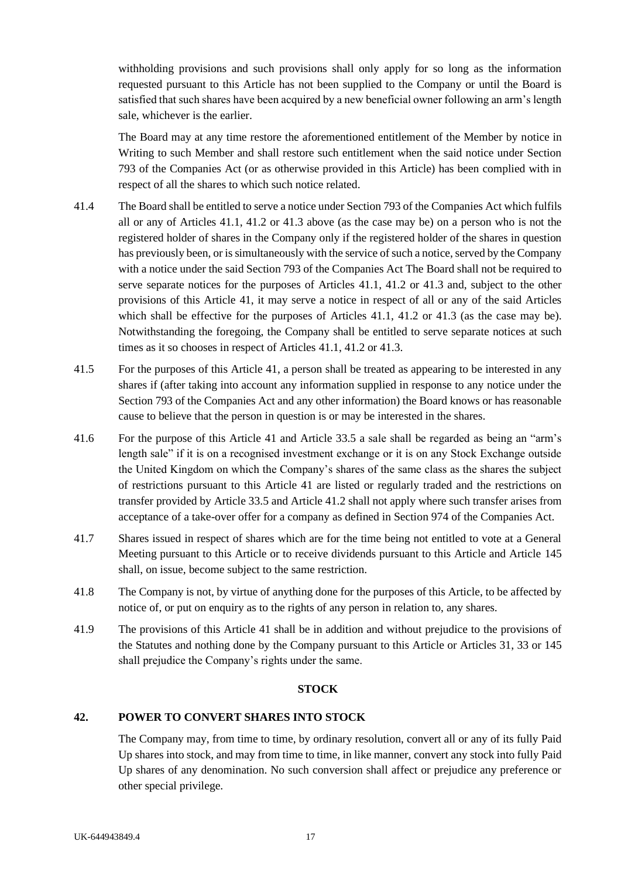withholding provisions and such provisions shall only apply for so long as the information requested pursuant to this Article has not been supplied to the Company or until the Board is satisfied that such shares have been acquired by a new beneficial owner following an arm's length sale, whichever is the earlier.

The Board may at any time restore the aforementioned entitlement of the Member by notice in Writing to such Member and shall restore such entitlement when the said notice under Section 793 of the Companies Act (or as otherwise provided in this Article) has been complied with in respect of all the shares to which such notice related.

41.4 The Board shall be entitled to serve a notice under Section 793 of the Companies Act which fulfils all or any of Articles 41.1, 41.2 or 41.3 above (as the case may be) on a person who is not the registered holder of shares in the Company only if the registered holder of the shares in question has previously been, or is simultaneously with the service of such a notice, served by the Company with a notice under the said Section 793 of the Companies Act The Board shall not be required to serve separate notices for the purposes of Articles 41.1, 41.2 or 41.3 and, subject to the other provisions of this Article 41, it may serve a notice in respect of all or any of the said Articles which shall be effective for the purposes of Articles 41.1, 41.2 or 41.3 (as the case may be). Notwithstanding the foregoing, the Company shall be entitled to serve separate notices at such times as it so chooses in respect of Articles 41.1, 41.2 or 41.3.

41.5 For the purposes of this Article 41, a person shall be treated as appearing to be interested in any shares if (after taking into account any information supplied in response to any notice under the Section 793 of the Companies Act and any other information) the Board knows or has reasonable cause to believe that the person in question is or may be interested in the shares.

41.6 For the purpose of this Article 41 and Article 33.5 a sale shall be regarded as being an "arm's length sale" if it is on a recognised investment exchange or it is on any Stock Exchange outside the United Kingdom on which the Company's shares of the same class as the shares the subject of restrictions pursuant to this Article 41 are listed or regularly traded and the restrictions on transfer provided by Article 33.5 and Article 41.2 shall not apply where such transfer arises from acceptance of a take-over offer for a company as defined in Section 974 of the Companies Act.

41.7 Shares issued in respect of shares which are for the time being not entitled to vote at a General Meeting pursuant to this Article or to receive dividends pursuant to this Article and Article 145 shall, on issue, become subject to the same restriction.

41.8 The Company is not, by virtue of anything done for the purposes of this Article, to be affected by notice of, or put on enquiry as to the rights of any person in relation to, any shares.

41.9 The provisions of this Article 41 shall be in addition and without prejudice to the provisions of the Statutes and nothing done by the Company pursuant to this Article or Articles 31, 33 or 145 shall prejudice the Company's rights under the same.

## STOCK

### 42. POWER TO CONVERT SHARES INTO STOCK

The Company may, from time to time, by ordinary resolution, convert all or any of its fully Paid Up shares into stock, and may from time to time, in like manner, convert any stock into fully Paid Up shares of any denomination. No such conversion shall affect or prejudice any preference or other special privilege.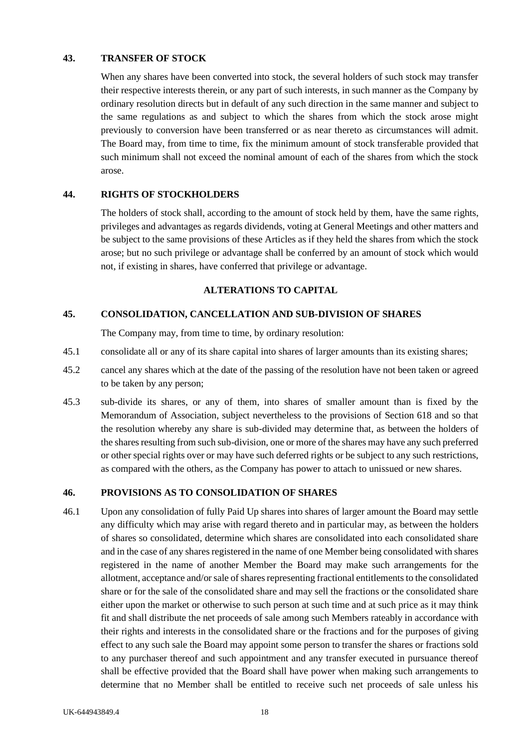## 43. TRANSFER OF STOCK

When any shares have been converted into stock, the several holders of such stock may transfer their respective interests therein, or any part of such interests, in such manner as the Company by ordinary resolution directs but in default of any such direction in the same manner and subject to the same regulations as and subject to which the shares from which the stock arose might previously to conversion have been transferred or as near thereto as circumstances will admit. The Board may, from time to time, fix the minimum amount of stock transferable provided that such minimum shall not exceed the nominal amount of each of the shares from which the stock arose.

## 44. RIGHTS OF STOCKHOLDERS

The holders of stock shall, according to the amount of stock held by them, have the same rights, privileges and advantages as regards dividends, voting at General Meetings and other matters and be subject to the same provisions of these Articles as if they held the shares from which the stock arose; but no such privilege or advantage shall be conferred by an amount of stock which would not, if existing in shares, have conferred that privilege or advantage.

# ALTERATIONS TO CAPITAL

## 45. CONSOLIDATION, CANCELLATION AND SUB-DIVISION OF SHARES

The Company may, from time to time, by ordinary resolution:

45.1 consolidate all or any of its share capital into shares of larger amounts than its existing shares;

45.2 cancel any shares which at the date of the passing of the resolution have not been taken or agreed to be taken by any person;

45.3 sub-divide its shares, or any of them, into shares of smaller amount than is fixed by the Memorandum of Association, subject nevertheless to the provisions of Section 618 and so that the resolution whereby any share is sub-divided may determine that, as between the holders of the shares resulting from such sub-division, one or more of the shares may have any such preferred or other special rights over or may have such deferred rights or be subject to any such restrictions, as compared with the others, as the Company has power to attach to unissued or new shares.

## 46. PROVISIONS AS TO CONSOLIDATION OF SHARES

46.1 Upon any consolidation of fully Paid Up shares into shares of larger amount the Board may settle any difficulty which may arise with regard thereto and in particular may, as between the holders of shares so consolidated, determine which shares are consolidated into each consolidated share and in the case of any shares registered in the name of one Member being consolidated with shares registered in the name of another Member the Board may make such arrangements for the allotment, acceptance and/or sale of shares representing fractional entitlements to the consolidated share or for the sale of the consolidated share and may sell the fractions or the consolidated share either upon the market or otherwise to such person at such time and at such price as it may think fit and shall distribute the net proceeds of sale among such Members rateably in accordance with their rights and interests in the consolidated share or the fractions and for the purposes of giving effect to any such sale the Board may appoint some person to transfer the shares or fractions sold to any purchaser thereof and such appointment and any transfer executed in pursuance thereof shall be effective provided that the Board shall have power when making such arrangements to determine that no Member shall be entitled to receive such net proceeds of sale unless his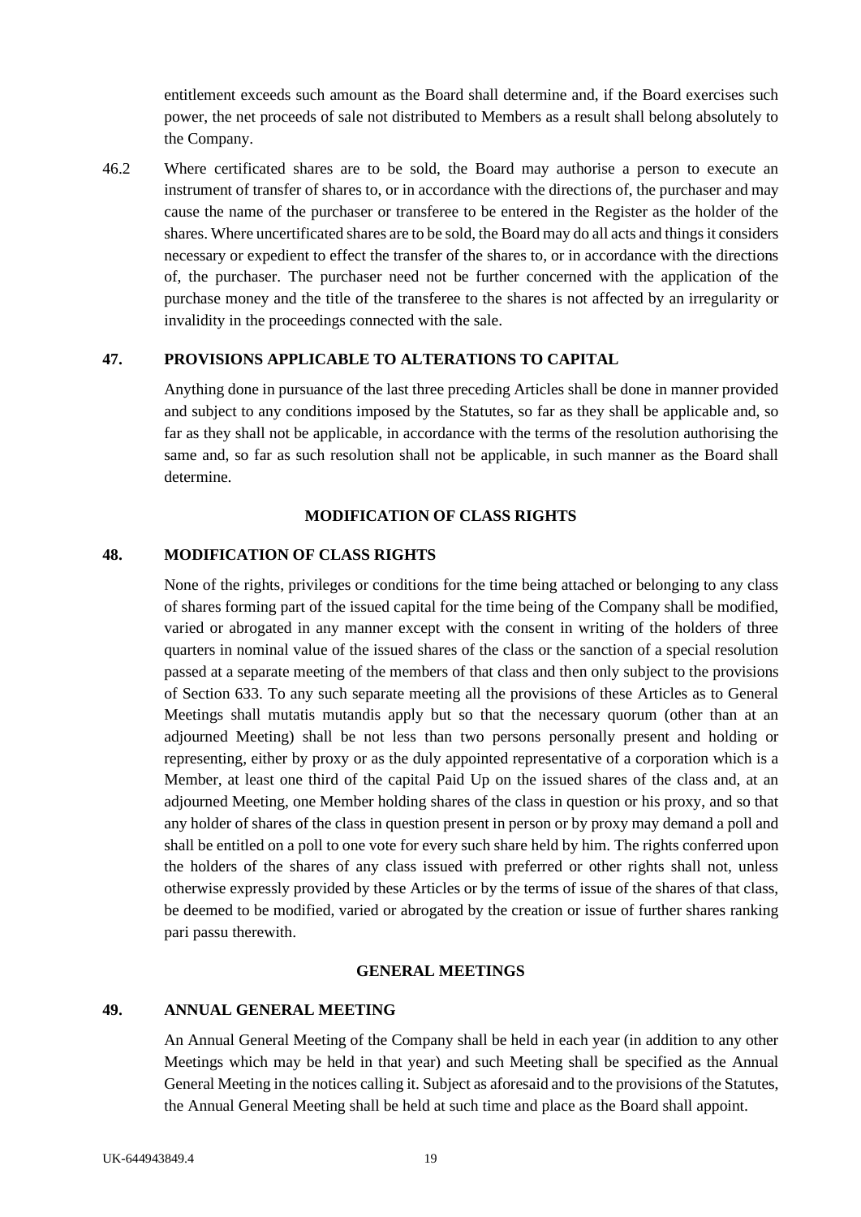entitlement exceeds such amount as the Board shall determine and, if the Board exercises such power, the net proceeds of sale not distributed to Members as a result shall belong absolutely to the Company.

46.2 Where certificated shares are to be sold, the Board may authorise a person to execute an instrument of transfer of shares to, or in accordance with the directions of, the purchaser and may cause the name of the purchaser or transferee to be entered in the Register as the holder of the shares. Where uncertificated shares are to be sold, the Board may do all acts and things it considers necessary or expedient to effect the transfer of the shares to, or in accordance with the directions of, the purchaser. The purchaser need not be further concerned with the application of the purchase money and the title of the transferee to the shares is not affected by an irregularity or invalidity in the proceedings connected with the sale.

### 47. PROVISIONS APPLICABLE TO ALTERATIONS TO CAPITAL

Anything done in pursuance of the last three preceding Articles shall be done in manner provided and subject to any conditions imposed by the Statutes, so far as they shall be applicable and, so far as they shall not be applicable, in accordance with the terms of the resolution authorising the same and, so far as such resolution shall not be applicable, in such manner as the Board shall determine.

## MODIFICATION OF CLASS RIGHTS

### 48. MODIFICATION OF CLASS RIGHTS

None of the rights, privileges or conditions for the time being attached or belonging to any class of shares forming part of the issued capital for the time being of the Company shall be modified, varied or abrogated in any manner except with the consent in writing of the holders of three quarters in nominal value of the issued shares of the class or the sanction of a special resolution passed at a separate meeting of the members of that class and then only subject to the provisions of Section 633. To any such separate meeting all the provisions of these Articles as to General Meetings shall mutatis mutandis apply but so that the necessary quorum (other than at an adjourned Meeting) shall be not less than two persons personally present and holding or representing, either by proxy or as the duly appointed representative of a corporation which is a Member, at least one third of the capital Paid Up on the issued shares of the class and, at an adjourned Meeting, one Member holding shares of the class in question or his proxy, and so that any holder of shares of the class in question present in person or by proxy may demand a poll and shall be entitled on a poll to one vote for every such share held by him. The rights conferred upon the holders of the shares of any class issued with preferred or other rights shall not, unless otherwise expressly provided by these Articles or by the terms of issue of the shares of that class, be deemed to be modified, varied or abrogated by the creation or issue of further shares ranking pari passu therewith.

## GENERAL MEETINGS

### 49. ANNUAL GENERAL MEETING

An Annual General Meeting of the Company shall be held in each year (in addition to any other Meetings which may be held in that year) and such Meeting shall be specified as the Annual General Meeting in the notices calling it. Subject as aforesaid and to the provisions of the Statutes, the Annual General Meeting shall be held at such time and place as the Board shall appoint.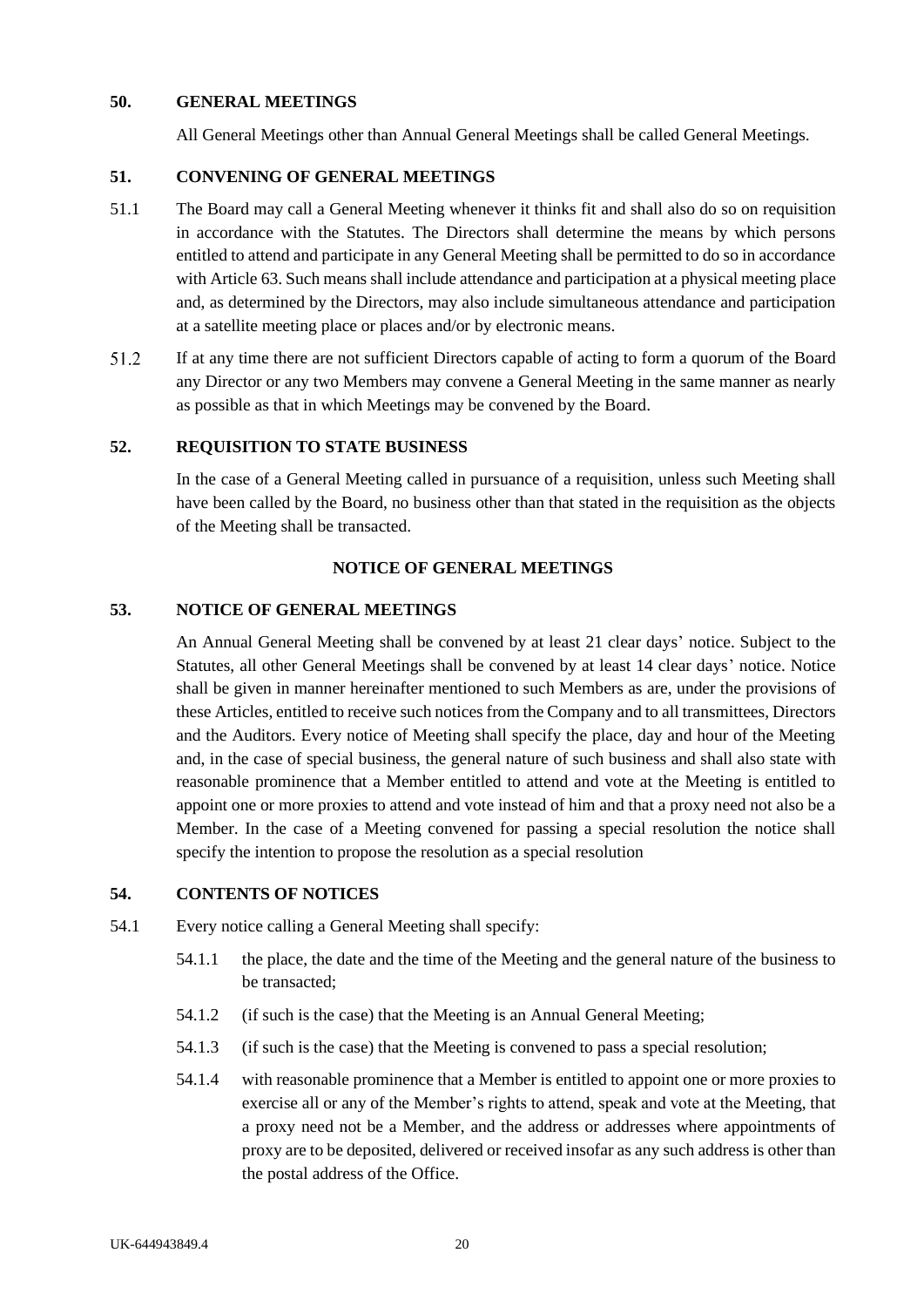## 50. GENERAL MEETINGS

All General Meetings other than Annual General Meetings shall be called General Meetings.

## 51. CONVENING OF GENERAL MEETINGS

51.1 The Board may call a General Meeting whenever it thinks fit and shall also do so on requisition in accordance with the Statutes. The Directors shall determine the means by which persons entitled to attend and participate in any General Meeting shall be permitted to do so in accordance with Article 63. Such means shall include attendance and participation at a physical meeting place and, as determined by the Directors, may also include simultaneous attendance and participation at a satellite meeting place or places and/or by electronic means.

51.2 If at any time there are not sufficient Directors capable of acting to form a quorum of the Board any Director or any two Members may convene a General Meeting in the same manner as nearly as possible as that in which Meetings may be convened by the Board.

## 52. REQUISITION TO STATE BUSINESS

In the case of a General Meeting called in pursuance of a requisition, unless such Meeting shall have been called by the Board, no business other than that stated in the requisition as the objects of the Meeting shall be transacted.

## NOTICE OF GENERAL MEETINGS

## 53. NOTICE OF GENERAL MEETINGS

An Annual General Meeting shall be convened by at least 21 clear days' notice. Subject to the Statutes, all other General Meetings shall be convened by at least 14 clear days' notice. Notice shall be given in manner hereinafter mentioned to such Members as are, under the provisions of these Articles, entitled to receive such notices from the Company and to all transmittees, Directors and the Auditors. Every notice of Meeting shall specify the place, day and hour of the Meeting and, in the case of special business, the general nature of such business and shall also state with reasonable prominence that a Member entitled to attend and vote at the Meeting is entitled to appoint one or more proxies to attend and vote instead of him and that a proxy need not also be a Member. In the case of a Meeting convened for passing a special resolution the notice shall specify the intention to propose the resolution as a special resolution

## 54. CONTENTS OF NOTICES

54.1 Every notice calling a General Meeting shall specify:

54.1.1 the place, the date and the time of the Meeting and the general nature of the business to be transacted;

54.1.2 (if such is the case) that the Meeting is an Annual General Meeting;

54.1.3 (if such is the case) that the Meeting is convened to pass a special resolution;

54.1.4 with reasonable prominence that a Member is entitled to appoint one or more proxies to exercise all or any of the Member's rights to attend, speak and vote at the Meeting, that a proxy need not be a Member, and the address or addresses where appointments of proxy are to be deposited, delivered or received insofar as any such address is other than the postal address of the Office.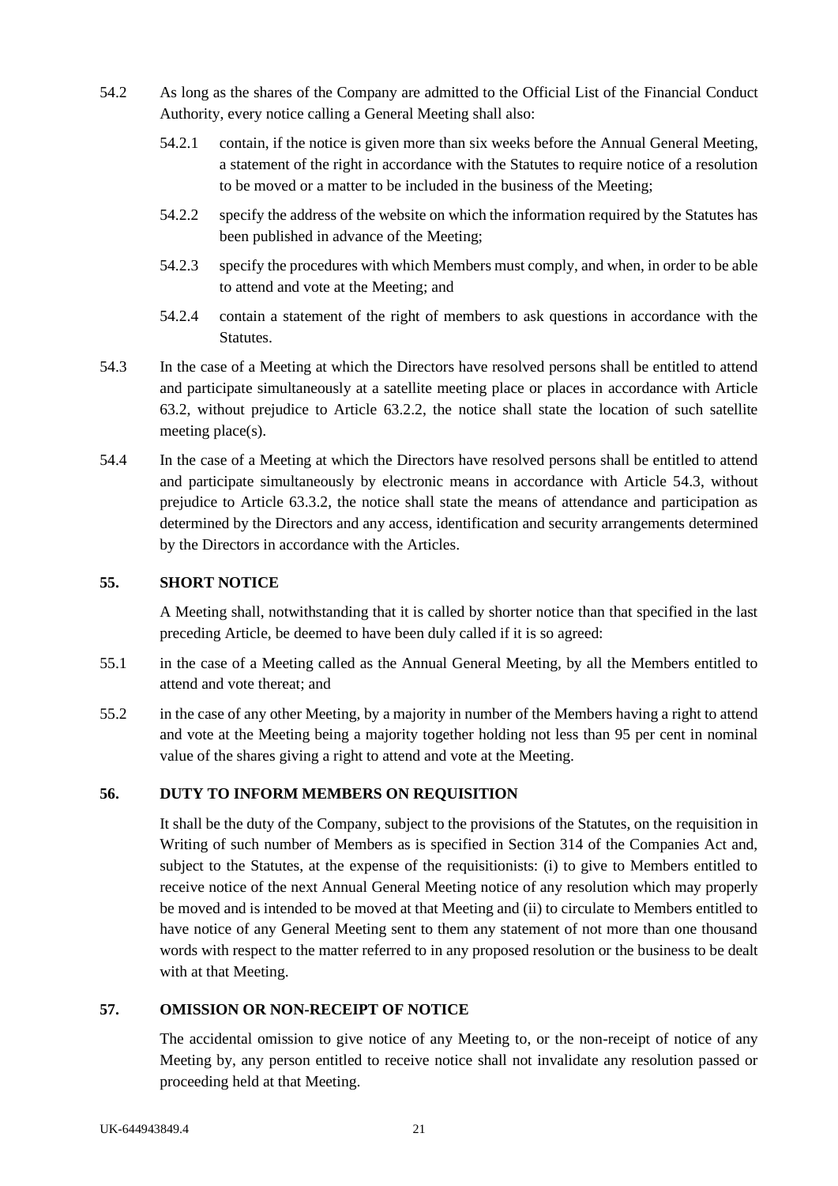54.2 As long as the shares of the Company are admitted to the Official List of the Financial Conduct Authority, every notice calling a General Meeting shall also:

54.2.1 contain, if the notice is given more than six weeks before the Annual General Meeting, a statement of the right in accordance with the Statutes to require notice of a resolution to be moved or a matter to be included in the business of the Meeting;

54.2.2 specify the address of the website on which the information required by the Statutes has been published in advance of the Meeting;

54.2.3 specify the procedures with which Members must comply, and when, in order to be able to attend and vote at the Meeting; and

54.2.4 contain a statement of the right of members to ask questions in accordance with the Statutes.

54.3 In the case of a Meeting at which the Directors have resolved persons shall be entitled to attend and participate simultaneously at a satellite meeting place or places in accordance with Article 63.2, without prejudice to Article 63.2.2, the notice shall state the location of such satellite meeting place(s).

54.4 In the case of a Meeting at which the Directors have resolved persons shall be entitled to attend and participate simultaneously by electronic means in accordance with Article 54.3, without prejudice to Article 63.3.2, the notice shall state the means of attendance and participation as determined by the Directors and any access, identification and security arrangements determined by the Directors in accordance with the Articles.

## 55. SHORT NOTICE

A Meeting shall, notwithstanding that it is called by shorter notice than that specified in the last preceding Article, be deemed to have been duly called if it is so agreed:

55.1 in the case of a Meeting called as the Annual General Meeting, by all the Members entitled to attend and vote thereat; and

55.2 in the case of any other Meeting, by a majority in number of the Members having a right to attend and vote at the Meeting being a majority together holding not less than 95 per cent in nominal value of the shares giving a right to attend and vote at the Meeting.

## 56. DUTY TO INFORM MEMBERS ON REQUISITION

It shall be the duty of the Company, subject to the provisions of the Statutes, on the requisition in Writing of such number of Members as is specified in Section 314 of the Companies Act and, subject to the Statutes, at the expense of the requisitionists: (i) to give to Members entitled to receive notice of the next Annual General Meeting notice of any resolution which may properly be moved and is intended to be moved at that Meeting and (ii) to circulate to Members entitled to have notice of any General Meeting sent to them any statement of not more than one thousand words with respect to the matter referred to in any proposed resolution or the business to be dealt with at that Meeting.

## 57. OMISSION OR NON-RECEIPT OF NOTICE

The accidental omission to give notice of any Meeting to, or the non-receipt of notice of any Meeting by, any person entitled to receive notice shall not invalidate any resolution passed or proceeding held at that Meeting.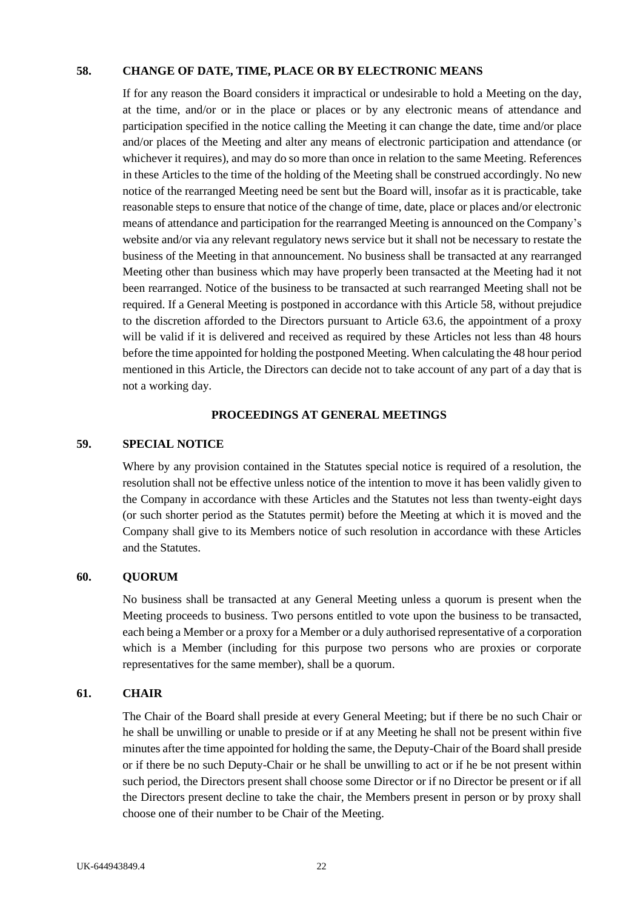## 58. CHANGE OF DATE, TIME, PLACE OR BY ELECTRONIC MEANS

If for any reason the Board considers it impractical or undesirable to hold a Meeting on the day, at the time, and/or or in the place or places or by any electronic means of attendance and participation specified in the notice calling the Meeting it can change the date, time and/or place and/or places of the Meeting and alter any means of electronic participation and attendance (or whichever it requires), and may do so more than once in relation to the same Meeting. References in these Articles to the time of the holding of the Meeting shall be construed accordingly. No new notice of the rearranged Meeting need be sent but the Board will, insofar as it is practicable, take reasonable steps to ensure that notice of the change of time, date, place or places and/or electronic means of attendance and participation for the rearranged Meeting is announced on the Company's website and/or via any relevant regulatory news service but it shall not be necessary to restate the business of the Meeting in that announcement. No business shall be transacted at any rearranged Meeting other than business which may have properly been transacted at the Meeting had it not been rearranged. Notice of the business to be transacted at such rearranged Meeting shall not be required. If a General Meeting is postponed in accordance with this Article 58, without prejudice to the discretion afforded to the Directors pursuant to Article 63.6, the appointment of a proxy will be valid if it is delivered and received as required by these Articles not less than 48 hours before the time appointed for holding the postponed Meeting. When calculating the 48 hour period mentioned in this Article, the Directors can decide not to take account of any part of a day that is not a working day.

# PROCEEDINGS AT GENERAL MEETINGS

## 59. SPECIAL NOTICE

Where by any provision contained in the Statutes special notice is required of a resolution, the resolution shall not be effective unless notice of the intention to move it has been validly given to the Company in accordance with these Articles and the Statutes not less than twenty-eight days (or such shorter period as the Statutes permit) before the Meeting at which it is moved and the Company shall give to its Members notice of such resolution in accordance with these Articles and the Statutes.

## 60. QUORUM

No business shall be transacted at any General Meeting unless a quorum is present when the Meeting proceeds to business. Two persons entitled to vote upon the business to be transacted, each being a Member or a proxy for a Member or a duly authorised representative of a corporation which is a Member (including for this purpose two persons who are proxies or corporate representatives for the same member), shall be a quorum.

## 61. CHAIR

The Chair of the Board shall preside at every General Meeting; but if there be no such Chair or he shall be unwilling or unable to preside or if at any Meeting he shall not be present within five minutes after the time appointed for holding the same, the Deputy-Chair of the Board shall preside or if there be no such Deputy-Chair or he shall be unwilling to act or if he be not present within such period, the Directors present shall choose some Director or if no Director be present or if all the Directors present decline to take the chair, the Members present in person or by proxy shall choose one of their number to be Chair of the Meeting.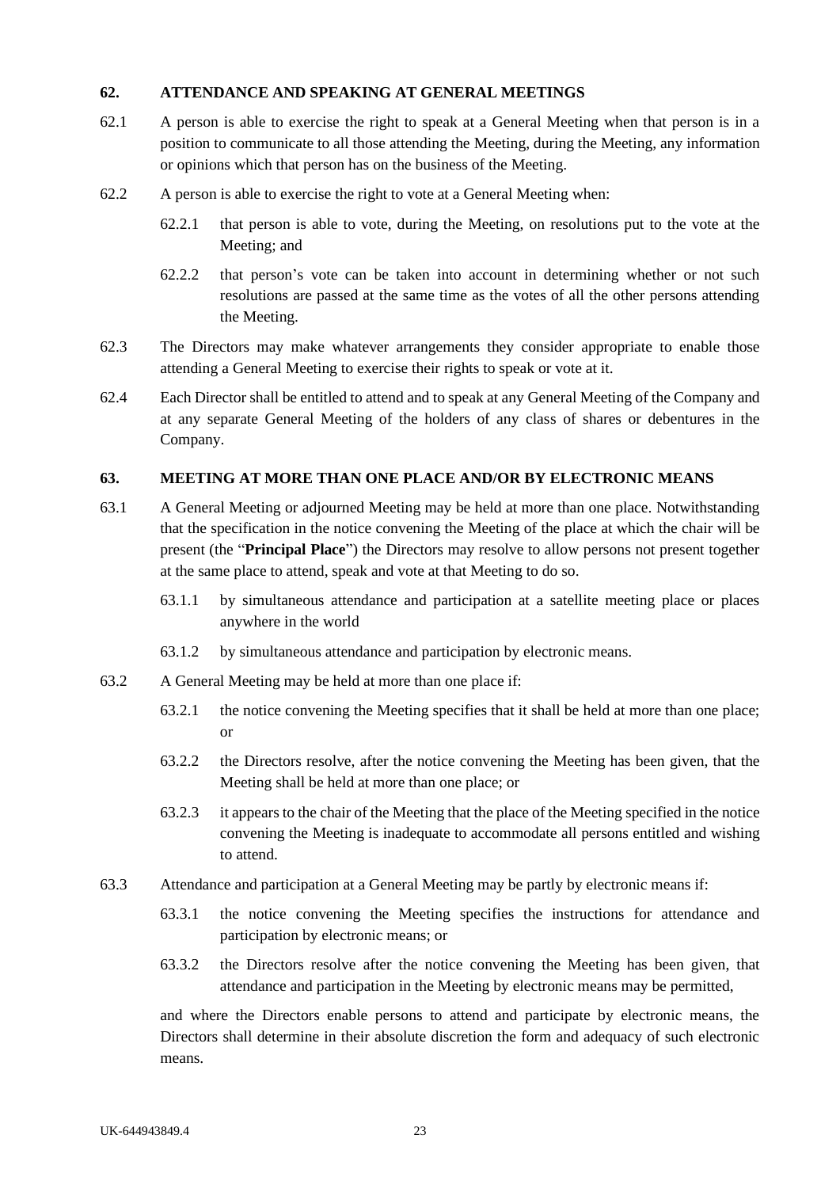## 62. ATTENDANCE AND SPEAKING AT GENERAL MEETINGS

62.1 A person is able to exercise the right to speak at a General Meeting when that person is in a position to communicate to all those attending the Meeting, during the Meeting, any information or opinions which that person has on the business of the Meeting.

62.2 A person is able to exercise the right to vote at a General Meeting when:

62.2.1 that person is able to vote, during the Meeting, on resolutions put to the vote at the Meeting; and

62.2.2 that person's vote can be taken into account in determining whether or not such resolutions are passed at the same time as the votes of all the other persons attending the Meeting.

62.3 The Directors may make whatever arrangements they consider appropriate to enable those attending a General Meeting to exercise their rights to speak or vote at it.

62.4 Each Director shall be entitled to attend and to speak at any General Meeting of the Company and at any separate General Meeting of the holders of any class of shares or debentures in the Company.

## 63. MEETING AT MORE THAN ONE PLACE AND/OR BY ELECTRONIC MEANS

63.1 A General Meeting or adjourned Meeting may be held at more than one place. Notwithstanding that the specification in the notice convening the Meeting of the place at which the chair will be present (the "**Principal Place**") the Directors may resolve to allow persons not present together at the same place to attend, speak and vote at that Meeting to do so.

63.1.1 by simultaneous attendance and participation at a satellite meeting place or places anywhere in the world

63.1.2 by simultaneous attendance and participation by electronic means.

63.2 A General Meeting may be held at more than one place if:

63.2.1 the notice convening the Meeting specifies that it shall be held at more than one place; or

63.2.2 the Directors resolve, after the notice convening the Meeting has been given, that the Meeting shall be held at more than one place; or

63.2.3 it appears to the chair of the Meeting that the place of the Meeting specified in the notice convening the Meeting is inadequate to accommodate all persons entitled and wishing to attend.

63.3 Attendance and participation at a General Meeting may be partly by electronic means if:

63.3.1 the notice convening the Meeting specifies the instructions for attendance and participation by electronic means; or

63.3.2 the Directors resolve after the notice convening the Meeting has been given, that attendance and participation in the Meeting by electronic means may be permitted,

and where the Directors enable persons to attend and participate by electronic means, the Directors shall determine in their absolute discretion the form and adequacy of such electronic means.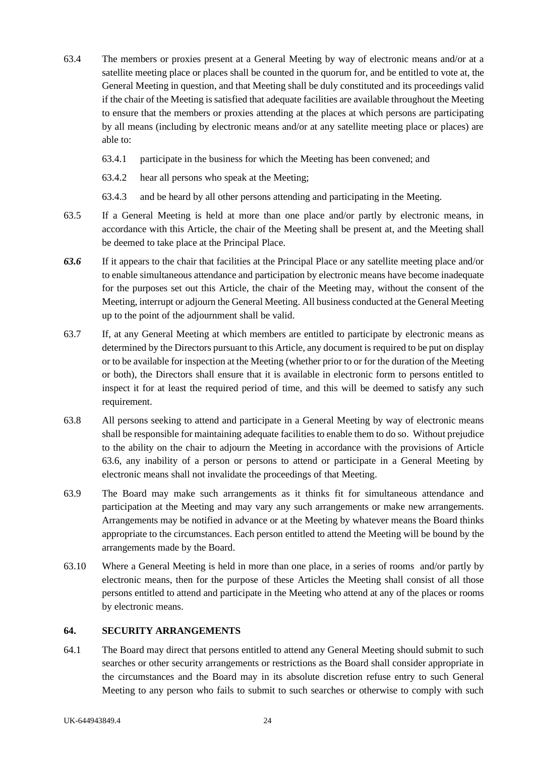63.4 The members or proxies present at a General Meeting by way of electronic means and/or at a satellite meeting place or places shall be counted in the quorum for, and be entitled to vote at, the General Meeting in question, and that Meeting shall be duly constituted and its proceedings valid if the chair of the Meeting is satisfied that adequate facilities are available throughout the Meeting to ensure that the members or proxies attending at the places at which persons are participating by all means (including by electronic means and/or at any satellite meeting place or places) are able to:

63.4.1 participate in the business for which the Meeting has been convened; and

63.4.2 hear all persons who speak at the Meeting;

63.4.3 and be heard by all other persons attending and participating in the Meeting.

63.5 If a General Meeting is held at more than one place and/or partly by electronic means, in accordance with this Article, the chair of the Meeting shall be present at, and the Meeting shall be deemed to take place at the Principal Place.

***63.6*** If it appears to the chair that facilities at the Principal Place or any satellite meeting place and/or to enable simultaneous attendance and participation by electronic means have become inadequate for the purposes set out this Article, the chair of the Meeting may, without the consent of the Meeting, interrupt or adjourn the General Meeting. All business conducted at the General Meeting up to the point of the adjournment shall be valid.

63.7 If, at any General Meeting at which members are entitled to participate by electronic means as determined by the Directors pursuant to this Article, any document is required to be put on display or to be available for inspection at the Meeting (whether prior to or for the duration of the Meeting or both), the Directors shall ensure that it is available in electronic form to persons entitled to inspect it for at least the required period of time, and this will be deemed to satisfy any such requirement.

63.8 All persons seeking to attend and participate in a General Meeting by way of electronic means shall be responsible for maintaining adequate facilities to enable them to do so. Without prejudice to the ability on the chair to adjourn the Meeting in accordance with the provisions of Article 63.6, any inability of a person or persons to attend or participate in a General Meeting by electronic means shall not invalidate the proceedings of that Meeting.

63.9 The Board may make such arrangements as it thinks fit for simultaneous attendance and participation at the Meeting and may vary any such arrangements or make new arrangements. Arrangements may be notified in advance or at the Meeting by whatever means the Board thinks appropriate to the circumstances. Each person entitled to attend the Meeting will be bound by the arrangements made by the Board.

63.10 Where a General Meeting is held in more than one place, in a series of rooms and/or partly by electronic means, then for the purpose of these Articles the Meeting shall consist of all those persons entitled to attend and participate in the Meeting who attend at any of the places or rooms by electronic means.

## 64. SECURITY ARRANGEMENTS

64.1 The Board may direct that persons entitled to attend any General Meeting should submit to such searches or other security arrangements or restrictions as the Board shall consider appropriate in the circumstances and the Board may in its absolute discretion refuse entry to such General Meeting to any person who fails to submit to such searches or otherwise to comply with such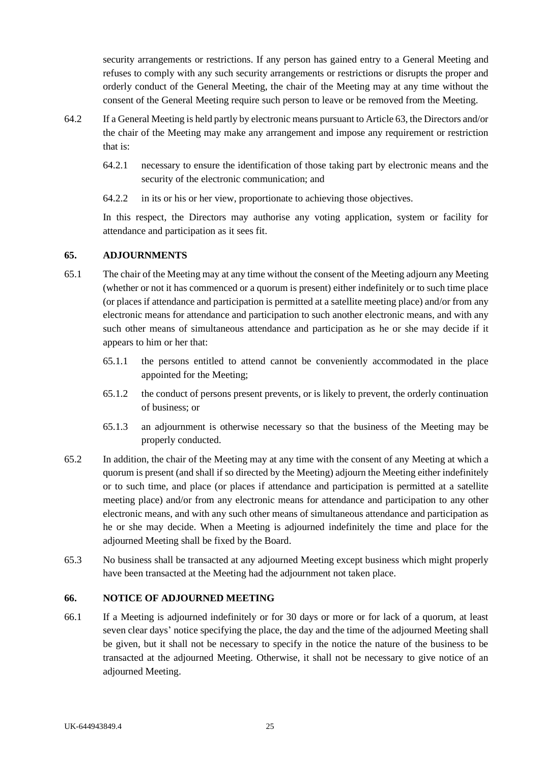security arrangements or restrictions. If any person has gained entry to a General Meeting and refuses to comply with any such security arrangements or restrictions or disrupts the proper and orderly conduct of the General Meeting, the chair of the Meeting may at any time without the consent of the General Meeting require such person to leave or be removed from the Meeting.

64.2 If a General Meeting is held partly by electronic means pursuant to Article 63, the Directors and/or the chair of the Meeting may make any arrangement and impose any requirement or restriction that is:

64.2.1 necessary to ensure the identification of those taking part by electronic means and the security of the electronic communication; and

64.2.2 in its or his or her view, proportionate to achieving those objectives.

In this respect, the Directors may authorise any voting application, system or facility for attendance and participation as it sees fit.

## 65. ADJOURNMENTS

65.1 The chair of the Meeting may at any time without the consent of the Meeting adjourn any Meeting (whether or not it has commenced or a quorum is present) either indefinitely or to such time place (or places if attendance and participation is permitted at a satellite meeting place) and/or from any electronic means for attendance and participation to such another electronic means, and with any such other means of simultaneous attendance and participation as he or she may decide if it appears to him or her that:

65.1.1 the persons entitled to attend cannot be conveniently accommodated in the place appointed for the Meeting;

65.1.2 the conduct of persons present prevents, or is likely to prevent, the orderly continuation of business; or

65.1.3 an adjournment is otherwise necessary so that the business of the Meeting may be properly conducted.

65.2 In addition, the chair of the Meeting may at any time with the consent of any Meeting at which a quorum is present (and shall if so directed by the Meeting) adjourn the Meeting either indefinitely or to such time, and place (or places if attendance and participation is permitted at a satellite meeting place) and/or from any electronic means for attendance and participation to any other electronic means, and with any such other means of simultaneous attendance and participation as he or she may decide. When a Meeting is adjourned indefinitely the time and place for the adjourned Meeting shall be fixed by the Board.

65.3 No business shall be transacted at any adjourned Meeting except business which might properly have been transacted at the Meeting had the adjournment not taken place.

## 66. NOTICE OF ADJOURNED MEETING

66.1 If a Meeting is adjourned indefinitely or for 30 days or more or for lack of a quorum, at least seven clear days' notice specifying the place, the day and the time of the adjourned Meeting shall be given, but it shall not be necessary to specify in the notice the nature of the business to be transacted at the adjourned Meeting. Otherwise, it shall not be necessary to give notice of an adjourned Meeting.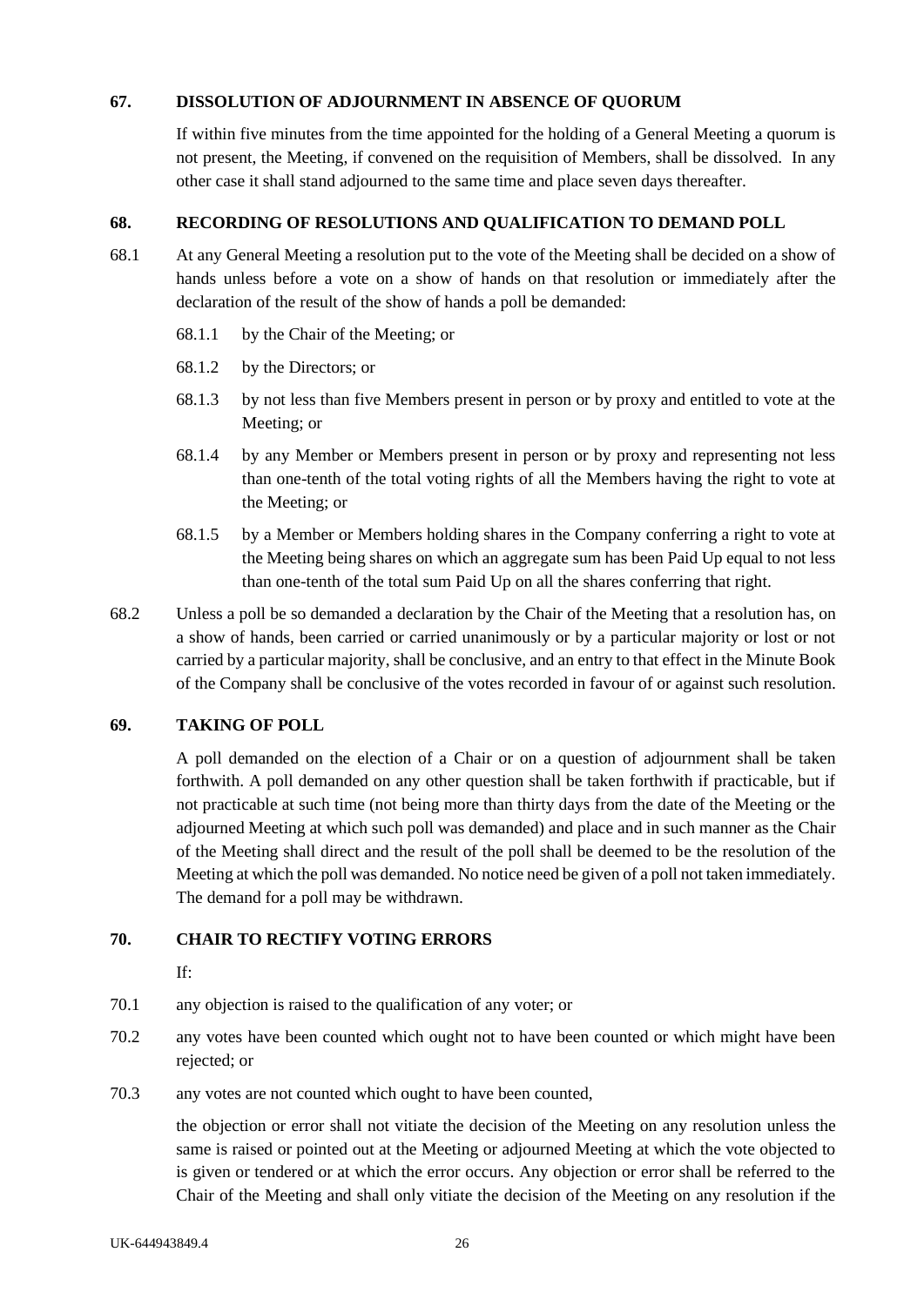### 67. DISSOLUTION OF ADJOURNMENT IN ABSENCE OF QUORUM

If within five minutes from the time appointed for the holding of a General Meeting a quorum is not present, the Meeting, if convened on the requisition of Members, shall be dissolved. In any other case it shall stand adjourned to the same time and place seven days thereafter.

### 68. RECORDING OF RESOLUTIONS AND QUALIFICATION TO DEMAND POLL

68.1 At any General Meeting a resolution put to the vote of the Meeting shall be decided on a show of hands unless before a vote on a show of hands on that resolution or immediately after the declaration of the result of the show of hands a poll be demanded:

68.1.1 by the Chair of the Meeting; or

68.1.2 by the Directors; or

68.1.3 by not less than five Members present in person or by proxy and entitled to vote at the Meeting; or

68.1.4 by any Member or Members present in person or by proxy and representing not less than one-tenth of the total voting rights of all the Members having the right to vote at the Meeting; or

68.1.5 by a Member or Members holding shares in the Company conferring a right to vote at the Meeting being shares on which an aggregate sum has been Paid Up equal to not less than one-tenth of the total sum Paid Up on all the shares conferring that right.

68.2 Unless a poll be so demanded a declaration by the Chair of the Meeting that a resolution has, on a show of hands, been carried or carried unanimously or by a particular majority or lost or not carried by a particular majority, shall be conclusive, and an entry to that effect in the Minute Book of the Company shall be conclusive of the votes recorded in favour of or against such resolution.

### 69. TAKING OF POLL

A poll demanded on the election of a Chair or on a question of adjournment shall be taken forthwith. A poll demanded on any other question shall be taken forthwith if practicable, but if not practicable at such time (not being more than thirty days from the date of the Meeting or the adjourned Meeting at which such poll was demanded) and place and in such manner as the Chair of the Meeting shall direct and the result of the poll shall be deemed to be the resolution of the Meeting at which the poll was demanded. No notice need be given of a poll not taken immediately. The demand for a poll may be withdrawn.

### 70. CHAIR TO RECTIFY VOTING ERRORS

If:

70.1 any objection is raised to the qualification of any voter; or

70.2 any votes have been counted which ought not to have been counted or which might have been rejected; or

70.3 any votes are not counted which ought to have been counted,

the objection or error shall not vitiate the decision of the Meeting on any resolution unless the same is raised or pointed out at the Meeting or adjourned Meeting at which the vote objected to is given or tendered or at which the error occurs. Any objection or error shall be referred to the Chair of the Meeting and shall only vitiate the decision of the Meeting on any resolution if the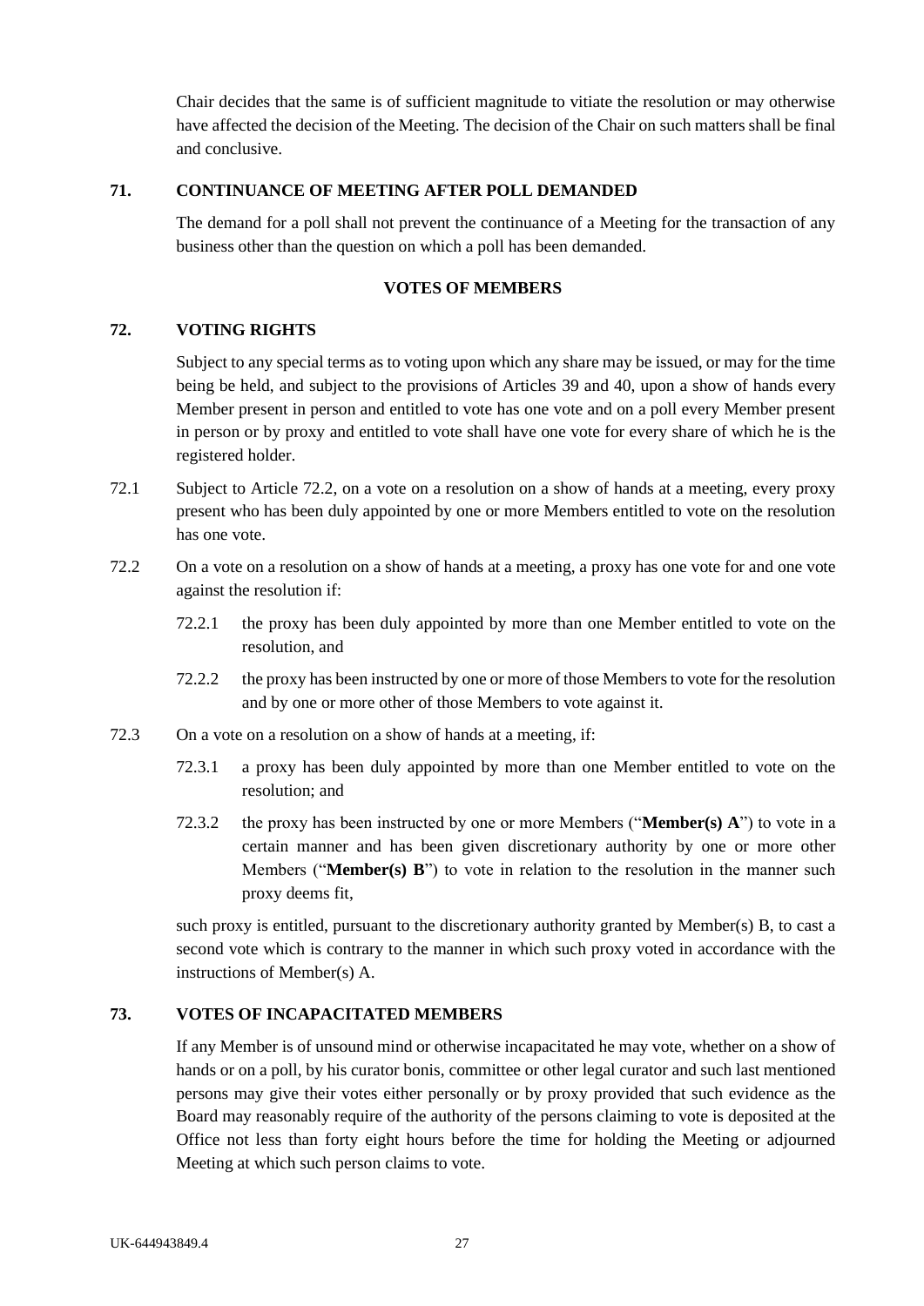Chair decides that the same is of sufficient magnitude to vitiate the resolution or may otherwise have affected the decision of the Meeting. The decision of the Chair on such matters shall be final and conclusive.

## 71. CONTINUANCE OF MEETING AFTER POLL DEMANDED

The demand for a poll shall not prevent the continuance of a Meeting for the transaction of any business other than the question on which a poll has been demanded.

**VOTES OF MEMBERS**

## 72. VOTING RIGHTS

Subject to any special terms as to voting upon which any share may be issued, or may for the time being be held, and subject to the provisions of Articles 39 and 40, upon a show of hands every Member present in person and entitled to vote has one vote and on a poll every Member present in person or by proxy and entitled to vote shall have one vote for every share of which he is the registered holder.

72.1 Subject to Article 72.2, on a vote on a resolution on a show of hands at a meeting, every proxy present who has been duly appointed by one or more Members entitled to vote on the resolution has one vote.

72.2 On a vote on a resolution on a show of hands at a meeting, a proxy has one vote for and one vote against the resolution if:

72.2.1 the proxy has been duly appointed by more than one Member entitled to vote on the resolution, and

72.2.2 the proxy has been instructed by one or more of those Members to vote for the resolution and by one or more other of those Members to vote against it.

72.3 On a vote on a resolution on a show of hands at a meeting, if:

72.3.1 a proxy has been duly appointed by more than one Member entitled to vote on the resolution; and

72.3.2 the proxy has been instructed by one or more Members ("**Member(s) A**") to vote in a certain manner and has been given discretionary authority by one or more other Members ("**Member(s) B**") to vote in relation to the resolution in the manner such proxy deems fit,

such proxy is entitled, pursuant to the discretionary authority granted by Member(s) B, to cast a second vote which is contrary to the manner in which such proxy voted in accordance with the instructions of Member(s) A.

## 73. VOTES OF INCAPACITATED MEMBERS

If any Member is of unsound mind or otherwise incapacitated he may vote, whether on a show of hands or on a poll, by his curator bonis, committee or other legal curator and such last mentioned persons may give their votes either personally or by proxy provided that such evidence as the Board may reasonably require of the authority of the persons claiming to vote is deposited at the Office not less than forty eight hours before the time for holding the Meeting or adjourned Meeting at which such person claims to vote.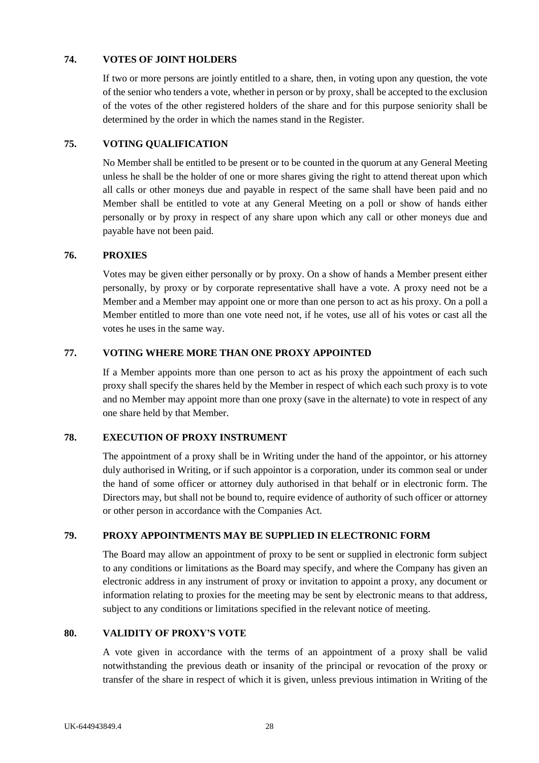## 74. VOTES OF JOINT HOLDERS

If two or more persons are jointly entitled to a share, then, in voting upon any question, the vote of the senior who tenders a vote, whether in person or by proxy, shall be accepted to the exclusion of the votes of the other registered holders of the share and for this purpose seniority shall be determined by the order in which the names stand in the Register.

## 75. VOTING QUALIFICATION

No Member shall be entitled to be present or to be counted in the quorum at any General Meeting unless he shall be the holder of one or more shares giving the right to attend thereat upon which all calls or other moneys due and payable in respect of the same shall have been paid and no Member shall be entitled to vote at any General Meeting on a poll or show of hands either personally or by proxy in respect of any share upon which any call or other moneys due and payable have not been paid.

## 76. PROXIES

Votes may be given either personally or by proxy. On a show of hands a Member present either personally, by proxy or by corporate representative shall have a vote. A proxy need not be a Member and a Member may appoint one or more than one person to act as his proxy. On a poll a Member entitled to more than one vote need not, if he votes, use all of his votes or cast all the votes he uses in the same way.

## 77. VOTING WHERE MORE THAN ONE PROXY APPOINTED

If a Member appoints more than one person to act as his proxy the appointment of each such proxy shall specify the shares held by the Member in respect of which each such proxy is to vote and no Member may appoint more than one proxy (save in the alternate) to vote in respect of any one share held by that Member.

## 78. EXECUTION OF PROXY INSTRUMENT

The appointment of a proxy shall be in Writing under the hand of the appointor, or his attorney duly authorised in Writing, or if such appointor is a corporation, under its common seal or under the hand of some officer or attorney duly authorised in that behalf or in electronic form. The Directors may, but shall not be bound to, require evidence of authority of such officer or attorney or other person in accordance with the Companies Act.

## 79. PROXY APPOINTMENTS MAY BE SUPPLIED IN ELECTRONIC FORM

The Board may allow an appointment of proxy to be sent or supplied in electronic form subject to any conditions or limitations as the Board may specify, and where the Company has given an electronic address in any instrument of proxy or invitation to appoint a proxy, any document or information relating to proxies for the meeting may be sent by electronic means to that address, subject to any conditions or limitations specified in the relevant notice of meeting.

## 80. VALIDITY OF PROXY'S VOTE

A vote given in accordance with the terms of an appointment of a proxy shall be valid notwithstanding the previous death or insanity of the principal or revocation of the proxy or transfer of the share in respect of which it is given, unless previous intimation in Writing of the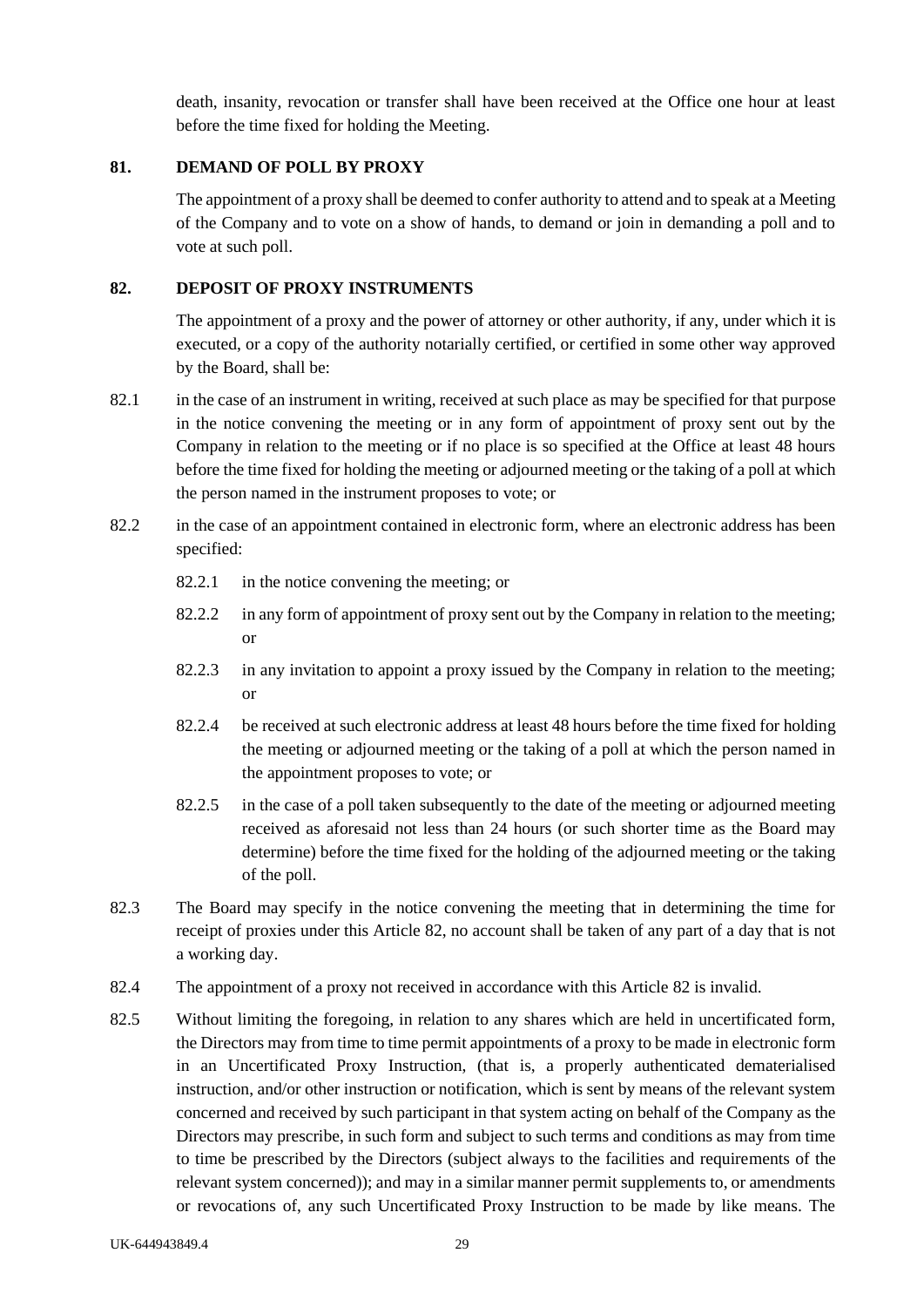death, insanity, revocation or transfer shall have been received at the Office one hour at least before the time fixed for holding the Meeting.

## 81. DEMAND OF POLL BY PROXY

The appointment of a proxy shall be deemed to confer authority to attend and to speak at a Meeting of the Company and to vote on a show of hands, to demand or join in demanding a poll and to vote at such poll.

## 82. DEPOSIT OF PROXY INSTRUMENTS

The appointment of a proxy and the power of attorney or other authority, if any, under which it is executed, or a copy of the authority notarially certified, or certified in some other way approved by the Board, shall be:

82.1 in the case of an instrument in writing, received at such place as may be specified for that purpose in the notice convening the meeting or in any form of appointment of proxy sent out by the Company in relation to the meeting or if no place is so specified at the Office at least 48 hours before the time fixed for holding the meeting or adjourned meeting or the taking of a poll at which the person named in the instrument proposes to vote; or

82.2 in the case of an appointment contained in electronic form, where an electronic address has been specified:

- 82.2.1 in the notice convening the meeting; or
- 82.2.2 in any form of appointment of proxy sent out by the Company in relation to the meeting; or
- 82.2.3 in any invitation to appoint a proxy issued by the Company in relation to the meeting; or
- 82.2.4 be received at such electronic address at least 48 hours before the time fixed for holding the meeting or adjourned meeting or the taking of a poll at which the person named in the appointment proposes to vote; or
- 82.2.5 in the case of a poll taken subsequently to the date of the meeting or adjourned meeting received as aforesaid not less than 24 hours (or such shorter time as the Board may determine) before the time fixed for the holding of the adjourned meeting or the taking of the poll.

82.3 The Board may specify in the notice convening the meeting that in determining the time for receipt of proxies under this Article 82, no account shall be taken of any part of a day that is not a working day.

82.4 The appointment of a proxy not received in accordance with this Article 82 is invalid.

82.5 Without limiting the foregoing, in relation to any shares which are held in uncertificated form, the Directors may from time to time permit appointments of a proxy to be made in electronic form in an Uncertificated Proxy Instruction, (that is, a properly authenticated dematerialised instruction, and/or other instruction or notification, which is sent by means of the relevant system concerned and received by such participant in that system acting on behalf of the Company as the Directors may prescribe, in such form and subject to such terms and conditions as may from time to time be prescribed by the Directors (subject always to the facilities and requirements of the relevant system concerned)); and may in a similar manner permit supplements to, or amendments or revocations of, any such Uncertificated Proxy Instruction to be made by like means. The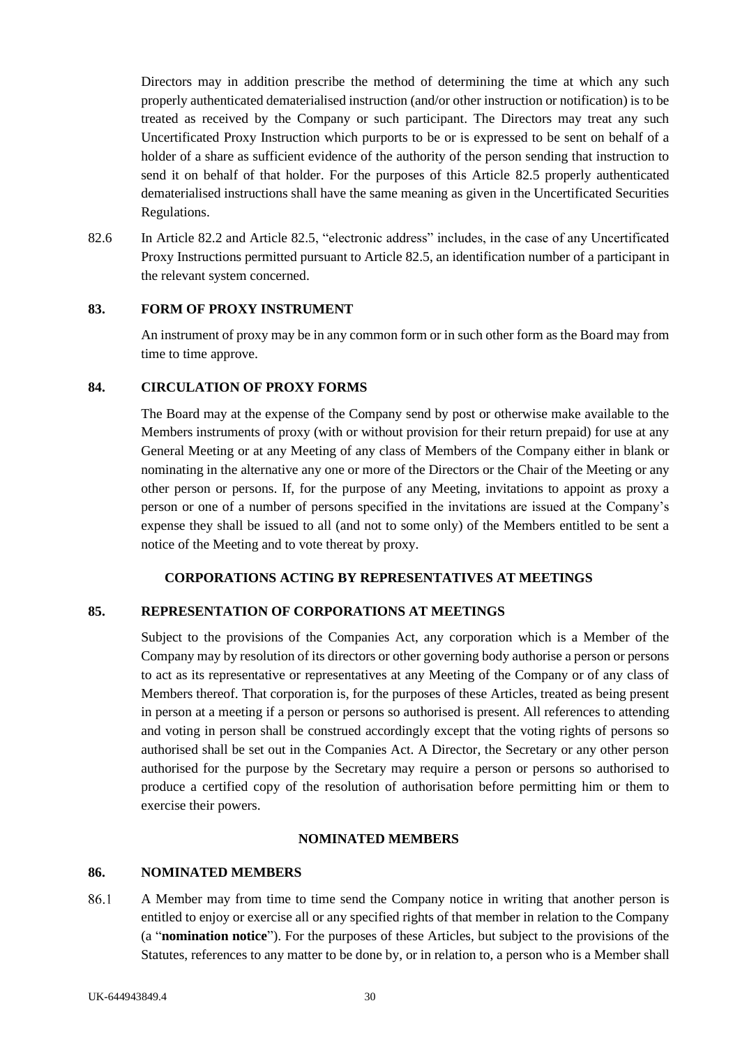Directors may in addition prescribe the method of determining the time at which any such properly authenticated dematerialised instruction (and/or other instruction or notification) is to be treated as received by the Company or such participant. The Directors may treat any such Uncertificated Proxy Instruction which purports to be or is expressed to be sent on behalf of a holder of a share as sufficient evidence of the authority of the person sending that instruction to send it on behalf of that holder. For the purposes of this Article 82.5 properly authenticated dematerialised instructions shall have the same meaning as given in the Uncertificated Securities Regulations.

82.6 In Article 82.2 and Article 82.5, "electronic address" includes, in the case of any Uncertificated Proxy Instructions permitted pursuant to Article 82.5, an identification number of a participant in the relevant system concerned.

**83. FORM OF PROXY INSTRUMENT**

An instrument of proxy may be in any common form or in such other form as the Board may from time to time approve.

**84. CIRCULATION OF PROXY FORMS**

The Board may at the expense of the Company send by post or otherwise make available to the Members instruments of proxy (with or without provision for their return prepaid) for use at any General Meeting or at any Meeting of any class of Members of the Company either in blank or nominating in the alternative any one or more of the Directors or the Chair of the Meeting or any other person or persons. If, for the purpose of any Meeting, invitations to appoint as proxy a person or one of a number of persons specified in the invitations are issued at the Company's expense they shall be issued to all (and not to some only) of the Members entitled to be sent a notice of the Meeting and to vote thereat by proxy.

**CORPORATIONS ACTING BY REPRESENTATIVES AT MEETINGS**

**85. REPRESENTATION OF CORPORATIONS AT MEETINGS**

Subject to the provisions of the Companies Act, any corporation which is a Member of the Company may by resolution of its directors or other governing body authorise a person or persons to act as its representative or representatives at any Meeting of the Company or of any class of Members thereof. That corporation is, for the purposes of these Articles, treated as being present in person at a meeting if a person or persons so authorised is present. All references to attending and voting in person shall be construed accordingly except that the voting rights of persons so authorised shall be set out in the Companies Act. A Director, the Secretary or any other person authorised for the purpose by the Secretary may require a person or persons so authorised to produce a certified copy of the resolution of authorisation before permitting him or them to exercise their powers.

**NOMINATED MEMBERS**

**86. NOMINATED MEMBERS**

86.1 A Member may from time to time send the Company notice in writing that another person is entitled to enjoy or exercise all or any specified rights of that member in relation to the Company (a "**nomination notice**"). For the purposes of these Articles, but subject to the provisions of the Statutes, references to any matter to be done by, or in relation to, a person who is a Member shall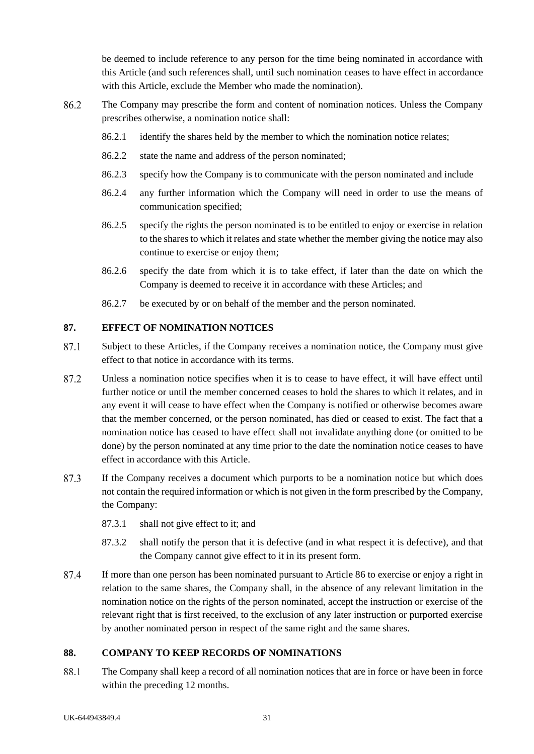be deemed to include reference to any person for the time being nominated in accordance with this Article (and such references shall, until such nomination ceases to have effect in accordance with this Article, exclude the Member who made the nomination).

86.2 The Company may prescribe the form and content of nomination notices. Unless the Company prescribes otherwise, a nomination notice shall:

86.2.1 identify the shares held by the member to which the nomination notice relates;

86.2.2 state the name and address of the person nominated;

86.2.3 specify how the Company is to communicate with the person nominated and include

86.2.4 any further information which the Company will need in order to use the means of communication specified;

86.2.5 specify the rights the person nominated is to be entitled to enjoy or exercise in relation to the shares to which it relates and state whether the member giving the notice may also continue to exercise or enjoy them;

86.2.6 specify the date from which it is to take effect, if later than the date on which the Company is deemed to receive it in accordance with these Articles; and

86.2.7 be executed by or on behalf of the member and the person nominated.

## 87. EFFECT OF NOMINATION NOTICES

87.1 Subject to these Articles, if the Company receives a nomination notice, the Company must give effect to that notice in accordance with its terms.

87.2 Unless a nomination notice specifies when it is to cease to have effect, it will have effect until further notice or until the member concerned ceases to hold the shares to which it relates, and in any event it will cease to have effect when the Company is notified or otherwise becomes aware that the member concerned, or the person nominated, has died or ceased to exist. The fact that a nomination notice has ceased to have effect shall not invalidate anything done (or omitted to be done) by the person nominated at any time prior to the date the nomination notice ceases to have effect in accordance with this Article.

87.3 If the Company receives a document which purports to be a nomination notice but which does not contain the required information or which is not given in the form prescribed by the Company, the Company:

87.3.1 shall not give effect to it; and

87.3.2 shall notify the person that it is defective (and in what respect it is defective), and that the Company cannot give effect to it in its present form.

87.4 If more than one person has been nominated pursuant to Article 86 to exercise or enjoy a right in relation to the same shares, the Company shall, in the absence of any relevant limitation in the nomination notice on the rights of the person nominated, accept the instruction or exercise of the relevant right that is first received, to the exclusion of any later instruction or purported exercise by another nominated person in respect of the same right and the same shares.

## 88. COMPANY TO KEEP RECORDS OF NOMINATIONS

88.1 The Company shall keep a record of all nomination notices that are in force or have been in force within the preceding 12 months.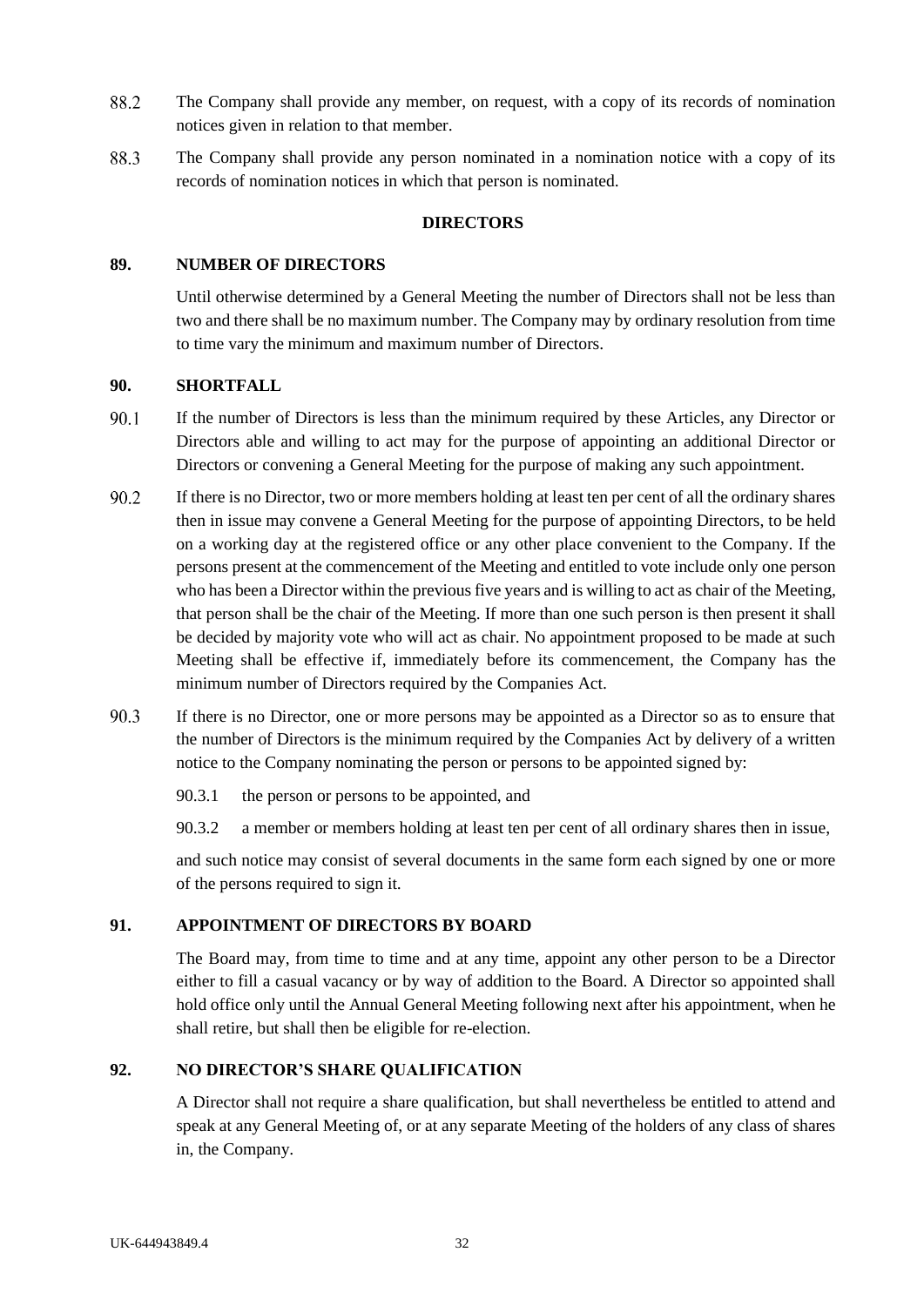88.2 The Company shall provide any member, on request, with a copy of its records of nomination notices given in relation to that member.

88.3 The Company shall provide any person nominated in a nomination notice with a copy of its records of nomination notices in which that person is nominated.

## DIRECTORS

### 89. NUMBER OF DIRECTORS

Until otherwise determined by a General Meeting the number of Directors shall not be less than two and there shall be no maximum number. The Company may by ordinary resolution from time to time vary the minimum and maximum number of Directors.

### 90. SHORTFALL

90.1 If the number of Directors is less than the minimum required by these Articles, any Director or Directors able and willing to act may for the purpose of appointing an additional Director or Directors or convening a General Meeting for the purpose of making any such appointment.

90.2 If there is no Director, two or more members holding at least ten per cent of all the ordinary shares then in issue may convene a General Meeting for the purpose of appointing Directors, to be held on a working day at the registered office or any other place convenient to the Company. If the persons present at the commencement of the Meeting and entitled to vote include only one person who has been a Director within the previous five years and is willing to act as chair of the Meeting, that person shall be the chair of the Meeting. If more than one such person is then present it shall be decided by majority vote who will act as chair. No appointment proposed to be made at such Meeting shall be effective if, immediately before its commencement, the Company has the minimum number of Directors required by the Companies Act.

90.3 If there is no Director, one or more persons may be appointed as a Director so as to ensure that the number of Directors is the minimum required by the Companies Act by delivery of a written notice to the Company nominating the person or persons to be appointed signed by:

90.3.1 the person or persons to be appointed, and

90.3.2 a member or members holding at least ten per cent of all ordinary shares then in issue,

and such notice may consist of several documents in the same form each signed by one or more of the persons required to sign it.

### 91. APPOINTMENT OF DIRECTORS BY BOARD

The Board may, from time to time and at any time, appoint any other person to be a Director either to fill a casual vacancy or by way of addition to the Board. A Director so appointed shall hold office only until the Annual General Meeting following next after his appointment, when he shall retire, but shall then be eligible for re-election.

### 92. NO DIRECTOR'S SHARE QUALIFICATION

A Director shall not require a share qualification, but shall nevertheless be entitled to attend and speak at any General Meeting of, or at any separate Meeting of the holders of any class of shares in, the Company.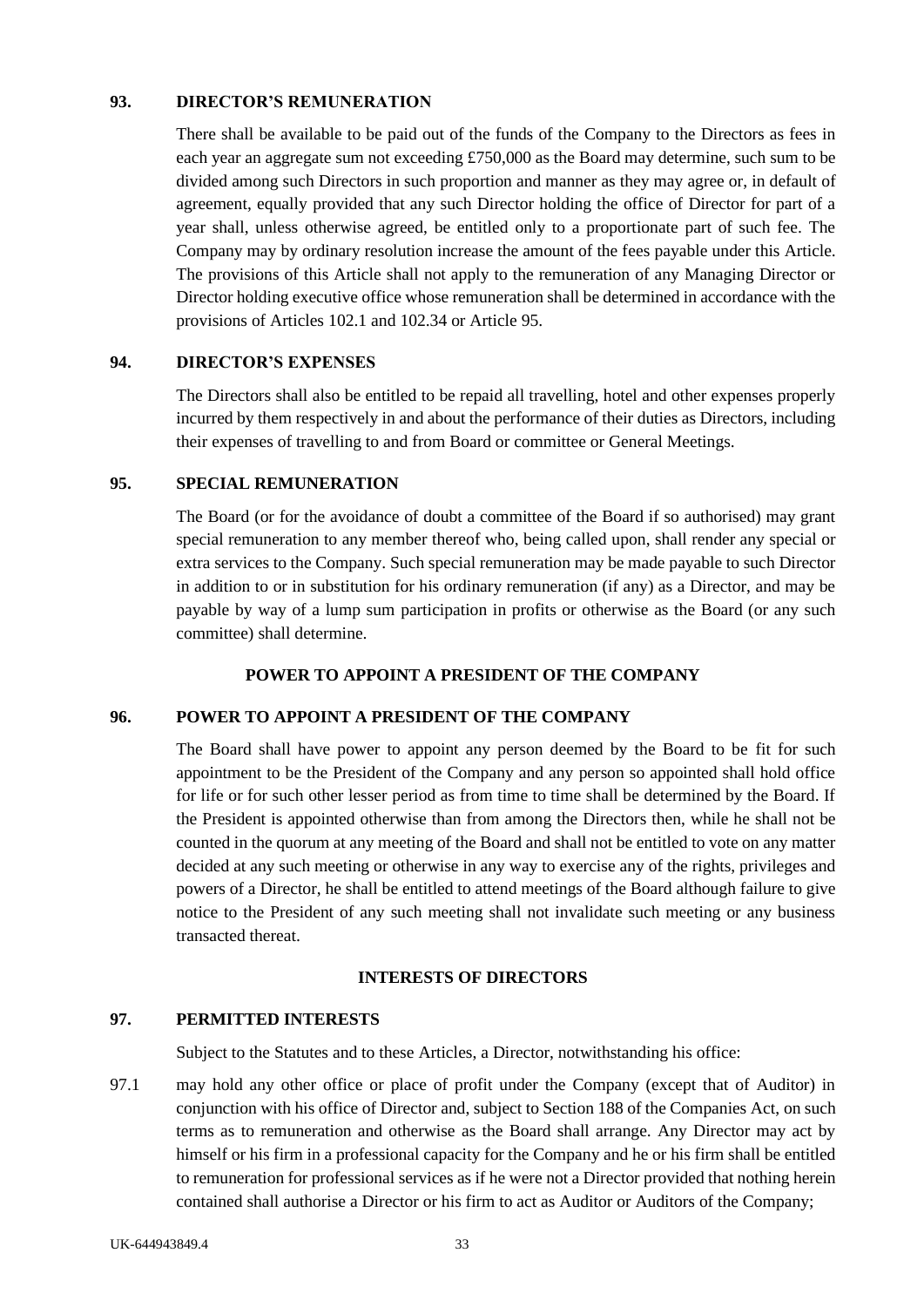### 93. DIRECTOR'S REMUNERATION

There shall be available to be paid out of the funds of the Company to the Directors as fees in each year an aggregate sum not exceeding £750,000 as the Board may determine, such sum to be divided among such Directors in such proportion and manner as they may agree or, in default of agreement, equally provided that any such Director holding the office of Director for part of a year shall, unless otherwise agreed, be entitled only to a proportionate part of such fee. The Company may by ordinary resolution increase the amount of the fees payable under this Article. The provisions of this Article shall not apply to the remuneration of any Managing Director or Director holding executive office whose remuneration shall be determined in accordance with the provisions of Articles 102.1 and 102.34 or Article 95.

### 94. DIRECTOR'S EXPENSES

The Directors shall also be entitled to be repaid all travelling, hotel and other expenses properly incurred by them respectively in and about the performance of their duties as Directors, including their expenses of travelling to and from Board or committee or General Meetings.

### 95. SPECIAL REMUNERATION

The Board (or for the avoidance of doubt a committee of the Board if so authorised) may grant special remuneration to any member thereof who, being called upon, shall render any special or extra services to the Company. Such special remuneration may be made payable to such Director in addition to or in substitution for his ordinary remuneration (if any) as a Director, and may be payable by way of a lump sum participation in profits or otherwise as the Board (or any such committee) shall determine.

## POWER TO APPOINT A PRESIDENT OF THE COMPANY

### 96. POWER TO APPOINT A PRESIDENT OF THE COMPANY

The Board shall have power to appoint any person deemed by the Board to be fit for such appointment to be the President of the Company and any person so appointed shall hold office for life or for such other lesser period as from time to time shall be determined by the Board. If the President is appointed otherwise than from among the Directors then, while he shall not be counted in the quorum at any meeting of the Board and shall not be entitled to vote on any matter decided at any such meeting or otherwise in any way to exercise any of the rights, privileges and powers of a Director, he shall be entitled to attend meetings of the Board although failure to give notice to the President of any such meeting shall not invalidate such meeting or any business transacted thereat.

## INTERESTS OF DIRECTORS

### 97. PERMITTED INTERESTS

Subject to the Statutes and to these Articles, a Director, notwithstanding his office:

97.1 may hold any other office or place of profit under the Company (except that of Auditor) in conjunction with his office of Director and, subject to Section 188 of the Companies Act, on such terms as to remuneration and otherwise as the Board shall arrange. Any Director may act by himself or his firm in a professional capacity for the Company and he or his firm shall be entitled to remuneration for professional services as if he were not a Director provided that nothing herein contained shall authorise a Director or his firm to act as Auditor or Auditors of the Company;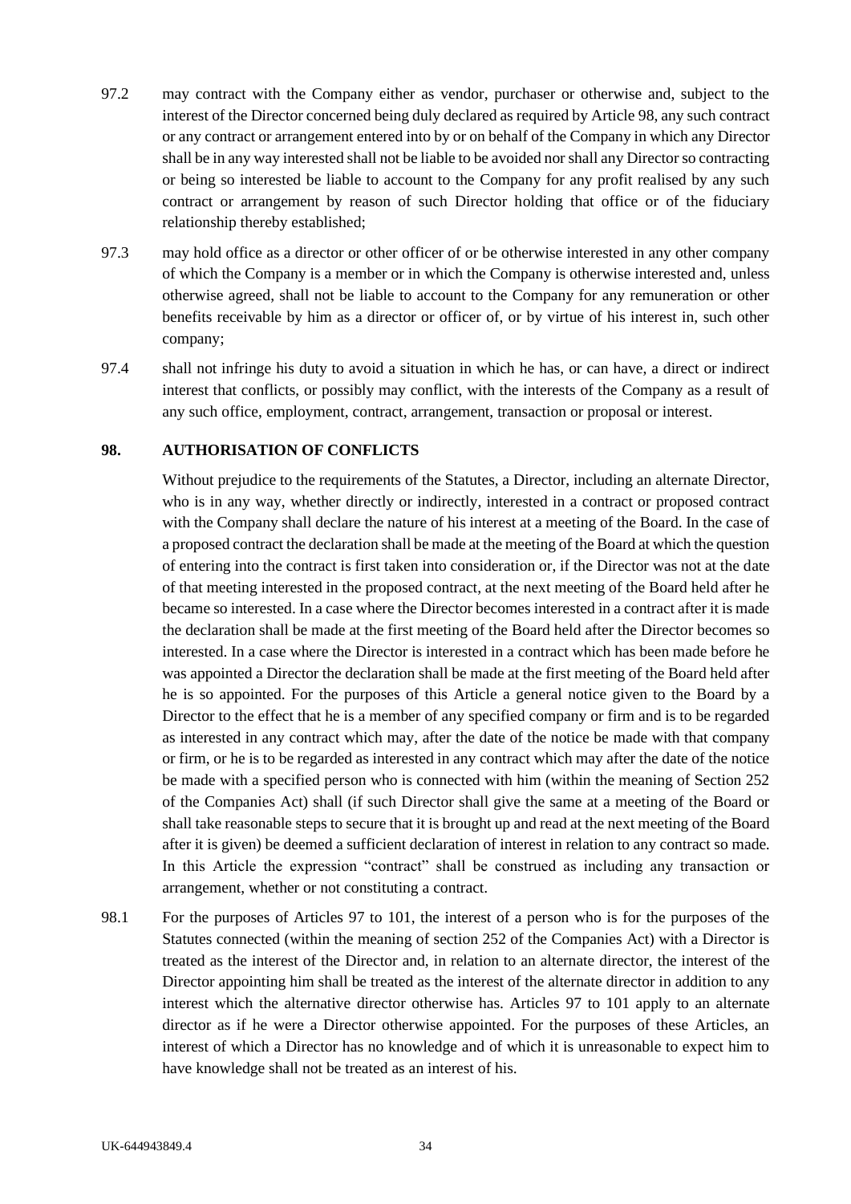97.2 may contract with the Company either as vendor, purchaser or otherwise and, subject to the interest of the Director concerned being duly declared as required by Article 98, any such contract or any contract or arrangement entered into by or on behalf of the Company in which any Director shall be in any way interested shall not be liable to be avoided nor shall any Director so contracting or being so interested be liable to account to the Company for any profit realised by any such contract or arrangement by reason of such Director holding that office or of the fiduciary relationship thereby established;

97.3 may hold office as a director or other officer of or be otherwise interested in any other company of which the Company is a member or in which the Company is otherwise interested and, unless otherwise agreed, shall not be liable to account to the Company for any remuneration or other benefits receivable by him as a director or officer of, or by virtue of his interest in, such other company;

97.4 shall not infringe his duty to avoid a situation in which he has, or can have, a direct or indirect interest that conflicts, or possibly may conflict, with the interests of the Company as a result of any such office, employment, contract, arrangement, transaction or proposal or interest.

## 98. AUTHORISATION OF CONFLICTS

Without prejudice to the requirements of the Statutes, a Director, including an alternate Director, who is in any way, whether directly or indirectly, interested in a contract or proposed contract with the Company shall declare the nature of his interest at a meeting of the Board. In the case of a proposed contract the declaration shall be made at the meeting of the Board at which the question of entering into the contract is first taken into consideration or, if the Director was not at the date of that meeting interested in the proposed contract, at the next meeting of the Board held after he became so interested. In a case where the Director becomes interested in a contract after it is made the declaration shall be made at the first meeting of the Board held after the Director becomes so interested. In a case where the Director is interested in a contract which has been made before he was appointed a Director the declaration shall be made at the first meeting of the Board held after he is so appointed. For the purposes of this Article a general notice given to the Board by a Director to the effect that he is a member of any specified company or firm and is to be regarded as interested in any contract which may, after the date of the notice be made with that company or firm, or he is to be regarded as interested in any contract which may after the date of the notice be made with a specified person who is connected with him (within the meaning of Section 252 of the Companies Act) shall (if such Director shall give the same at a meeting of the Board or shall take reasonable steps to secure that it is brought up and read at the next meeting of the Board after it is given) be deemed a sufficient declaration of interest in relation to any contract so made. In this Article the expression "contract" shall be construed as including any transaction or arrangement, whether or not constituting a contract.

98.1 For the purposes of Articles 97 to 101, the interest of a person who is for the purposes of the Statutes connected (within the meaning of section 252 of the Companies Act) with a Director is treated as the interest of the Director and, in relation to an alternate director, the interest of the Director appointing him shall be treated as the interest of the alternate director in addition to any interest which the alternative director otherwise has. Articles 97 to 101 apply to an alternate director as if he were a Director otherwise appointed. For the purposes of these Articles, an interest of which a Director has no knowledge and of which it is unreasonable to expect him to have knowledge shall not be treated as an interest of his.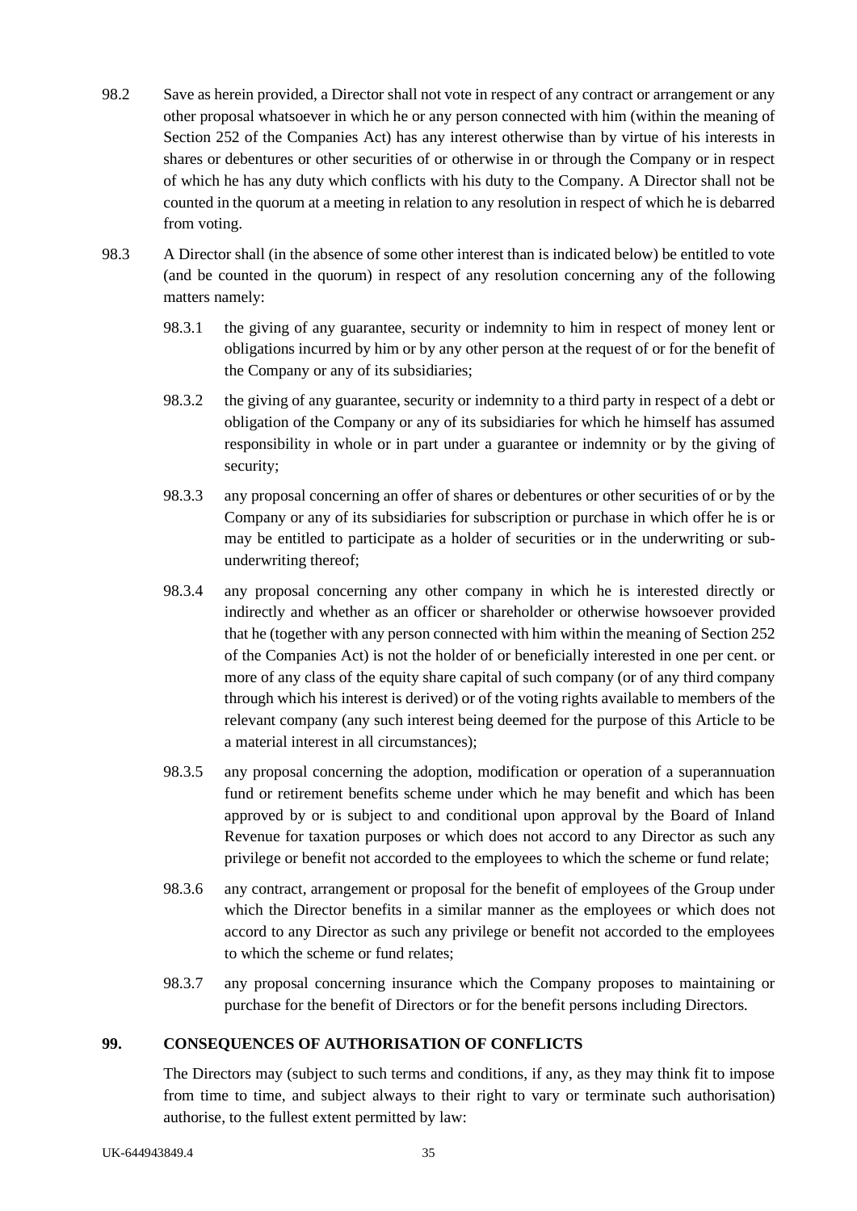98.2 Save as herein provided, a Director shall not vote in respect of any contract or arrangement or any other proposal whatsoever in which he or any person connected with him (within the meaning of Section 252 of the Companies Act) has any interest otherwise than by virtue of his interests in shares or debentures or other securities of or otherwise in or through the Company or in respect of which he has any duty which conflicts with his duty to the Company. A Director shall not be counted in the quorum at a meeting in relation to any resolution in respect of which he is debarred from voting.

98.3 A Director shall (in the absence of some other interest than is indicated below) be entitled to vote (and be counted in the quorum) in respect of any resolution concerning any of the following matters namely:

98.3.1 the giving of any guarantee, security or indemnity to him in respect of money lent or obligations incurred by him or by any other person at the request of or for the benefit of the Company or any of its subsidiaries;

98.3.2 the giving of any guarantee, security or indemnity to a third party in respect of a debt or obligation of the Company or any of its subsidiaries for which he himself has assumed responsibility in whole or in part under a guarantee or indemnity or by the giving of security;

98.3.3 any proposal concerning an offer of shares or debentures or other securities of or by the Company or any of its subsidiaries for subscription or purchase in which offer he is or may be entitled to participate as a holder of securities or in the underwriting or sub-underwriting thereof;

98.3.4 any proposal concerning any other company in which he is interested directly or indirectly and whether as an officer or shareholder or otherwise howsoever provided that he (together with any person connected with him within the meaning of Section 252 of the Companies Act) is not the holder of or beneficially interested in one per cent. or more of any class of the equity share capital of such company (or of any third company through which his interest is derived) or of the voting rights available to members of the relevant company (any such interest being deemed for the purpose of this Article to be a material interest in all circumstances);

98.3.5 any proposal concerning the adoption, modification or operation of a superannuation fund or retirement benefits scheme under which he may benefit and which has been approved by or is subject to and conditional upon approval by the Board of Inland Revenue for taxation purposes or which does not accord to any Director as such any privilege or benefit not accorded to the employees to which the scheme or fund relate;

98.3.6 any contract, arrangement or proposal for the benefit of employees of the Group under which the Director benefits in a similar manner as the employees or which does not accord to any Director as such any privilege or benefit not accorded to the employees to which the scheme or fund relates;

98.3.7 any proposal concerning insurance which the Company proposes to maintaining or purchase for the benefit of Directors or for the benefit persons including Directors.

## 99. CONSEQUENCES OF AUTHORISATION OF CONFLICTS

The Directors may (subject to such terms and conditions, if any, as they may think fit to impose from time to time, and subject always to their right to vary or terminate such authorisation) authorise, to the fullest extent permitted by law: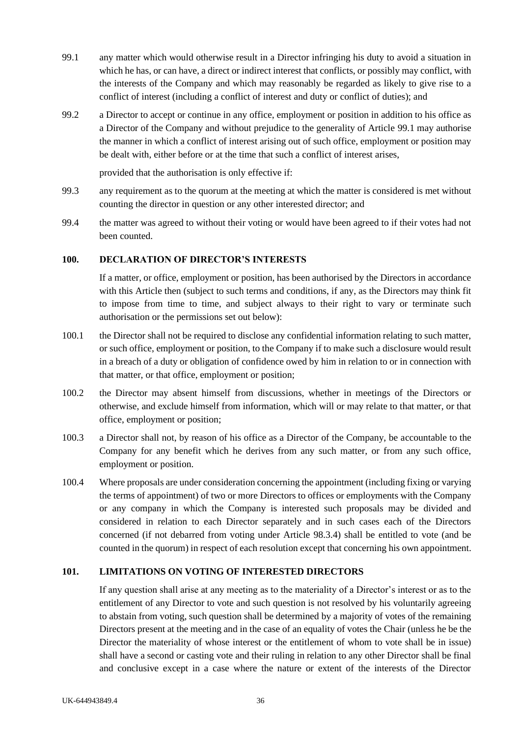99.1 any matter which would otherwise result in a Director infringing his duty to avoid a situation in which he has, or can have, a direct or indirect interest that conflicts, or possibly may conflict, with the interests of the Company and which may reasonably be regarded as likely to give rise to a conflict of interest (including a conflict of interest and duty or conflict of duties); and

99.2 a Director to accept or continue in any office, employment or position in addition to his office as a Director of the Company and without prejudice to the generality of Article 99.1 may authorise the manner in which a conflict of interest arising out of such office, employment or position may be dealt with, either before or at the time that such a conflict of interest arises,

provided that the authorisation is only effective if:

99.3 any requirement as to the quorum at the meeting at which the matter is considered is met without counting the director in question or any other interested director; and

99.4 the matter was agreed to without their voting or would have been agreed to if their votes had not been counted.

## 100. DECLARATION OF DIRECTOR'S INTERESTS

If a matter, or office, employment or position, has been authorised by the Directors in accordance with this Article then (subject to such terms and conditions, if any, as the Directors may think fit to impose from time to time, and subject always to their right to vary or terminate such authorisation or the permissions set out below):

100.1 the Director shall not be required to disclose any confidential information relating to such matter, or such office, employment or position, to the Company if to make such a disclosure would result in a breach of a duty or obligation of confidence owed by him in relation to or in connection with that matter, or that office, employment or position;

100.2 the Director may absent himself from discussions, whether in meetings of the Directors or otherwise, and exclude himself from information, which will or may relate to that matter, or that office, employment or position;

100.3 a Director shall not, by reason of his office as a Director of the Company, be accountable to the Company for any benefit which he derives from any such matter, or from any such office, employment or position.

100.4 Where proposals are under consideration concerning the appointment (including fixing or varying the terms of appointment) of two or more Directors to offices or employments with the Company or any company in which the Company is interested such proposals may be divided and considered in relation to each Director separately and in such cases each of the Directors concerned (if not debarred from voting under Article 98.3.4) shall be entitled to vote (and be counted in the quorum) in respect of each resolution except that concerning his own appointment.

## 101. LIMITATIONS ON VOTING OF INTERESTED DIRECTORS

If any question shall arise at any meeting as to the materiality of a Director's interest or as to the entitlement of any Director to vote and such question is not resolved by his voluntarily agreeing to abstain from voting, such question shall be determined by a majority of votes of the remaining Directors present at the meeting and in the case of an equality of votes the Chair (unless he be the Director the materiality of whose interest or the entitlement of whom to vote shall be in issue) shall have a second or casting vote and their ruling in relation to any other Director shall be final and conclusive except in a case where the nature or extent of the interests of the Director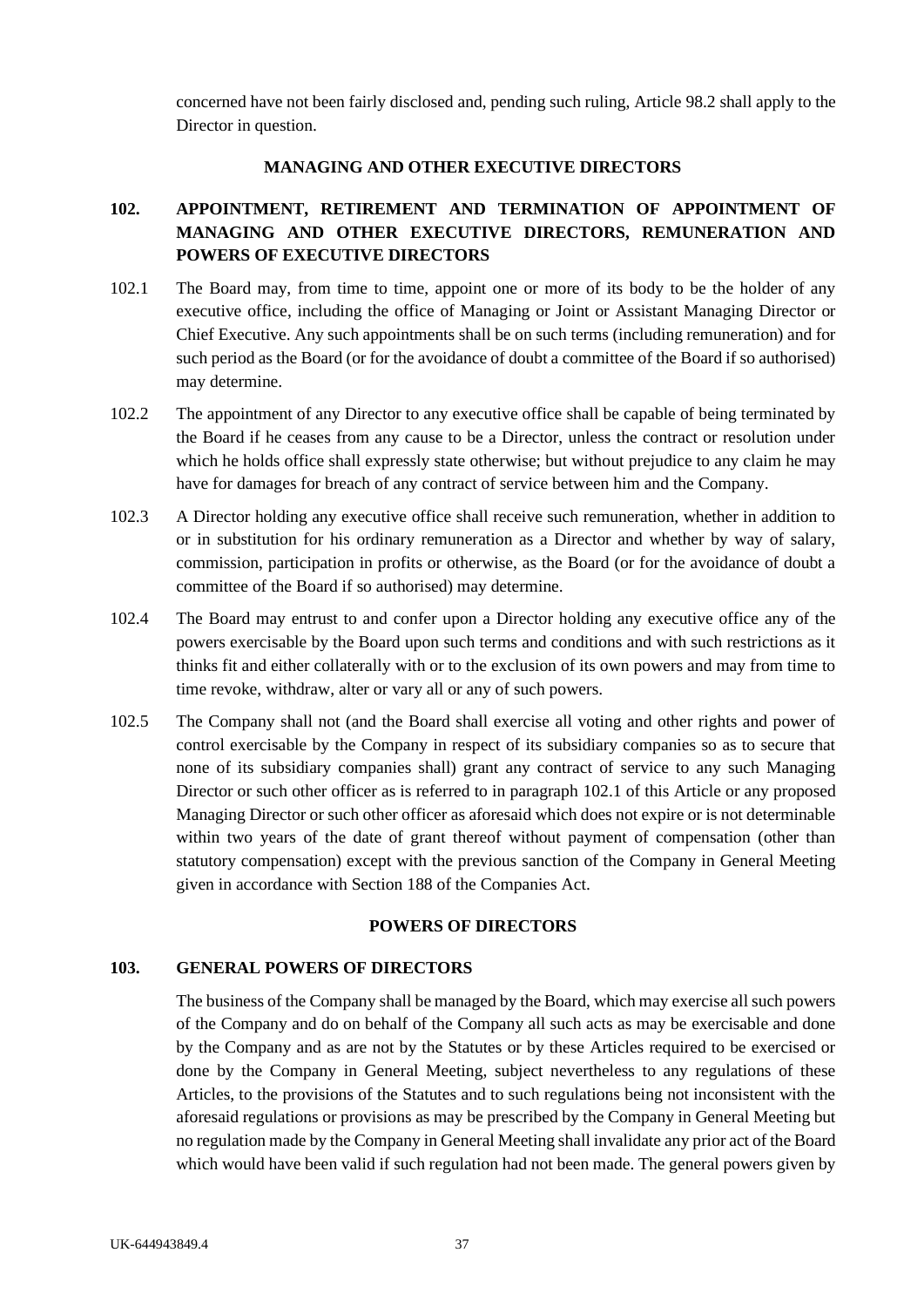concerned have not been fairly disclosed and, pending such ruling, Article 98.2 shall apply to the Director in question.

## MANAGING AND OTHER EXECUTIVE DIRECTORS

### 102. APPOINTMENT, RETIREMENT AND TERMINATION OF APPOINTMENT OF MANAGING AND OTHER EXECUTIVE DIRECTORS, REMUNERATION AND POWERS OF EXECUTIVE DIRECTORS

102.1 The Board may, from time to time, appoint one or more of its body to be the holder of any executive office, including the office of Managing or Joint or Assistant Managing Director or Chief Executive. Any such appointments shall be on such terms (including remuneration) and for such period as the Board (or for the avoidance of doubt a committee of the Board if so authorised) may determine.

102.2 The appointment of any Director to any executive office shall be capable of being terminated by the Board if he ceases from any cause to be a Director, unless the contract or resolution under which he holds office shall expressly state otherwise; but without prejudice to any claim he may have for damages for breach of any contract of service between him and the Company.

102.3 A Director holding any executive office shall receive such remuneration, whether in addition to or in substitution for his ordinary remuneration as a Director and whether by way of salary, commission, participation in profits or otherwise, as the Board (or for the avoidance of doubt a committee of the Board if so authorised) may determine.

102.4 The Board may entrust to and confer upon a Director holding any executive office any of the powers exercisable by the Board upon such terms and conditions and with such restrictions as it thinks fit and either collaterally with or to the exclusion of its own powers and may from time to time revoke, withdraw, alter or vary all or any of such powers.

102.5 The Company shall not (and the Board shall exercise all voting and other rights and power of control exercisable by the Company in respect of its subsidiary companies so as to secure that none of its subsidiary companies shall) grant any contract of service to any such Managing Director or such other officer as is referred to in paragraph 102.1 of this Article or any proposed Managing Director or such other officer as aforesaid which does not expire or is not determinable within two years of the date of grant thereof without payment of compensation (other than statutory compensation) except with the previous sanction of the Company in General Meeting given in accordance with Section 188 of the Companies Act.

## POWERS OF DIRECTORS

### 103. GENERAL POWERS OF DIRECTORS

The business of the Company shall be managed by the Board, which may exercise all such powers of the Company and do on behalf of the Company all such acts as may be exercisable and done by the Company and as are not by the Statutes or by these Articles required to be exercised or done by the Company in General Meeting, subject nevertheless to any regulations of these Articles, to the provisions of the Statutes and to such regulations being not inconsistent with the aforesaid regulations or provisions as may be prescribed by the Company in General Meeting but no regulation made by the Company in General Meeting shall invalidate any prior act of the Board which would have been valid if such regulation had not been made. The general powers given by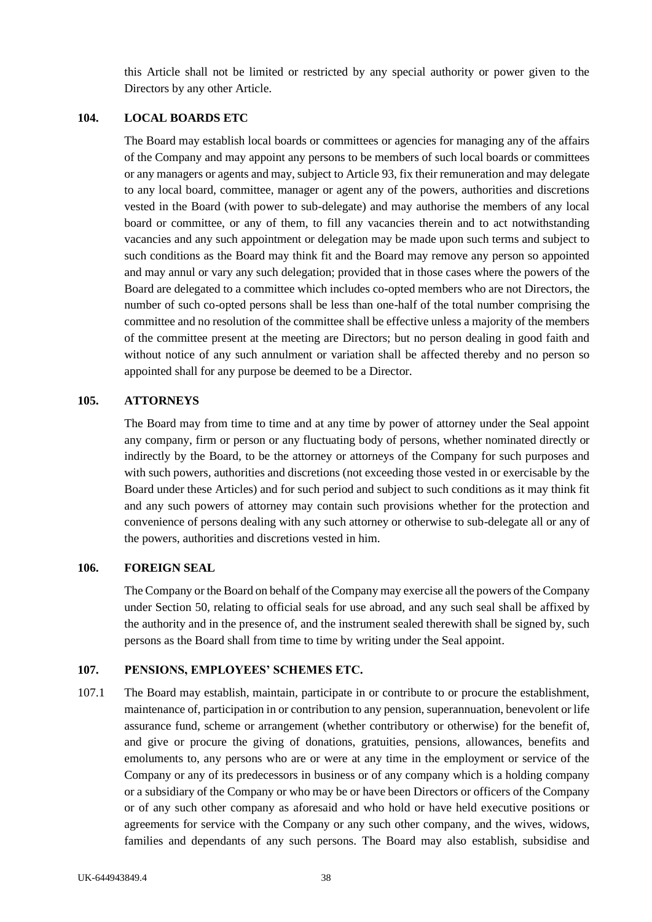this Article shall not be limited or restricted by any special authority or power given to the Directors by any other Article.

## 104. LOCAL BOARDS ETC

The Board may establish local boards or committees or agencies for managing any of the affairs of the Company and may appoint any persons to be members of such local boards or committees or any managers or agents and may, subject to Article 93, fix their remuneration and may delegate to any local board, committee, manager or agent any of the powers, authorities and discretions vested in the Board (with power to sub-delegate) and may authorise the members of any local board or committee, or any of them, to fill any vacancies therein and to act notwithstanding vacancies and any such appointment or delegation may be made upon such terms and subject to such conditions as the Board may think fit and the Board may remove any person so appointed and may annul or vary any such delegation; provided that in those cases where the powers of the Board are delegated to a committee which includes co-opted members who are not Directors, the number of such co-opted persons shall be less than one-half of the total number comprising the committee and no resolution of the committee shall be effective unless a majority of the members of the committee present at the meeting are Directors; but no person dealing in good faith and without notice of any such annulment or variation shall be affected thereby and no person so appointed shall for any purpose be deemed to be a Director.

## 105. ATTORNEYS

The Board may from time to time and at any time by power of attorney under the Seal appoint any company, firm or person or any fluctuating body of persons, whether nominated directly or indirectly by the Board, to be the attorney or attorneys of the Company for such purposes and with such powers, authorities and discretions (not exceeding those vested in or exercisable by the Board under these Articles) and for such period and subject to such conditions as it may think fit and any such powers of attorney may contain such provisions whether for the protection and convenience of persons dealing with any such attorney or otherwise to sub-delegate all or any of the powers, authorities and discretions vested in him.

## 106. FOREIGN SEAL

The Company or the Board on behalf of the Company may exercise all the powers of the Company under Section 50, relating to official seals for use abroad, and any such seal shall be affixed by the authority and in the presence of, and the instrument sealed therewith shall be signed by, such persons as the Board shall from time to time by writing under the Seal appoint.

## 107. PENSIONS, EMPLOYEES' SCHEMES ETC.

107.1 The Board may establish, maintain, participate in or contribute to or procure the establishment, maintenance of, participation in or contribution to any pension, superannuation, benevolent or life assurance fund, scheme or arrangement (whether contributory or otherwise) for the benefit of, and give or procure the giving of donations, gratuities, pensions, allowances, benefits and emoluments to, any persons who are or were at any time in the employment or service of the Company or any of its predecessors in business or of any company which is a holding company or a subsidiary of the Company or who may be or have been Directors or officers of the Company or of any such other company as aforesaid and who hold or have held executive positions or agreements for service with the Company or any such other company, and the wives, widows, families and dependants of any such persons. The Board may also establish, subsidise and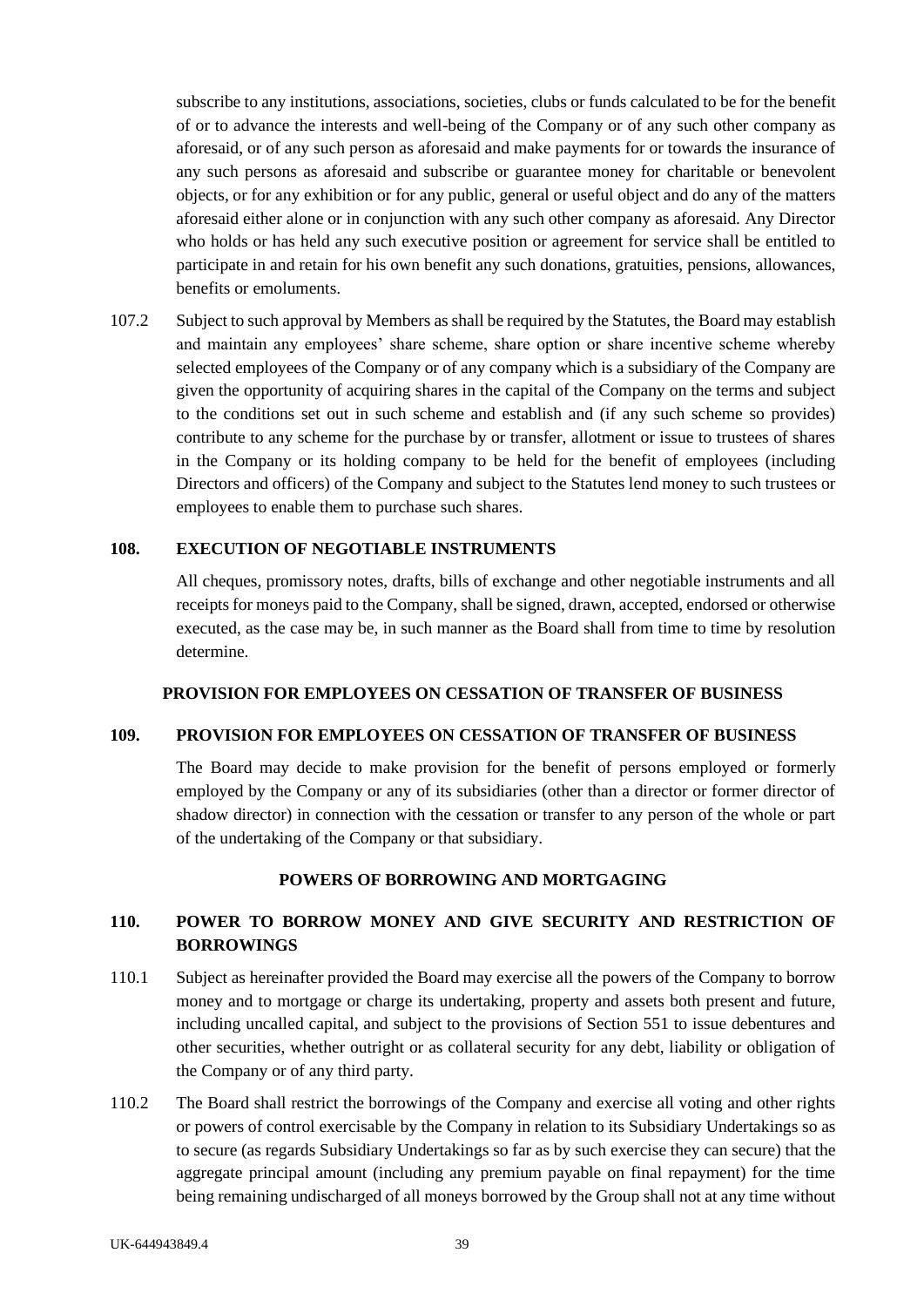subscribe to any institutions, associations, societies, clubs or funds calculated to be for the benefit of or to advance the interests and well-being of the Company or of any such other company as aforesaid, or of any such person as aforesaid and make payments for or towards the insurance of any such persons as aforesaid and subscribe or guarantee money for charitable or benevolent objects, or for any exhibition or for any public, general or useful object and do any of the matters aforesaid either alone or in conjunction with any such other company as aforesaid. Any Director who holds or has held any such executive position or agreement for service shall be entitled to participate in and retain for his own benefit any such donations, gratuities, pensions, allowances, benefits or emoluments.

107.2 Subject to such approval by Members as shall be required by the Statutes, the Board may establish and maintain any employees' share scheme, share option or share incentive scheme whereby selected employees of the Company or of any company which is a subsidiary of the Company are given the opportunity of acquiring shares in the capital of the Company on the terms and subject to the conditions set out in such scheme and establish and (if any such scheme so provides) contribute to any scheme for the purchase by or transfer, allotment or issue to trustees of shares in the Company or its holding company to be held for the benefit of employees (including Directors and officers) of the Company and subject to the Statutes lend money to such trustees or employees to enable them to purchase such shares.

### 108. EXECUTION OF NEGOTIABLE INSTRUMENTS

All cheques, promissory notes, drafts, bills of exchange and other negotiable instruments and all receipts for moneys paid to the Company, shall be signed, drawn, accepted, endorsed or otherwise executed, as the case may be, in such manner as the Board shall from time to time by resolution determine.

## PROVISION FOR EMPLOYEES ON CESSATION OF TRANSFER OF BUSINESS

### 109. PROVISION FOR EMPLOYEES ON CESSATION OF TRANSFER OF BUSINESS

The Board may decide to make provision for the benefit of persons employed or formerly employed by the Company or any of its subsidiaries (other than a director or former director of shadow director) in connection with the cessation or transfer to any person of the whole or part of the undertaking of the Company or that subsidiary.

## POWERS OF BORROWING AND MORTGAGING

### 110. POWER TO BORROW MONEY AND GIVE SECURITY AND RESTRICTION OF BORROWINGS

110.1 Subject as hereinafter provided the Board may exercise all the powers of the Company to borrow money and to mortgage or charge its undertaking, property and assets both present and future, including uncalled capital, and subject to the provisions of Section 551 to issue debentures and other securities, whether outright or as collateral security for any debt, liability or obligation of the Company or of any third party.

110.2 The Board shall restrict the borrowings of the Company and exercise all voting and other rights or powers of control exercisable by the Company in relation to its Subsidiary Undertakings so as to secure (as regards Subsidiary Undertakings so far as by such exercise they can secure) that the aggregate principal amount (including any premium payable on final repayment) for the time being remaining undischarged of all moneys borrowed by the Group shall not at any time without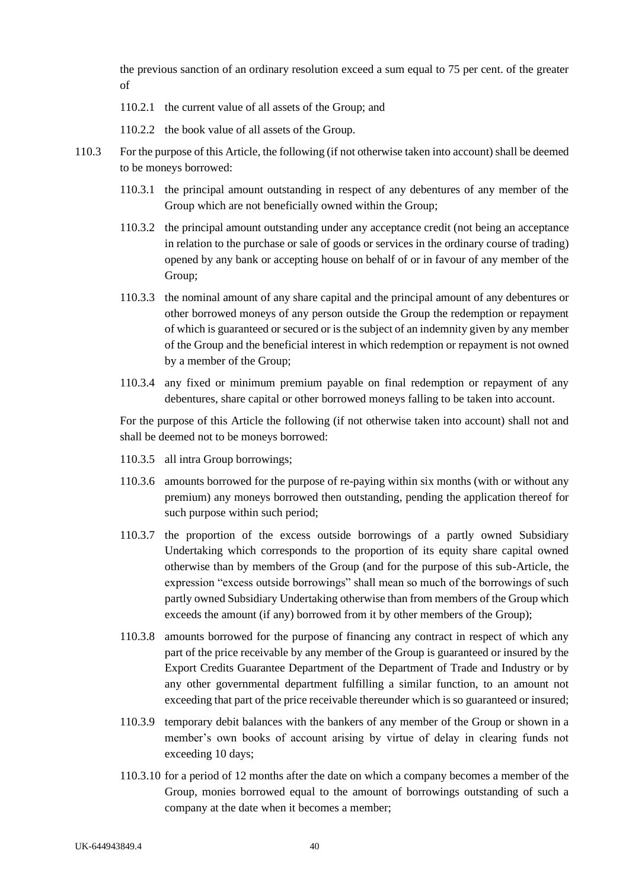the previous sanction of an ordinary resolution exceed a sum equal to 75 per cent. of the greater of

110.2.1 the current value of all assets of the Group; and

110.2.2 the book value of all assets of the Group.

110.3 For the purpose of this Article, the following (if not otherwise taken into account) shall be deemed to be moneys borrowed:

110.3.1 the principal amount outstanding in respect of any debentures of any member of the Group which are not beneficially owned within the Group;

110.3.2 the principal amount outstanding under any acceptance credit (not being an acceptance in relation to the purchase or sale of goods or services in the ordinary course of trading) opened by any bank or accepting house on behalf of or in favour of any member of the Group;

110.3.3 the nominal amount of any share capital and the principal amount of any debentures or other borrowed moneys of any person outside the Group the redemption or repayment of which is guaranteed or secured or is the subject of an indemnity given by any member of the Group and the beneficial interest in which redemption or repayment is not owned by a member of the Group;

110.3.4 any fixed or minimum premium payable on final redemption or repayment of any debentures, share capital or other borrowed moneys falling to be taken into account.

For the purpose of this Article the following (if not otherwise taken into account) shall not and shall be deemed not to be moneys borrowed:

110.3.5 all intra Group borrowings;

110.3.6 amounts borrowed for the purpose of re-paying within six months (with or without any premium) any moneys borrowed then outstanding, pending the application thereof for such purpose within such period;

110.3.7 the proportion of the excess outside borrowings of a partly owned Subsidiary Undertaking which corresponds to the proportion of its equity share capital owned otherwise than by members of the Group (and for the purpose of this sub-Article, the expression "excess outside borrowings" shall mean so much of the borrowings of such partly owned Subsidiary Undertaking otherwise than from members of the Group which exceeds the amount (if any) borrowed from it by other members of the Group);

110.3.8 amounts borrowed for the purpose of financing any contract in respect of which any part of the price receivable by any member of the Group is guaranteed or insured by the Export Credits Guarantee Department of the Department of Trade and Industry or by any other governmental department fulfilling a similar function, to an amount not exceeding that part of the price receivable thereunder which is so guaranteed or insured;

110.3.9 temporary debit balances with the bankers of any member of the Group or shown in a member's own books of account arising by virtue of delay in clearing funds not exceeding 10 days;

110.3.10 for a period of 12 months after the date on which a company becomes a member of the Group, monies borrowed equal to the amount of borrowings outstanding of such a company at the date when it becomes a member;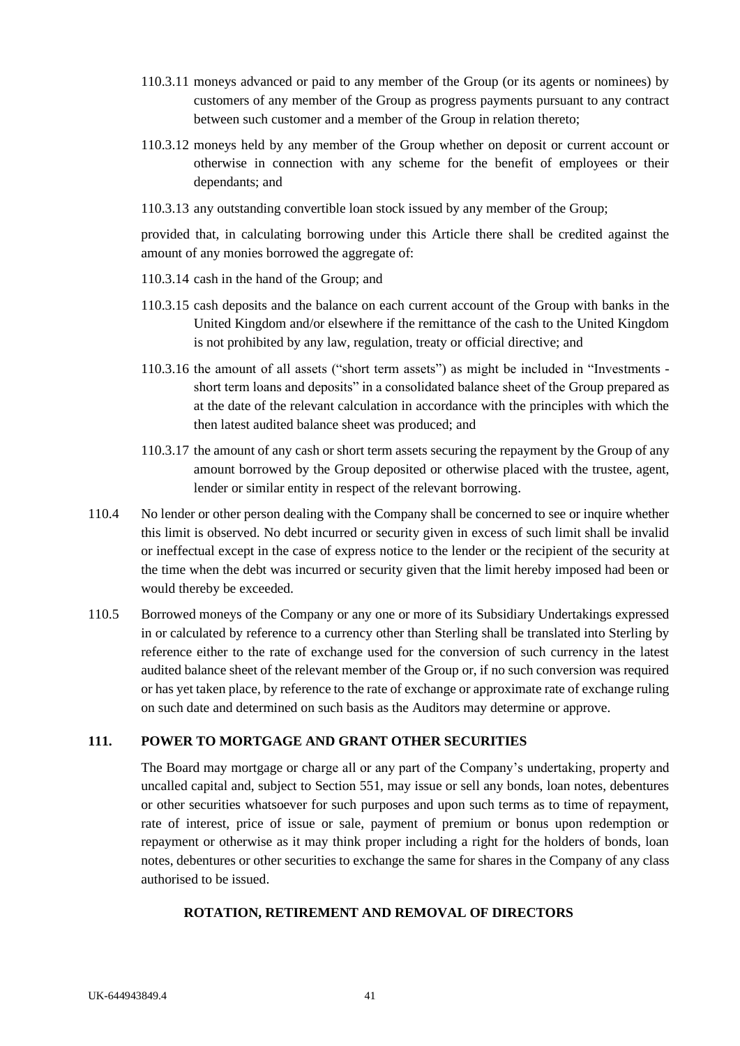110.3.11 moneys advanced or paid to any member of the Group (or its agents or nominees) by customers of any member of the Group as progress payments pursuant to any contract between such customer and a member of the Group in relation thereto;

110.3.12 moneys held by any member of the Group whether on deposit or current account or otherwise in connection with any scheme for the benefit of employees or their dependants; and

110.3.13 any outstanding convertible loan stock issued by any member of the Group;

provided that, in calculating borrowing under this Article there shall be credited against the amount of any monies borrowed the aggregate of:

110.3.14 cash in the hand of the Group; and

110.3.15 cash deposits and the balance on each current account of the Group with banks in the United Kingdom and/or elsewhere if the remittance of the cash to the United Kingdom is not prohibited by any law, regulation, treaty or official directive; and

110.3.16 the amount of all assets ("short term assets") as might be included in "Investments - short term loans and deposits" in a consolidated balance sheet of the Group prepared as at the date of the relevant calculation in accordance with the principles with which the then latest audited balance sheet was produced; and

110.3.17 the amount of any cash or short term assets securing the repayment by the Group of any amount borrowed by the Group deposited or otherwise placed with the trustee, agent, lender or similar entity in respect of the relevant borrowing.

110.4 No lender or other person dealing with the Company shall be concerned to see or inquire whether this limit is observed. No debt incurred or security given in excess of such limit shall be invalid or ineffectual except in the case of express notice to the lender or the recipient of the security at the time when the debt was incurred or security given that the limit hereby imposed had been or would thereby be exceeded.

110.5 Borrowed moneys of the Company or any one or more of its Subsidiary Undertakings expressed in or calculated by reference to a currency other than Sterling shall be translated into Sterling by reference either to the rate of exchange used for the conversion of such currency in the latest audited balance sheet of the relevant member of the Group or, if no such conversion was required or has yet taken place, by reference to the rate of exchange or approximate rate of exchange ruling on such date and determined on such basis as the Auditors may determine or approve.

## 111. POWER TO MORTGAGE AND GRANT OTHER SECURITIES

The Board may mortgage or charge all or any part of the Company's undertaking, property and uncalled capital and, subject to Section 551, may issue or sell any bonds, loan notes, debentures or other securities whatsoever for such purposes and upon such terms as to time of repayment, rate of interest, price of issue or sale, payment of premium or bonus upon redemption or repayment or otherwise as it may think proper including a right for the holders of bonds, loan notes, debentures or other securities to exchange the same for shares in the Company of any class authorised to be issued.

## ROTATION, RETIREMENT AND REMOVAL OF DIRECTORS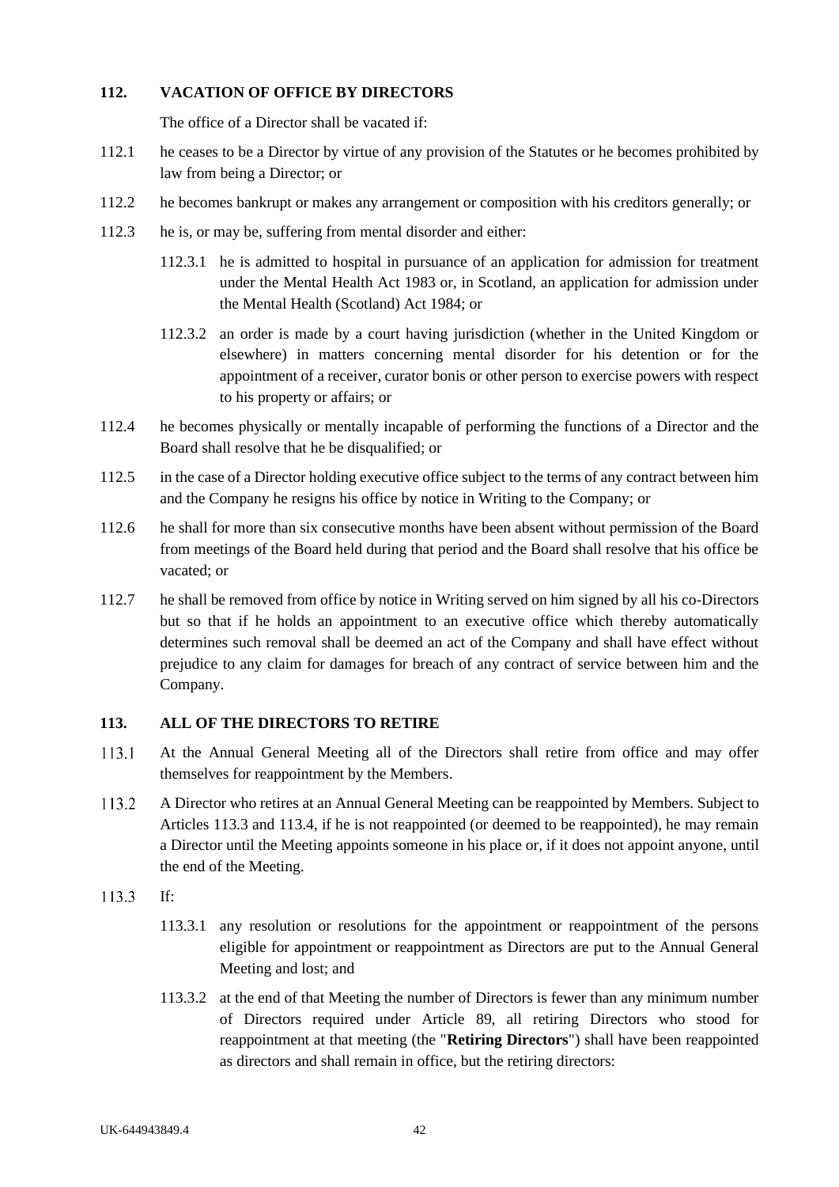## 112. VACATION OF OFFICE BY DIRECTORS

The office of a Director shall be vacated if:

112.1 he ceases to be a Director by virtue of any provision of the Statutes or he becomes prohibited by law from being a Director; or

112.2 he becomes bankrupt or makes any arrangement or composition with his creditors generally; or

112.3 he is, or may be, suffering from mental disorder and either:

 112.3.1 he is admitted to hospital in pursuance of an application for admission for treatment under the Mental Health Act 1983 or, in Scotland, an application for admission under the Mental Health (Scotland) Act 1984; or

 112.3.2 an order is made by a court having jurisdiction (whether in the United Kingdom or elsewhere) in matters concerning mental disorder for his detention or for the appointment of a receiver, curator bonis or other person to exercise powers with respect to his property or affairs; or

112.4 he becomes physically or mentally incapable of performing the functions of a Director and the Board shall resolve that he be disqualified; or

112.5 in the case of a Director holding executive office subject to the terms of any contract between him and the Company he resigns his office by notice in Writing to the Company; or

112.6 he shall for more than six consecutive months have been absent without permission of the Board from meetings of the Board held during that period and the Board shall resolve that his office be vacated; or

112.7 he shall be removed from office by notice in Writing served on him signed by all his co-Directors but so that if he holds an appointment to an executive office which thereby automatically determines such removal shall be deemed an act of the Company and shall have effect without prejudice to any claim for damages for breach of any contract of service between him and the Company.

## 113. ALL OF THE DIRECTORS TO RETIRE

113.1 At the Annual General Meeting all of the Directors shall retire from office and may offer themselves for reappointment by the Members.

113.2 A Director who retires at an Annual General Meeting can be reappointed by Members. Subject to Articles 113.3 and 113.4, if he is not reappointed (or deemed to be reappointed), he may remain a Director until the Meeting appoints someone in his place or, if it does not appoint anyone, until the end of the Meeting.

113.3 If:

 113.3.1 any resolution or resolutions for the appointment or reappointment of the persons eligible for appointment or reappointment as Directors are put to the Annual General Meeting and lost; and

 113.3.2 at the end of that Meeting the number of Directors is fewer than any minimum number of Directors required under Article 89, all retiring Directors who stood for reappointment at that meeting (the "**Retiring Directors**") shall have been reappointed as directors and shall remain in office, but the retiring directors: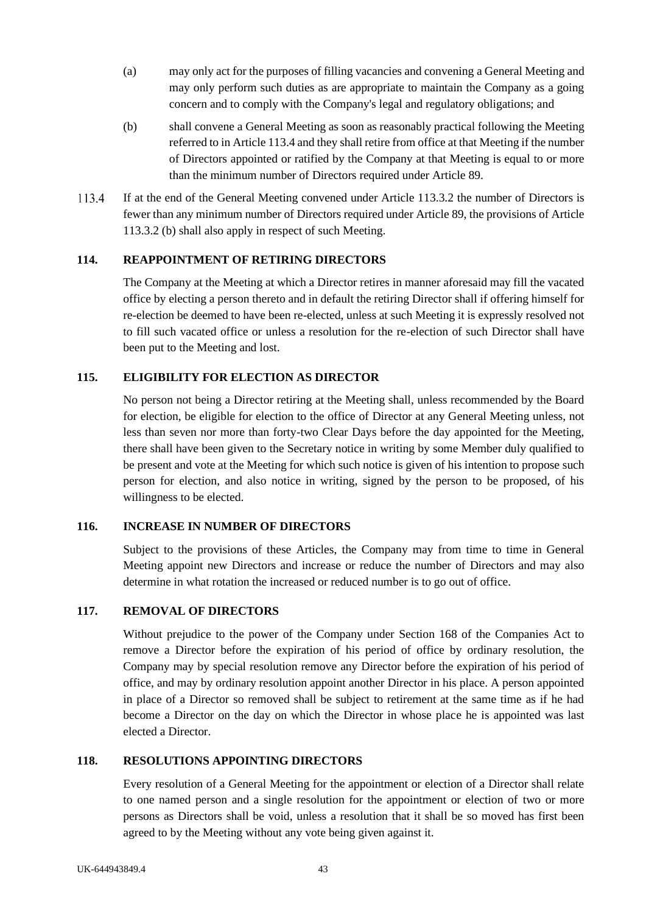(a) may only act for the purposes of filling vacancies and convening a General Meeting and may only perform such duties as are appropriate to maintain the Company as a going concern and to comply with the Company's legal and regulatory obligations; and

(b) shall convene a General Meeting as soon as reasonably practical following the Meeting referred to in Article 113.4 and they shall retire from office at that Meeting if the number of Directors appointed or ratified by the Company at that Meeting is equal to or more than the minimum number of Directors required under Article 89.

113.4 If at the end of the General Meeting convened under Article 113.3.2 the number of Directors is fewer than any minimum number of Directors required under Article 89, the provisions of Article 113.3.2 (b) shall also apply in respect of such Meeting.

## 114. REAPPOINTMENT OF RETIRING DIRECTORS

The Company at the Meeting at which a Director retires in manner aforesaid may fill the vacated office by electing a person thereto and in default the retiring Director shall if offering himself for re-election be deemed to have been re-elected, unless at such Meeting it is expressly resolved not to fill such vacated office or unless a resolution for the re-election of such Director shall have been put to the Meeting and lost.

## 115. ELIGIBILITY FOR ELECTION AS DIRECTOR

No person not being a Director retiring at the Meeting shall, unless recommended by the Board for election, be eligible for election to the office of Director at any General Meeting unless, not less than seven nor more than forty-two Clear Days before the day appointed for the Meeting, there shall have been given to the Secretary notice in writing by some Member duly qualified to be present and vote at the Meeting for which such notice is given of his intention to propose such person for election, and also notice in writing, signed by the person to be proposed, of his willingness to be elected.

## 116. INCREASE IN NUMBER OF DIRECTORS

Subject to the provisions of these Articles, the Company may from time to time in General Meeting appoint new Directors and increase or reduce the number of Directors and may also determine in what rotation the increased or reduced number is to go out of office.

## 117. REMOVAL OF DIRECTORS

Without prejudice to the power of the Company under Section 168 of the Companies Act to remove a Director before the expiration of his period of office by ordinary resolution, the Company may by special resolution remove any Director before the expiration of his period of office, and may by ordinary resolution appoint another Director in his place. A person appointed in place of a Director so removed shall be subject to retirement at the same time as if he had become a Director on the day on which the Director in whose place he is appointed was last elected a Director.

## 118. RESOLUTIONS APPOINTING DIRECTORS

Every resolution of a General Meeting for the appointment or election of a Director shall relate to one named person and a single resolution for the appointment or election of two or more persons as Directors shall be void, unless a resolution that it shall be so moved has first been agreed to by the Meeting without any vote being given against it.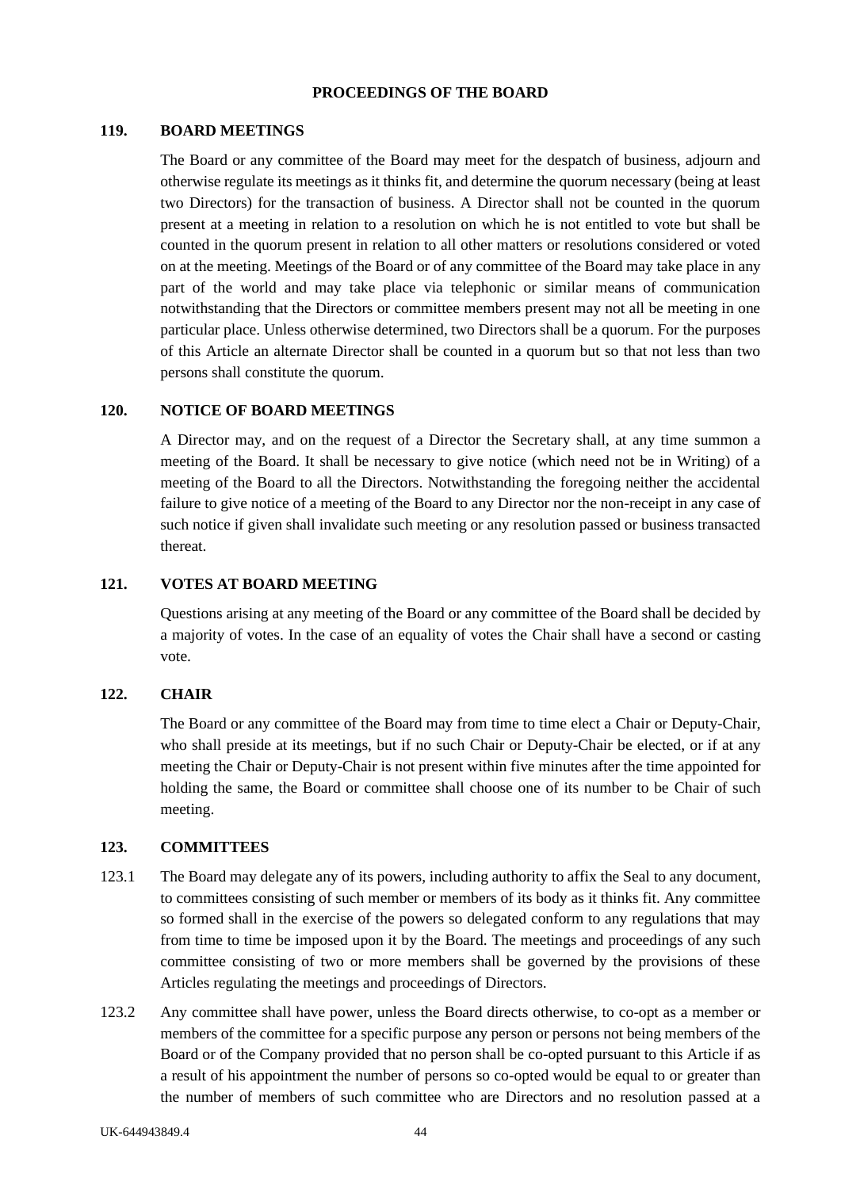## PROCEEDINGS OF THE BOARD

### 119. BOARD MEETINGS

The Board or any committee of the Board may meet for the despatch of business, adjourn and otherwise regulate its meetings as it thinks fit, and determine the quorum necessary (being at least two Directors) for the transaction of business. A Director shall not be counted in the quorum present at a meeting in relation to a resolution on which he is not entitled to vote but shall be counted in the quorum present in relation to all other matters or resolutions considered or voted on at the meeting. Meetings of the Board or of any committee of the Board may take place in any part of the world and may take place via telephonic or similar means of communication notwithstanding that the Directors or committee members present may not all be meeting in one particular place. Unless otherwise determined, two Directors shall be a quorum. For the purposes of this Article an alternate Director shall be counted in a quorum but so that not less than two persons shall constitute the quorum.

### 120. NOTICE OF BOARD MEETINGS

A Director may, and on the request of a Director the Secretary shall, at any time summon a meeting of the Board. It shall be necessary to give notice (which need not be in Writing) of a meeting of the Board to all the Directors. Notwithstanding the foregoing neither the accidental failure to give notice of a meeting of the Board to any Director nor the non-receipt in any case of such notice if given shall invalidate such meeting or any resolution passed or business transacted thereat.

### 121. VOTES AT BOARD MEETING

Questions arising at any meeting of the Board or any committee of the Board shall be decided by a majority of votes. In the case of an equality of votes the Chair shall have a second or casting vote.

### 122. CHAIR

The Board or any committee of the Board may from time to time elect a Chair or Deputy-Chair, who shall preside at its meetings, but if no such Chair or Deputy-Chair be elected, or if at any meeting the Chair or Deputy-Chair is not present within five minutes after the time appointed for holding the same, the Board or committee shall choose one of its number to be Chair of such meeting.

### 123. COMMITTEES

123.1 The Board may delegate any of its powers, including authority to affix the Seal to any document, to committees consisting of such member or members of its body as it thinks fit. Any committee so formed shall in the exercise of the powers so delegated conform to any regulations that may from time to time be imposed upon it by the Board. The meetings and proceedings of any such committee consisting of two or more members shall be governed by the provisions of these Articles regulating the meetings and proceedings of Directors.

123.2 Any committee shall have power, unless the Board directs otherwise, to co-opt as a member or members of the committee for a specific purpose any person or persons not being members of the Board or of the Company provided that no person shall be co-opted pursuant to this Article if as a result of his appointment the number of persons so co-opted would be equal to or greater than the number of members of such committee who are Directors and no resolution passed at a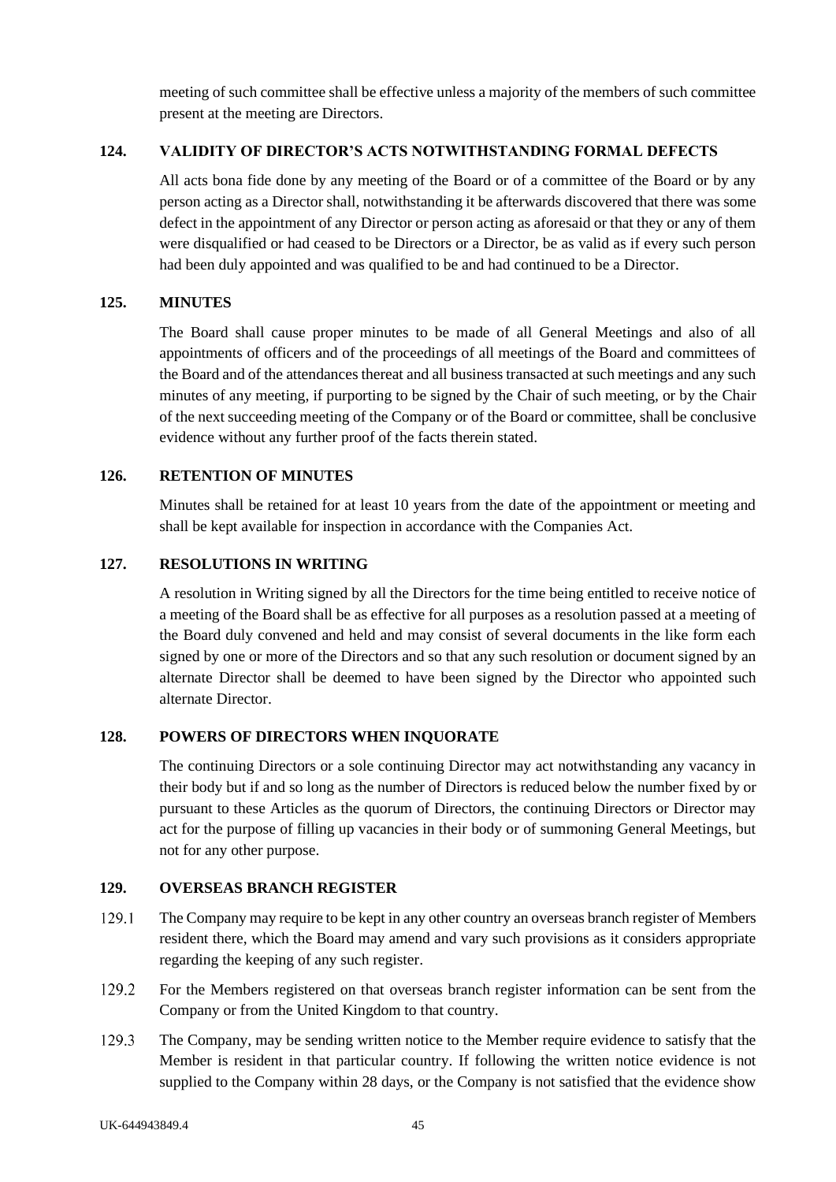meeting of such committee shall be effective unless a majority of the members of such committee present at the meeting are Directors.

## 124. VALIDITY OF DIRECTOR'S ACTS NOTWITHSTANDING FORMAL DEFECTS

All acts bona fide done by any meeting of the Board or of a committee of the Board or by any person acting as a Director shall, notwithstanding it be afterwards discovered that there was some defect in the appointment of any Director or person acting as aforesaid or that they or any of them were disqualified or had ceased to be Directors or a Director, be as valid as if every such person had been duly appointed and was qualified to be and had continued to be a Director.

## 125. MINUTES

The Board shall cause proper minutes to be made of all General Meetings and also of all appointments of officers and of the proceedings of all meetings of the Board and committees of the Board and of the attendances thereat and all business transacted at such meetings and any such minutes of any meeting, if purporting to be signed by the Chair of such meeting, or by the Chair of the next succeeding meeting of the Company or of the Board or committee, shall be conclusive evidence without any further proof of the facts therein stated.

## 126. RETENTION OF MINUTES

Minutes shall be retained for at least 10 years from the date of the appointment or meeting and shall be kept available for inspection in accordance with the Companies Act.

## 127. RESOLUTIONS IN WRITING

A resolution in Writing signed by all the Directors for the time being entitled to receive notice of a meeting of the Board shall be as effective for all purposes as a resolution passed at a meeting of the Board duly convened and held and may consist of several documents in the like form each signed by one or more of the Directors and so that any such resolution or document signed by an alternate Director shall be deemed to have been signed by the Director who appointed such alternate Director.

## 128. POWERS OF DIRECTORS WHEN INQUORATE

The continuing Directors or a sole continuing Director may act notwithstanding any vacancy in their body but if and so long as the number of Directors is reduced below the number fixed by or pursuant to these Articles as the quorum of Directors, the continuing Directors or Director may act for the purpose of filling up vacancies in their body or of summoning General Meetings, but not for any other purpose.

## 129. OVERSEAS BRANCH REGISTER

129.1 The Company may require to be kept in any other country an overseas branch register of Members resident there, which the Board may amend and vary such provisions as it considers appropriate regarding the keeping of any such register.

129.2 For the Members registered on that overseas branch register information can be sent from the Company or from the United Kingdom to that country.

129.3 The Company, may be sending written notice to the Member require evidence to satisfy that the Member is resident in that particular country. If following the written notice evidence is not supplied to the Company within 28 days, or the Company is not satisfied that the evidence show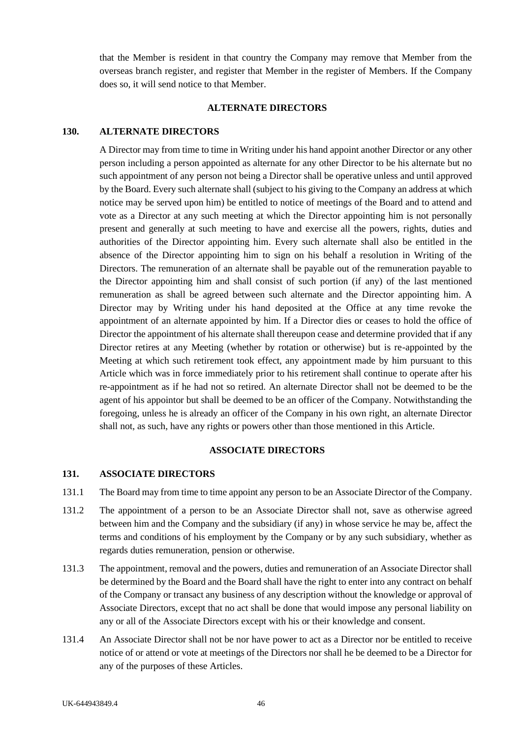that the Member is resident in that country the Company may remove that Member from the overseas branch register, and register that Member in the register of Members. If the Company does so, it will send notice to that Member.

## ALTERNATE DIRECTORS

### 130. ALTERNATE DIRECTORS

A Director may from time to time in Writing under his hand appoint another Director or any other person including a person appointed as alternate for any other Director to be his alternate but no such appointment of any person not being a Director shall be operative unless and until approved by the Board. Every such alternate shall (subject to his giving to the Company an address at which notice may be served upon him) be entitled to notice of meetings of the Board and to attend and vote as a Director at any such meeting at which the Director appointing him is not personally present and generally at such meeting to have and exercise all the powers, rights, duties and authorities of the Director appointing him. Every such alternate shall also be entitled in the absence of the Director appointing him to sign on his behalf a resolution in Writing of the Directors. The remuneration of an alternate shall be payable out of the remuneration payable to the Director appointing him and shall consist of such portion (if any) of the last mentioned remuneration as shall be agreed between such alternate and the Director appointing him. A Director may by Writing under his hand deposited at the Office at any time revoke the appointment of an alternate appointed by him. If a Director dies or ceases to hold the office of Director the appointment of his alternate shall thereupon cease and determine provided that if any Director retires at any Meeting (whether by rotation or otherwise) but is re-appointed by the Meeting at which such retirement took effect, any appointment made by him pursuant to this Article which was in force immediately prior to his retirement shall continue to operate after his re-appointment as if he had not so retired. An alternate Director shall not be deemed to be the agent of his appointor but shall be deemed to be an officer of the Company. Notwithstanding the foregoing, unless he is already an officer of the Company in his own right, an alternate Director shall not, as such, have any rights or powers other than those mentioned in this Article.

## ASSOCIATE DIRECTORS

### 131. ASSOCIATE DIRECTORS

131.1 The Board may from time to time appoint any person to be an Associate Director of the Company.

131.2 The appointment of a person to be an Associate Director shall not, save as otherwise agreed between him and the Company and the subsidiary (if any) in whose service he may be, affect the terms and conditions of his employment by the Company or by any such subsidiary, whether as regards duties remuneration, pension or otherwise.

131.3 The appointment, removal and the powers, duties and remuneration of an Associate Director shall be determined by the Board and the Board shall have the right to enter into any contract on behalf of the Company or transact any business of any description without the knowledge or approval of Associate Directors, except that no act shall be done that would impose any personal liability on any or all of the Associate Directors except with his or their knowledge and consent.

131.4 An Associate Director shall not be nor have power to act as a Director nor be entitled to receive notice of or attend or vote at meetings of the Directors nor shall he be deemed to be a Director for any of the purposes of these Articles.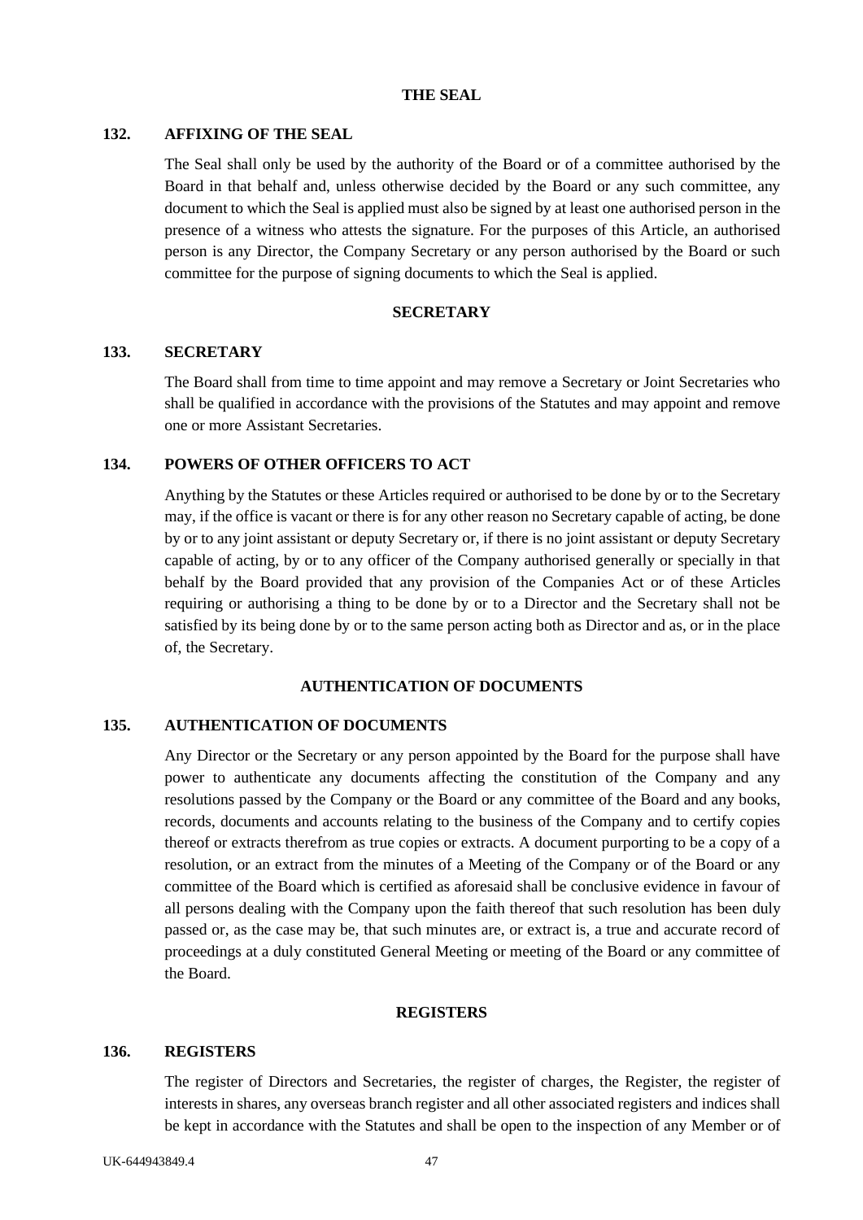## THE SEAL

### 132. AFFIXING OF THE SEAL

The Seal shall only be used by the authority of the Board or of a committee authorised by the Board in that behalf and, unless otherwise decided by the Board or any such committee, any document to which the Seal is applied must also be signed by at least one authorised person in the presence of a witness who attests the signature. For the purposes of this Article, an authorised person is any Director, the Company Secretary or any person authorised by the Board or such committee for the purpose of signing documents to which the Seal is applied.

## SECRETARY

### 133. SECRETARY

The Board shall from time to time appoint and may remove a Secretary or Joint Secretaries who shall be qualified in accordance with the provisions of the Statutes and may appoint and remove one or more Assistant Secretaries.

### 134. POWERS OF OTHER OFFICERS TO ACT

Anything by the Statutes or these Articles required or authorised to be done by or to the Secretary may, if the office is vacant or there is for any other reason no Secretary capable of acting, be done by or to any joint assistant or deputy Secretary or, if there is no joint assistant or deputy Secretary capable of acting, by or to any officer of the Company authorised generally or specially in that behalf by the Board provided that any provision of the Companies Act or of these Articles requiring or authorising a thing to be done by or to a Director and the Secretary shall not be satisfied by its being done by or to the same person acting both as Director and as, or in the place of, the Secretary.

## AUTHENTICATION OF DOCUMENTS

### 135. AUTHENTICATION OF DOCUMENTS

Any Director or the Secretary or any person appointed by the Board for the purpose shall have power to authenticate any documents affecting the constitution of the Company and any resolutions passed by the Company or the Board or any committee of the Board and any books, records, documents and accounts relating to the business of the Company and to certify copies thereof or extracts therefrom as true copies or extracts. A document purporting to be a copy of a resolution, or an extract from the minutes of a Meeting of the Company or of the Board or any committee of the Board which is certified as aforesaid shall be conclusive evidence in favour of all persons dealing with the Company upon the faith thereof that such resolution has been duly passed or, as the case may be, that such minutes are, or extract is, a true and accurate record of proceedings at a duly constituted General Meeting or meeting of the Board or any committee of the Board.

## REGISTERS

### 136. REGISTERS

The register of Directors and Secretaries, the register of charges, the Register, the register of interests in shares, any overseas branch register and all other associated registers and indices shall be kept in accordance with the Statutes and shall be open to the inspection of any Member or of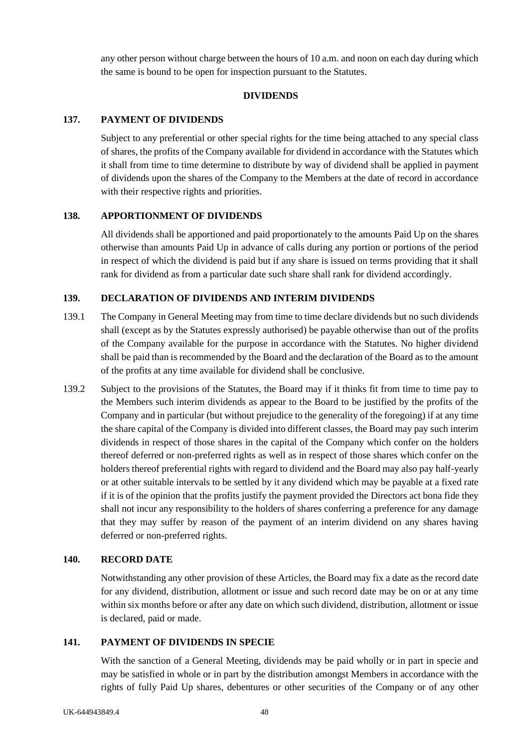any other person without charge between the hours of 10 a.m. and noon on each day during which the same is bound to be open for inspection pursuant to the Statutes.

## DIVIDENDS

### 137. PAYMENT OF DIVIDENDS

Subject to any preferential or other special rights for the time being attached to any special class of shares, the profits of the Company available for dividend in accordance with the Statutes which it shall from time to time determine to distribute by way of dividend shall be applied in payment of dividends upon the shares of the Company to the Members at the date of record in accordance with their respective rights and priorities.

### 138. APPORTIONMENT OF DIVIDENDS

All dividends shall be apportioned and paid proportionately to the amounts Paid Up on the shares otherwise than amounts Paid Up in advance of calls during any portion or portions of the period in respect of which the dividend is paid but if any share is issued on terms providing that it shall rank for dividend as from a particular date such share shall rank for dividend accordingly.

### 139. DECLARATION OF DIVIDENDS AND INTERIM DIVIDENDS

139.1 The Company in General Meeting may from time to time declare dividends but no such dividends shall (except as by the Statutes expressly authorised) be payable otherwise than out of the profits of the Company available for the purpose in accordance with the Statutes. No higher dividend shall be paid than is recommended by the Board and the declaration of the Board as to the amount of the profits at any time available for dividend shall be conclusive.

139.2 Subject to the provisions of the Statutes, the Board may if it thinks fit from time to time pay to the Members such interim dividends as appear to the Board to be justified by the profits of the Company and in particular (but without prejudice to the generality of the foregoing) if at any time the share capital of the Company is divided into different classes, the Board may pay such interim dividends in respect of those shares in the capital of the Company which confer on the holders thereof deferred or non-preferred rights as well as in respect of those shares which confer on the holders thereof preferential rights with regard to dividend and the Board may also pay half-yearly or at other suitable intervals to be settled by it any dividend which may be payable at a fixed rate if it is of the opinion that the profits justify the payment provided the Directors act bona fide they shall not incur any responsibility to the holders of shares conferring a preference for any damage that they may suffer by reason of the payment of an interim dividend on any shares having deferred or non-preferred rights.

### 140. RECORD DATE

Notwithstanding any other provision of these Articles, the Board may fix a date as the record date for any dividend, distribution, allotment or issue and such record date may be on or at any time within six months before or after any date on which such dividend, distribution, allotment or issue is declared, paid or made.

### 141. PAYMENT OF DIVIDENDS IN SPECIE

With the sanction of a General Meeting, dividends may be paid wholly or in part in specie and may be satisfied in whole or in part by the distribution amongst Members in accordance with the rights of fully Paid Up shares, debentures or other securities of the Company or of any other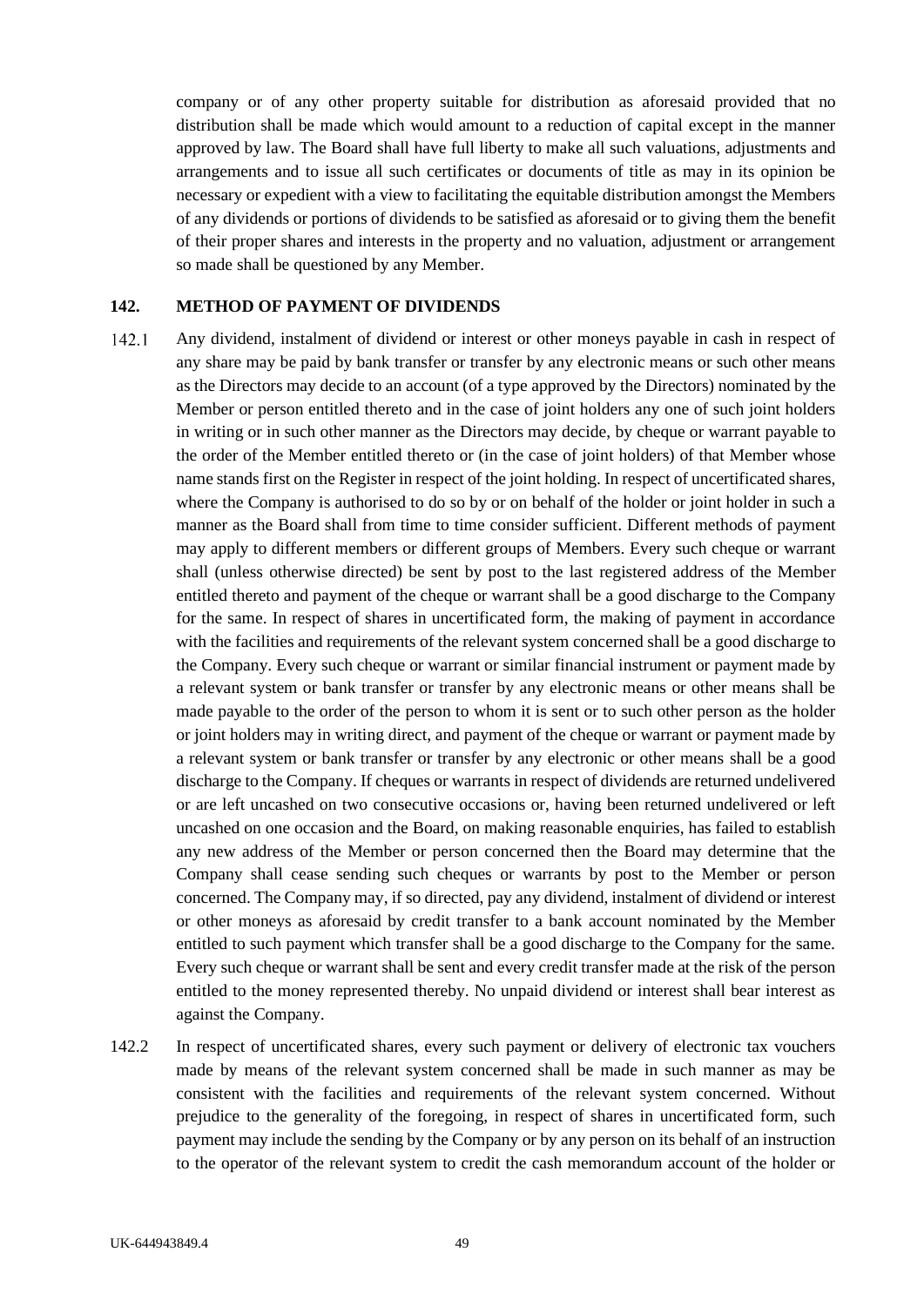company or of any other property suitable for distribution as aforesaid provided that no distribution shall be made which would amount to a reduction of capital except in the manner approved by law. The Board shall have full liberty to make all such valuations, adjustments and arrangements and to issue all such certificates or documents of title as may in its opinion be necessary or expedient with a view to facilitating the equitable distribution amongst the Members of any dividends or portions of dividends to be satisfied as aforesaid or to giving them the benefit of their proper shares and interests in the property and no valuation, adjustment or arrangement so made shall be questioned by any Member.

## 142. METHOD OF PAYMENT OF DIVIDENDS

142.1 Any dividend, instalment of dividend or interest or other moneys payable in cash in respect of any share may be paid by bank transfer or transfer by any electronic means or such other means as the Directors may decide to an account (of a type approved by the Directors) nominated by the Member or person entitled thereto and in the case of joint holders any one of such joint holders in writing or in such other manner as the Directors may decide, by cheque or warrant payable to the order of the Member entitled thereto or (in the case of joint holders) of that Member whose name stands first on the Register in respect of the joint holding. In respect of uncertificated shares, where the Company is authorised to do so by or on behalf of the holder or joint holder in such a manner as the Board shall from time to time consider sufficient. Different methods of payment may apply to different members or different groups of Members. Every such cheque or warrant shall (unless otherwise directed) be sent by post to the last registered address of the Member entitled thereto and payment of the cheque or warrant shall be a good discharge to the Company for the same. In respect of shares in uncertificated form, the making of payment in accordance with the facilities and requirements of the relevant system concerned shall be a good discharge to the Company. Every such cheque or warrant or similar financial instrument or payment made by a relevant system or bank transfer or transfer by any electronic means or other means shall be made payable to the order of the person to whom it is sent or to such other person as the holder or joint holders may in writing direct, and payment of the cheque or warrant or payment made by a relevant system or bank transfer or transfer by any electronic or other means shall be a good discharge to the Company. If cheques or warrants in respect of dividends are returned undelivered or are left uncashed on two consecutive occasions or, having been returned undelivered or left uncashed on one occasion and the Board, on making reasonable enquiries, has failed to establish any new address of the Member or person concerned then the Board may determine that the Company shall cease sending such cheques or warrants by post to the Member or person concerned. The Company may, if so directed, pay any dividend, instalment of dividend or interest or other moneys as aforesaid by credit transfer to a bank account nominated by the Member entitled to such payment which transfer shall be a good discharge to the Company for the same. Every such cheque or warrant shall be sent and every credit transfer made at the risk of the person entitled to the money represented thereby. No unpaid dividend or interest shall bear interest as against the Company.

142.2 In respect of uncertificated shares, every such payment or delivery of electronic tax vouchers made by means of the relevant system concerned shall be made in such manner as may be consistent with the facilities and requirements of the relevant system concerned. Without prejudice to the generality of the foregoing, in respect of shares in uncertificated form, such payment may include the sending by the Company or by any person on its behalf of an instruction to the operator of the relevant system to credit the cash memorandum account of the holder or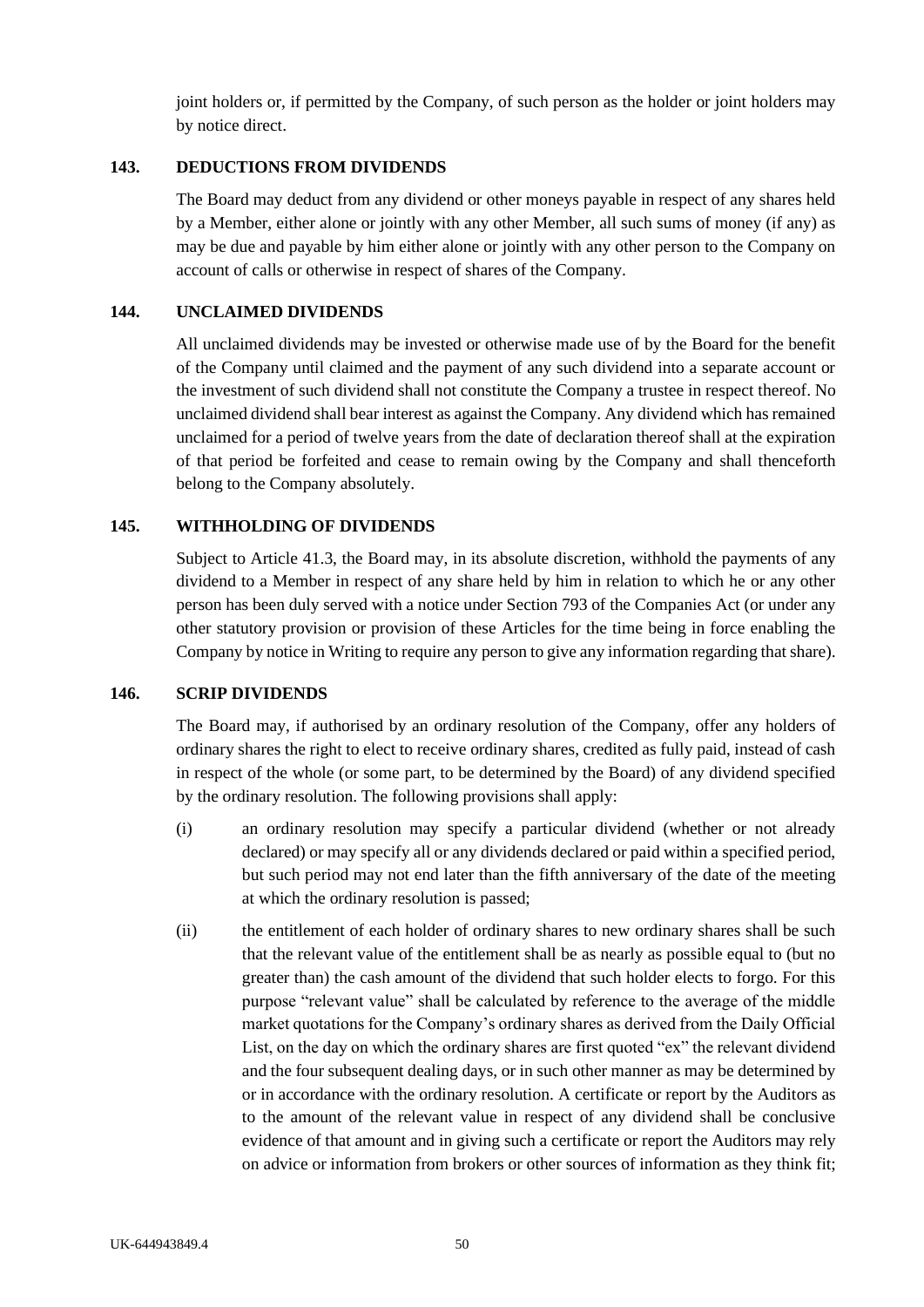joint holders or, if permitted by the Company, of such person as the holder or joint holders may by notice direct.

## 143. DEDUCTIONS FROM DIVIDENDS

The Board may deduct from any dividend or other moneys payable in respect of any shares held by a Member, either alone or jointly with any other Member, all such sums of money (if any) as may be due and payable by him either alone or jointly with any other person to the Company on account of calls or otherwise in respect of shares of the Company.

## 144. UNCLAIMED DIVIDENDS

All unclaimed dividends may be invested or otherwise made use of by the Board for the benefit of the Company until claimed and the payment of any such dividend into a separate account or the investment of such dividend shall not constitute the Company a trustee in respect thereof. No unclaimed dividend shall bear interest as against the Company. Any dividend which has remained unclaimed for a period of twelve years from the date of declaration thereof shall at the expiration of that period be forfeited and cease to remain owing by the Company and shall thenceforth belong to the Company absolutely.

## 145. WITHHOLDING OF DIVIDENDS

Subject to Article 41.3, the Board may, in its absolute discretion, withhold the payments of any dividend to a Member in respect of any share held by him in relation to which he or any other person has been duly served with a notice under Section 793 of the Companies Act (or under any other statutory provision or provision of these Articles for the time being in force enabling the Company by notice in Writing to require any person to give any information regarding that share).

## 146. SCRIP DIVIDENDS

The Board may, if authorised by an ordinary resolution of the Company, offer any holders of ordinary shares the right to elect to receive ordinary shares, credited as fully paid, instead of cash in respect of the whole (or some part, to be determined by the Board) of any dividend specified by the ordinary resolution. The following provisions shall apply:

(i) an ordinary resolution may specify a particular dividend (whether or not already declared) or may specify all or any dividends declared or paid within a specified period, but such period may not end later than the fifth anniversary of the date of the meeting at which the ordinary resolution is passed;

(ii) the entitlement of each holder of ordinary shares to new ordinary shares shall be such that the relevant value of the entitlement shall be as nearly as possible equal to (but no greater than) the cash amount of the dividend that such holder elects to forgo. For this purpose "relevant value" shall be calculated by reference to the average of the middle market quotations for the Company's ordinary shares as derived from the Daily Official List, on the day on which the ordinary shares are first quoted "ex" the relevant dividend and the four subsequent dealing days, or in such other manner as may be determined by or in accordance with the ordinary resolution. A certificate or report by the Auditors as to the amount of the relevant value in respect of any dividend shall be conclusive evidence of that amount and in giving such a certificate or report the Auditors may rely on advice or information from brokers or other sources of information as they think fit;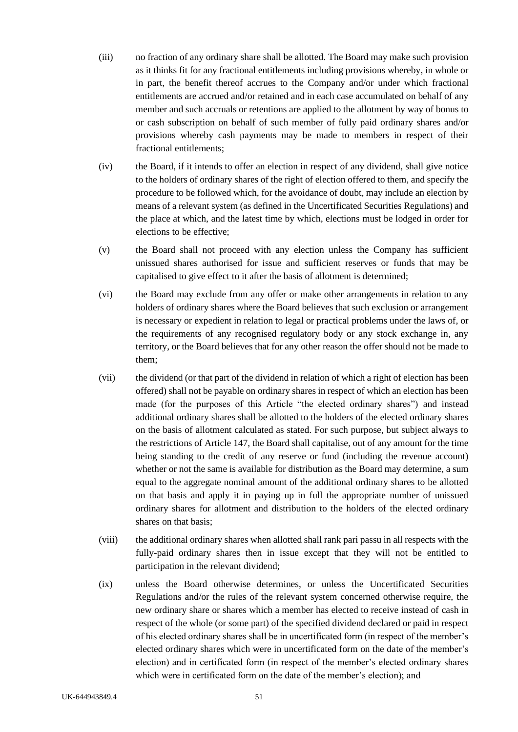(iii) no fraction of any ordinary share shall be allotted. The Board may make such provision as it thinks fit for any fractional entitlements including provisions whereby, in whole or in part, the benefit thereof accrues to the Company and/or under which fractional entitlements are accrued and/or retained and in each case accumulated on behalf of any member and such accruals or retentions are applied to the allotment by way of bonus to or cash subscription on behalf of such member of fully paid ordinary shares and/or provisions whereby cash payments may be made to members in respect of their fractional entitlements;

(iv) the Board, if it intends to offer an election in respect of any dividend, shall give notice to the holders of ordinary shares of the right of election offered to them, and specify the procedure to be followed which, for the avoidance of doubt, may include an election by means of a relevant system (as defined in the Uncertificated Securities Regulations) and the place at which, and the latest time by which, elections must be lodged in order for elections to be effective;

(v) the Board shall not proceed with any election unless the Company has sufficient unissued shares authorised for issue and sufficient reserves or funds that may be capitalised to give effect to it after the basis of allotment is determined;

(vi) the Board may exclude from any offer or make other arrangements in relation to any holders of ordinary shares where the Board believes that such exclusion or arrangement is necessary or expedient in relation to legal or practical problems under the laws of, or the requirements of any recognised regulatory body or any stock exchange in, any territory, or the Board believes that for any other reason the offer should not be made to them;

(vii) the dividend (or that part of the dividend in relation of which a right of election has been offered) shall not be payable on ordinary shares in respect of which an election has been made (for the purposes of this Article "the elected ordinary shares") and instead additional ordinary shares shall be allotted to the holders of the elected ordinary shares on the basis of allotment calculated as stated. For such purpose, but subject always to the restrictions of Article 147, the Board shall capitalise, out of any amount for the time being standing to the credit of any reserve or fund (including the revenue account) whether or not the same is available for distribution as the Board may determine, a sum equal to the aggregate nominal amount of the additional ordinary shares to be allotted on that basis and apply it in paying up in full the appropriate number of unissued ordinary shares for allotment and distribution to the holders of the elected ordinary shares on that basis;

(viii) the additional ordinary shares when allotted shall rank pari passu in all respects with the fully-paid ordinary shares then in issue except that they will not be entitled to participation in the relevant dividend;

(ix) unless the Board otherwise determines, or unless the Uncertificated Securities Regulations and/or the rules of the relevant system concerned otherwise require, the new ordinary share or shares which a member has elected to receive instead of cash in respect of the whole (or some part) of the specified dividend declared or paid in respect of his elected ordinary shares shall be in uncertificated form (in respect of the member's elected ordinary shares which were in uncertificated form on the date of the member's election) and in certificated form (in respect of the member's elected ordinary shares which were in certificated form on the date of the member's election); and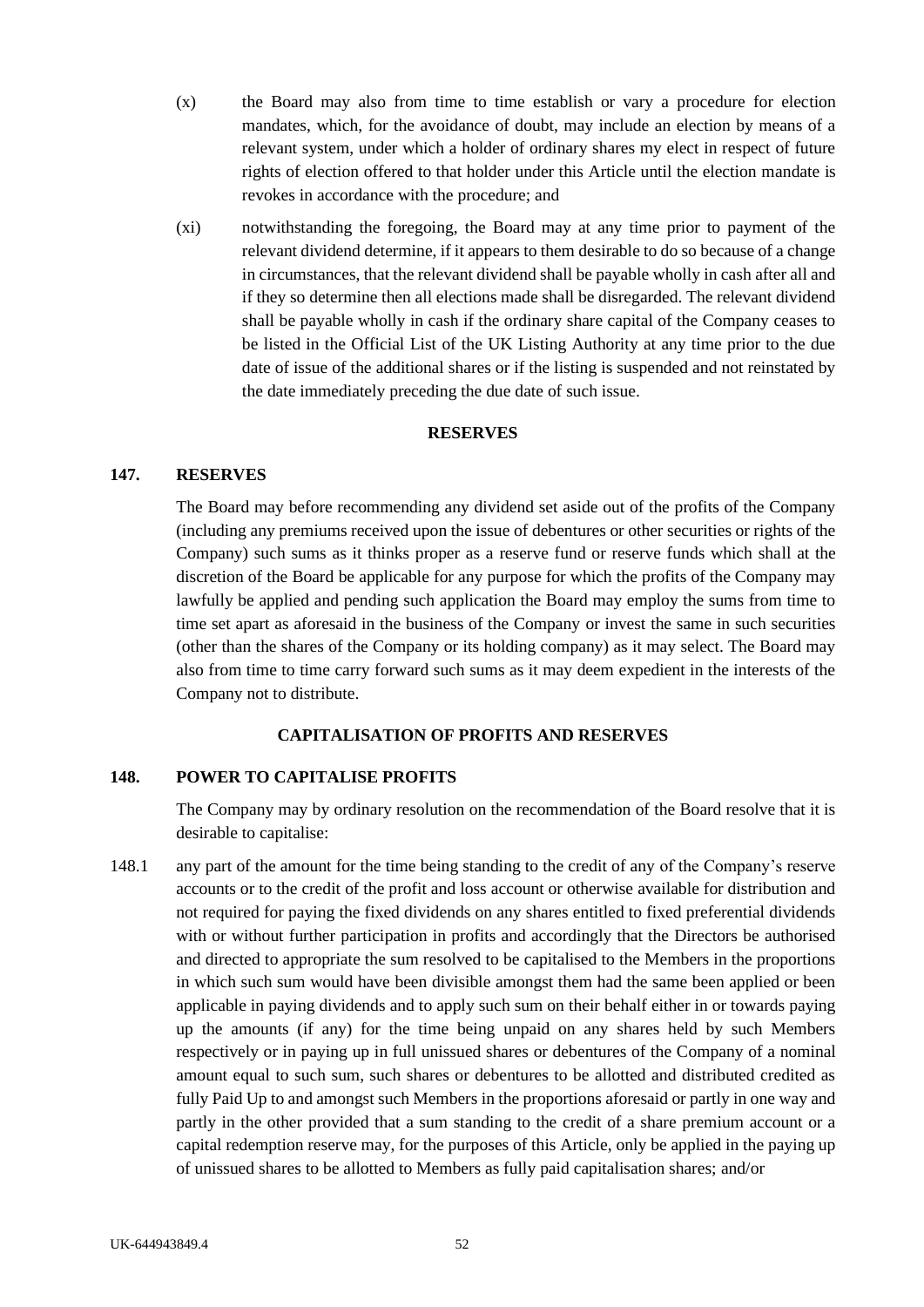(x) the Board may also from time to time establish or vary a procedure for election mandates, which, for the avoidance of doubt, may include an election by means of a relevant system, under which a holder of ordinary shares my elect in respect of future rights of election offered to that holder under this Article until the election mandate is revokes in accordance with the procedure; and

(xi) notwithstanding the foregoing, the Board may at any time prior to payment of the relevant dividend determine, if it appears to them desirable to do so because of a change in circumstances, that the relevant dividend shall be payable wholly in cash after all and if they so determine then all elections made shall be disregarded. The relevant dividend shall be payable wholly in cash if the ordinary share capital of the Company ceases to be listed in the Official List of the UK Listing Authority at any time prior to the due date of issue of the additional shares or if the listing is suspended and not reinstated by the date immediately preceding the due date of such issue.

## RESERVES

### 147. RESERVES

The Board may before recommending any dividend set aside out of the profits of the Company (including any premiums received upon the issue of debentures or other securities or rights of the Company) such sums as it thinks proper as a reserve fund or reserve funds which shall at the discretion of the Board be applicable for any purpose for which the profits of the Company may lawfully be applied and pending such application the Board may employ the sums from time to time set apart as aforesaid in the business of the Company or invest the same in such securities (other than the shares of the Company or its holding company) as it may select. The Board may also from time to time carry forward such sums as it may deem expedient in the interests of the Company not to distribute.

## CAPITALISATION OF PROFITS AND RESERVES

### 148. POWER TO CAPITALISE PROFITS

The Company may by ordinary resolution on the recommendation of the Board resolve that it is desirable to capitalise:

148.1 any part of the amount for the time being standing to the credit of any of the Company's reserve accounts or to the credit of the profit and loss account or otherwise available for distribution and not required for paying the fixed dividends on any shares entitled to fixed preferential dividends with or without further participation in profits and accordingly that the Directors be authorised and directed to appropriate the sum resolved to be capitalised to the Members in the proportions in which such sum would have been divisible amongst them had the same been applied or been applicable in paying dividends and to apply such sum on their behalf either in or towards paying up the amounts (if any) for the time being unpaid on any shares held by such Members respectively or in paying up in full unissued shares or debentures of the Company of a nominal amount equal to such sum, such shares or debentures to be allotted and distributed credited as fully Paid Up to and amongst such Members in the proportions aforesaid or partly in one way and partly in the other provided that a sum standing to the credit of a share premium account or a capital redemption reserve may, for the purposes of this Article, only be applied in the paying up of unissued shares to be allotted to Members as fully paid capitalisation shares; and/or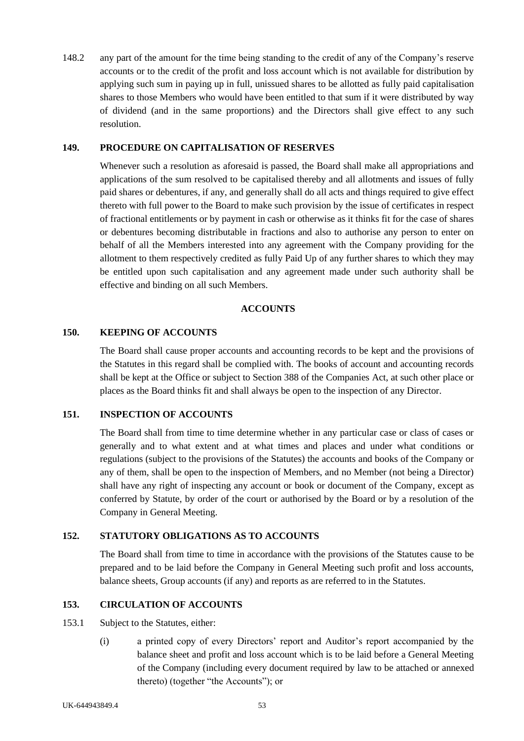148.2 any part of the amount for the time being standing to the credit of any of the Company's reserve accounts or to the credit of the profit and loss account which is not available for distribution by applying such sum in paying up in full, unissued shares to be allotted as fully paid capitalisation shares to those Members who would have been entitled to that sum if it were distributed by way of dividend (and in the same proportions) and the Directors shall give effect to any such resolution.

**149. PROCEDURE ON CAPITALISATION OF RESERVES**

Whenever such a resolution as aforesaid is passed, the Board shall make all appropriations and applications of the sum resolved to be capitalised thereby and all allotments and issues of fully paid shares or debentures, if any, and generally shall do all acts and things required to give effect thereto with full power to the Board to make such provision by the issue of certificates in respect of fractional entitlements or by payment in cash or otherwise as it thinks fit for the case of shares or debentures becoming distributable in fractions and also to authorise any person to enter on behalf of all the Members interested into any agreement with the Company providing for the allotment to them respectively credited as fully Paid Up of any further shares to which they may be entitled upon such capitalisation and any agreement made under such authority shall be effective and binding on all such Members.

**ACCOUNTS**

**150. KEEPING OF ACCOUNTS**

The Board shall cause proper accounts and accounting records to be kept and the provisions of the Statutes in this regard shall be complied with. The books of account and accounting records shall be kept at the Office or subject to Section 388 of the Companies Act, at such other place or places as the Board thinks fit and shall always be open to the inspection of any Director.

**151. INSPECTION OF ACCOUNTS**

The Board shall from time to time determine whether in any particular case or class of cases or generally and to what extent and at what times and places and under what conditions or regulations (subject to the provisions of the Statutes) the accounts and books of the Company or any of them, shall be open to the inspection of Members, and no Member (not being a Director) shall have any right of inspecting any account or book or document of the Company, except as conferred by Statute, by order of the court or authorised by the Board or by a resolution of the Company in General Meeting.

**152. STATUTORY OBLIGATIONS AS TO ACCOUNTS**

The Board shall from time to time in accordance with the provisions of the Statutes cause to be prepared and to be laid before the Company in General Meeting such profit and loss accounts, balance sheets, Group accounts (if any) and reports as are referred to in the Statutes.

**153. CIRCULATION OF ACCOUNTS**

153.1 Subject to the Statutes, either:

(i) a printed copy of every Directors' report and Auditor's report accompanied by the balance sheet and profit and loss account which is to be laid before a General Meeting of the Company (including every document required by law to be attached or annexed thereto) (together "the Accounts"); or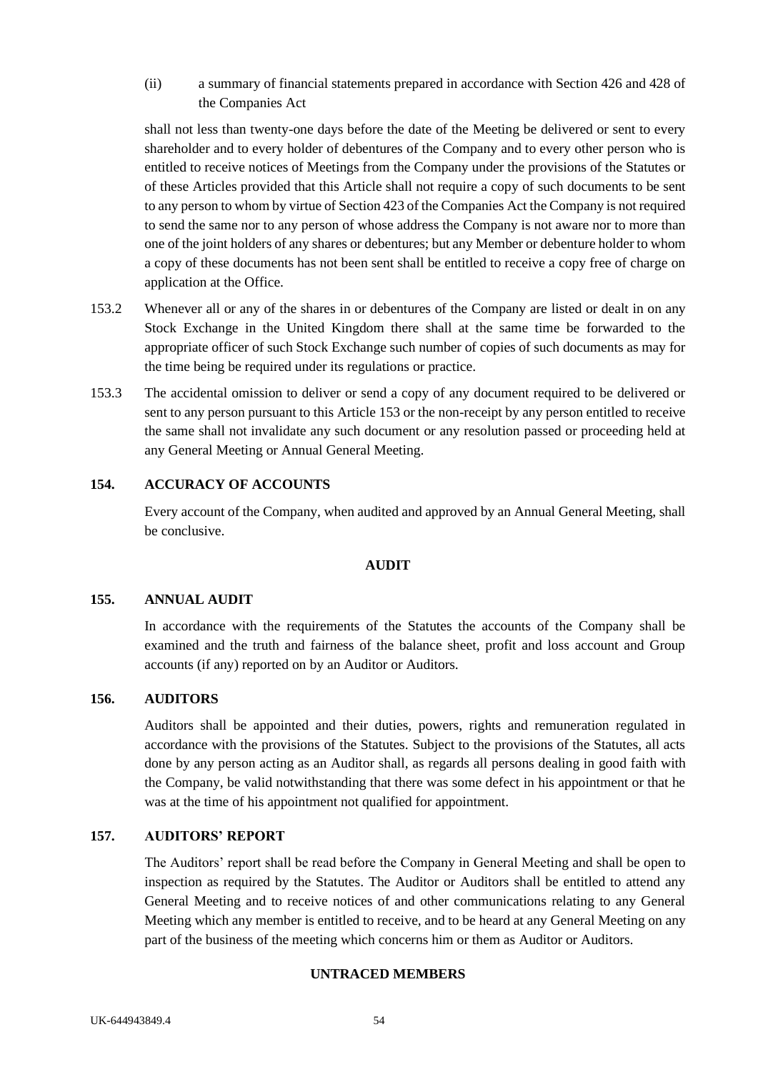(ii) a summary of financial statements prepared in accordance with Section 426 and 428 of the Companies Act

shall not less than twenty-one days before the date of the Meeting be delivered or sent to every shareholder and to every holder of debentures of the Company and to every other person who is entitled to receive notices of Meetings from the Company under the provisions of the Statutes or of these Articles provided that this Article shall not require a copy of such documents to be sent to any person to whom by virtue of Section 423 of the Companies Act the Company is not required to send the same nor to any person of whose address the Company is not aware nor to more than one of the joint holders of any shares or debentures; but any Member or debenture holder to whom a copy of these documents has not been sent shall be entitled to receive a copy free of charge on application at the Office.

153.2 Whenever all or any of the shares in or debentures of the Company are listed or dealt in on any Stock Exchange in the United Kingdom there shall at the same time be forwarded to the appropriate officer of such Stock Exchange such number of copies of such documents as may for the time being be required under its regulations or practice.

153.3 The accidental omission to deliver or send a copy of any document required to be delivered or sent to any person pursuant to this Article 153 or the non-receipt by any person entitled to receive the same shall not invalidate any such document or any resolution passed or proceeding held at any General Meeting or Annual General Meeting.

**154. ACCURACY OF ACCOUNTS**

Every account of the Company, when audited and approved by an Annual General Meeting, shall be conclusive.

**AUDIT**

**155. ANNUAL AUDIT**

In accordance with the requirements of the Statutes the accounts of the Company shall be examined and the truth and fairness of the balance sheet, profit and loss account and Group accounts (if any) reported on by an Auditor or Auditors.

**156. AUDITORS**

Auditors shall be appointed and their duties, powers, rights and remuneration regulated in accordance with the provisions of the Statutes. Subject to the provisions of the Statutes, all acts done by any person acting as an Auditor shall, as regards all persons dealing in good faith with the Company, be valid notwithstanding that there was some defect in his appointment or that he was at the time of his appointment not qualified for appointment.

**157. AUDITORS' REPORT**

The Auditors' report shall be read before the Company in General Meeting and shall be open to inspection as required by the Statutes. The Auditor or Auditors shall be entitled to attend any General Meeting and to receive notices of and other communications relating to any General Meeting which any member is entitled to receive, and to be heard at any General Meeting on any part of the business of the meeting which concerns him or them as Auditor or Auditors.

**UNTRACED MEMBERS**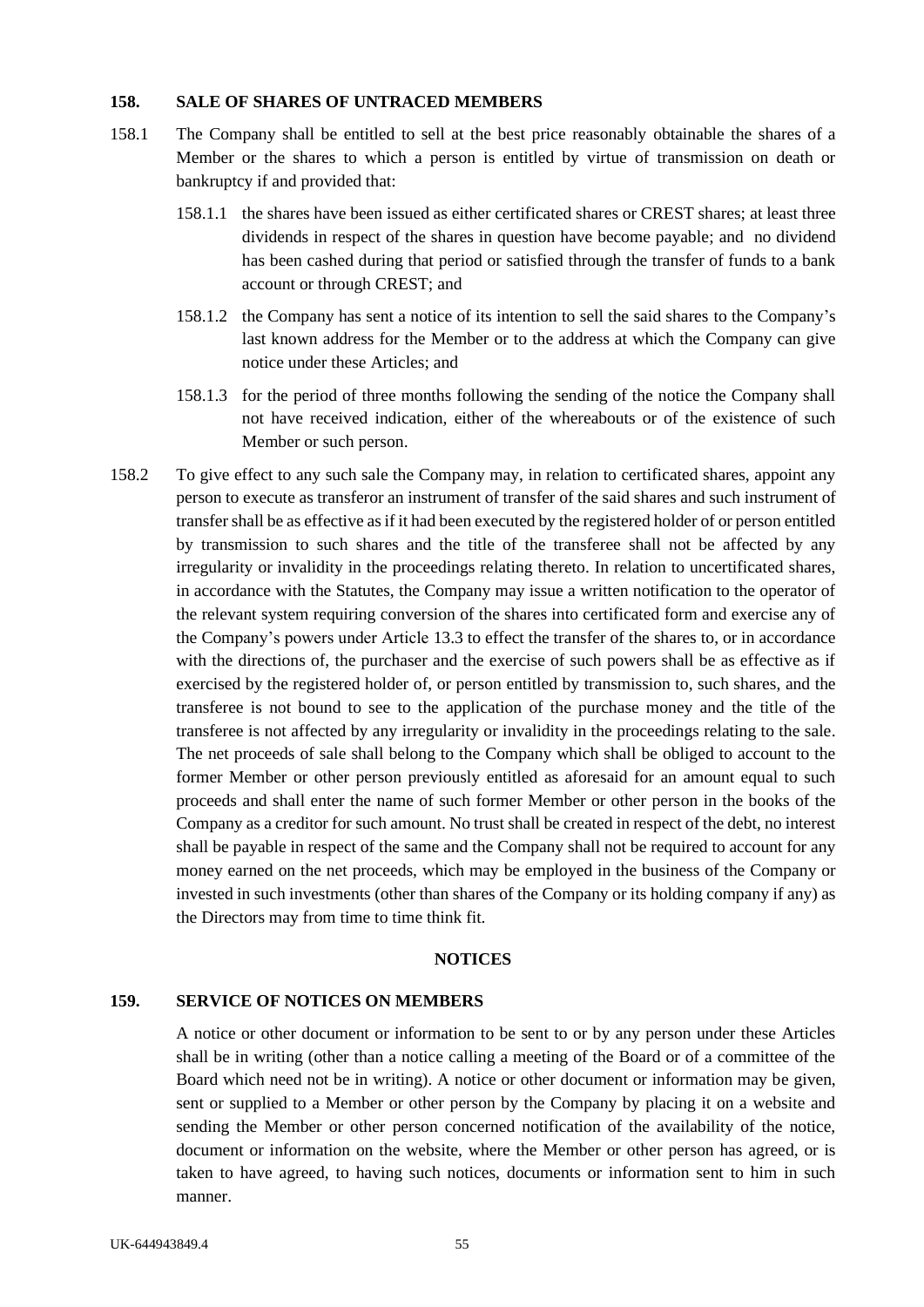### 158. SALE OF SHARES OF UNTRACED MEMBERS

158.1 The Company shall be entitled to sell at the best price reasonably obtainable the shares of a Member or the shares to which a person is entitled by virtue of transmission on death or bankruptcy if and provided that:

158.1.1 the shares have been issued as either certificated shares or CREST shares; at least three dividends in respect of the shares in question have become payable; and no dividend has been cashed during that period or satisfied through the transfer of funds to a bank account or through CREST; and

158.1.2 the Company has sent a notice of its intention to sell the said shares to the Company's last known address for the Member or to the address at which the Company can give notice under these Articles; and

158.1.3 for the period of three months following the sending of the notice the Company shall not have received indication, either of the whereabouts or of the existence of such Member or such person.

158.2 To give effect to any such sale the Company may, in relation to certificated shares, appoint any person to execute as transferor an instrument of transfer of the said shares and such instrument of transfer shall be as effective as if it had been executed by the registered holder of or person entitled by transmission to such shares and the title of the transferee shall not be affected by any irregularity or invalidity in the proceedings relating thereto. In relation to uncertificated shares, in accordance with the Statutes, the Company may issue a written notification to the operator of the relevant system requiring conversion of the shares into certificated form and exercise any of the Company's powers under Article 13.3 to effect the transfer of the shares to, or in accordance with the directions of, the purchaser and the exercise of such powers shall be as effective as if exercised by the registered holder of, or person entitled by transmission to, such shares, and the transferee is not bound to see to the application of the purchase money and the title of the transferee is not affected by any irregularity or invalidity in the proceedings relating to the sale. The net proceeds of sale shall belong to the Company which shall be obliged to account to the former Member or other person previously entitled as aforesaid for an amount equal to such proceeds and shall enter the name of such former Member or other person in the books of the Company as a creditor for such amount. No trust shall be created in respect of the debt, no interest shall be payable in respect of the same and the Company shall not be required to account for any money earned on the net proceeds, which may be employed in the business of the Company or invested in such investments (other than shares of the Company or its holding company if any) as the Directors may from time to time think fit.

## NOTICES

### 159. SERVICE OF NOTICES ON MEMBERS

A notice or other document or information to be sent to or by any person under these Articles shall be in writing (other than a notice calling a meeting of the Board or of a committee of the Board which need not be in writing). A notice or other document or information may be given, sent or supplied to a Member or other person by the Company by placing it on a website and sending the Member or other person concerned notification of the availability of the notice, document or information on the website, where the Member or other person has agreed, or is taken to have agreed, to having such notices, documents or information sent to him in such manner.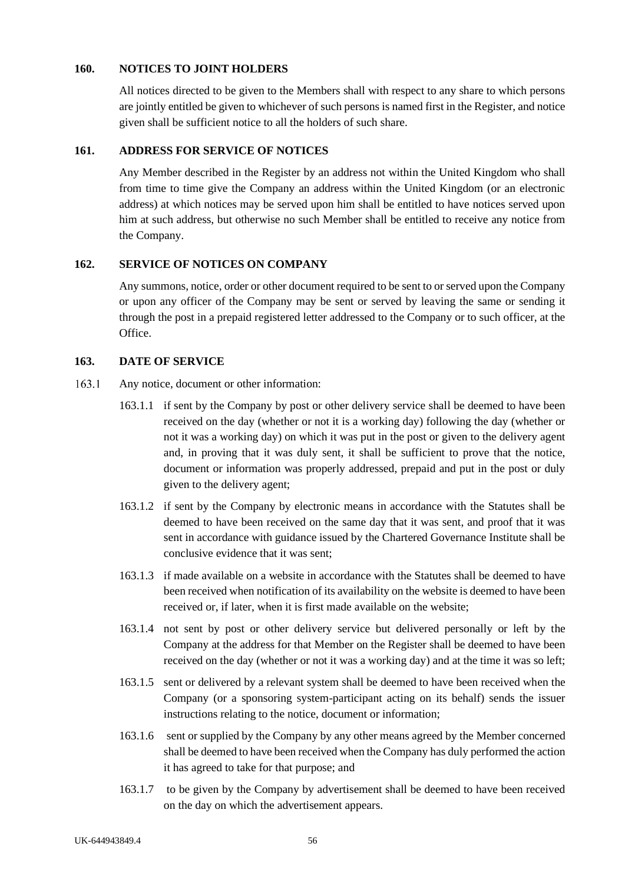### 160. NOTICES TO JOINT HOLDERS

All notices directed to be given to the Members shall with respect to any share to which persons are jointly entitled be given to whichever of such persons is named first in the Register, and notice given shall be sufficient notice to all the holders of such share.

### 161. ADDRESS FOR SERVICE OF NOTICES

Any Member described in the Register by an address not within the United Kingdom who shall from time to time give the Company an address within the United Kingdom (or an electronic address) at which notices may be served upon him shall be entitled to have notices served upon him at such address, but otherwise no such Member shall be entitled to receive any notice from the Company.

### 162. SERVICE OF NOTICES ON COMPANY

Any summons, notice, order or other document required to be sent to or served upon the Company or upon any officer of the Company may be sent or served by leaving the same or sending it through the post in a prepaid registered letter addressed to the Company or to such officer, at the Office.

### 163. DATE OF SERVICE

163.1 Any notice, document or other information:

163.1.1 if sent by the Company by post or other delivery service shall be deemed to have been received on the day (whether or not it is a working day) following the day (whether or not it was a working day) on which it was put in the post or given to the delivery agent and, in proving that it was duly sent, it shall be sufficient to prove that the notice, document or information was properly addressed, prepaid and put in the post or duly given to the delivery agent;

163.1.2 if sent by the Company by electronic means in accordance with the Statutes shall be deemed to have been received on the same day that it was sent, and proof that it was sent in accordance with guidance issued by the Chartered Governance Institute shall be conclusive evidence that it was sent;

163.1.3 if made available on a website in accordance with the Statutes shall be deemed to have been received when notification of its availability on the website is deemed to have been received or, if later, when it is first made available on the website;

163.1.4 not sent by post or other delivery service but delivered personally or left by the Company at the address for that Member on the Register shall be deemed to have been received on the day (whether or not it was a working day) and at the time it was so left;

163.1.5 sent or delivered by a relevant system shall be deemed to have been received when the Company (or a sponsoring system-participant acting on its behalf) sends the issuer instructions relating to the notice, document or information;

163.1.6 sent or supplied by the Company by any other means agreed by the Member concerned shall be deemed to have been received when the Company has duly performed the action it has agreed to take for that purpose; and

163.1.7 to be given by the Company by advertisement shall be deemed to have been received on the day on which the advertisement appears.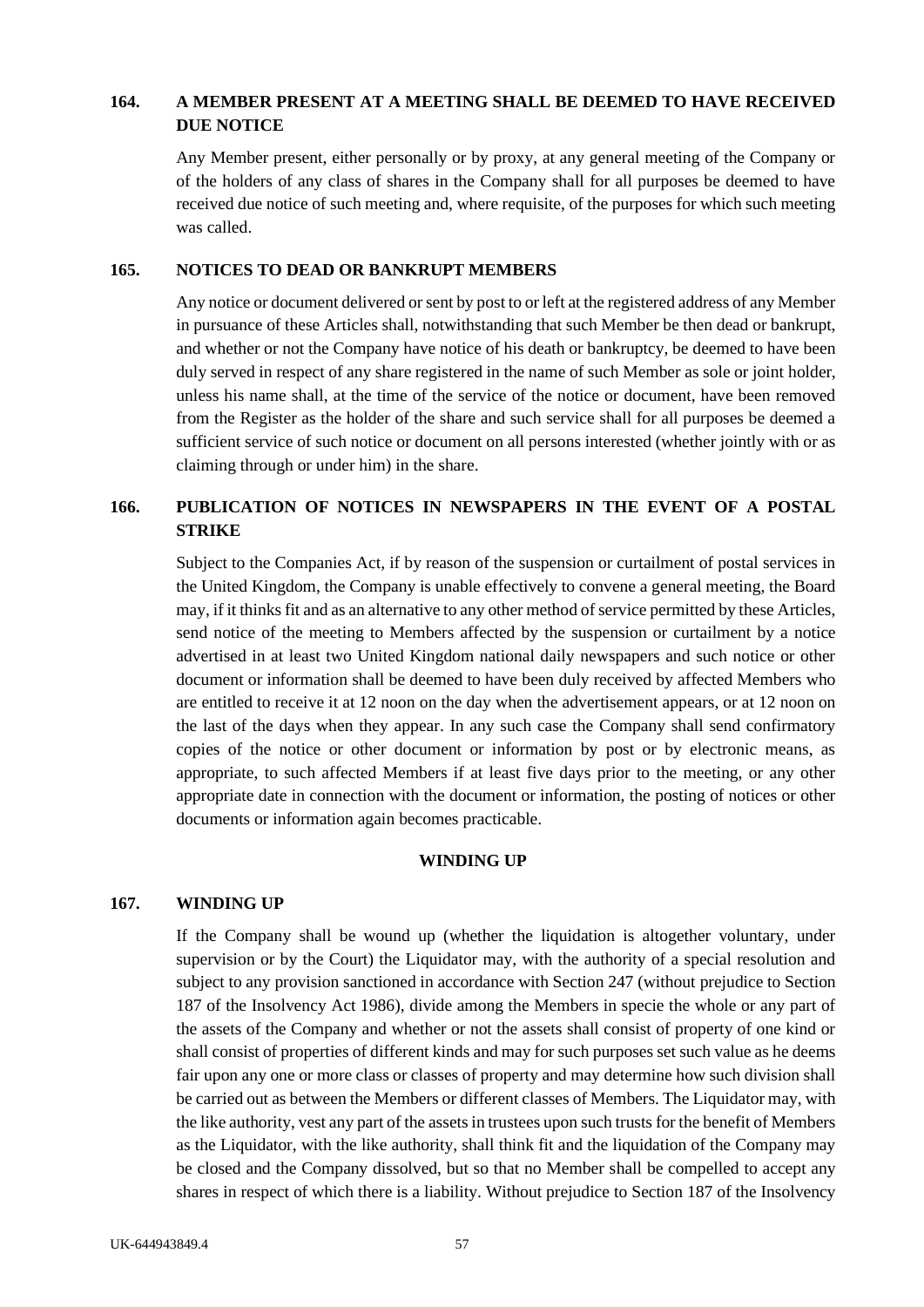## 164. A MEMBER PRESENT AT A MEETING SHALL BE DEEMED TO HAVE RECEIVED DUE NOTICE

Any Member present, either personally or by proxy, at any general meeting of the Company or of the holders of any class of shares in the Company shall for all purposes be deemed to have received due notice of such meeting and, where requisite, of the purposes for which such meeting was called.

## 165. NOTICES TO DEAD OR BANKRUPT MEMBERS

Any notice or document delivered or sent by post to or left at the registered address of any Member in pursuance of these Articles shall, notwithstanding that such Member be then dead or bankrupt, and whether or not the Company have notice of his death or bankruptcy, be deemed to have been duly served in respect of any share registered in the name of such Member as sole or joint holder, unless his name shall, at the time of the service of the notice or document, have been removed from the Register as the holder of the share and such service shall for all purposes be deemed a sufficient service of such notice or document on all persons interested (whether jointly with or as claiming through or under him) in the share.

## 166. PUBLICATION OF NOTICES IN NEWSPAPERS IN THE EVENT OF A POSTAL STRIKE

Subject to the Companies Act, if by reason of the suspension or curtailment of postal services in the United Kingdom, the Company is unable effectively to convene a general meeting, the Board may, if it thinks fit and as an alternative to any other method of service permitted by these Articles, send notice of the meeting to Members affected by the suspension or curtailment by a notice advertised in at least two United Kingdom national daily newspapers and such notice or other document or information shall be deemed to have been duly received by affected Members who are entitled to receive it at 12 noon on the day when the advertisement appears, or at 12 noon on the last of the days when they appear. In any such case the Company shall send confirmatory copies of the notice or other document or information by post or by electronic means, as appropriate, to such affected Members if at least five days prior to the meeting, or any other appropriate date in connection with the document or information, the posting of notices or other documents or information again becomes practicable.

# WINDING UP

## 167. WINDING UP

If the Company shall be wound up (whether the liquidation is altogether voluntary, under supervision or by the Court) the Liquidator may, with the authority of a special resolution and subject to any provision sanctioned in accordance with Section 247 (without prejudice to Section 187 of the Insolvency Act 1986), divide among the Members in specie the whole or any part of the assets of the Company and whether or not the assets shall consist of property of one kind or shall consist of properties of different kinds and may for such purposes set such value as he deems fair upon any one or more class or classes of property and may determine how such division shall be carried out as between the Members or different classes of Members. The Liquidator may, with the like authority, vest any part of the assets in trustees upon such trusts for the benefit of Members as the Liquidator, with the like authority, shall think fit and the liquidation of the Company may be closed and the Company dissolved, but so that no Member shall be compelled to accept any shares in respect of which there is a liability. Without prejudice to Section 187 of the Insolvency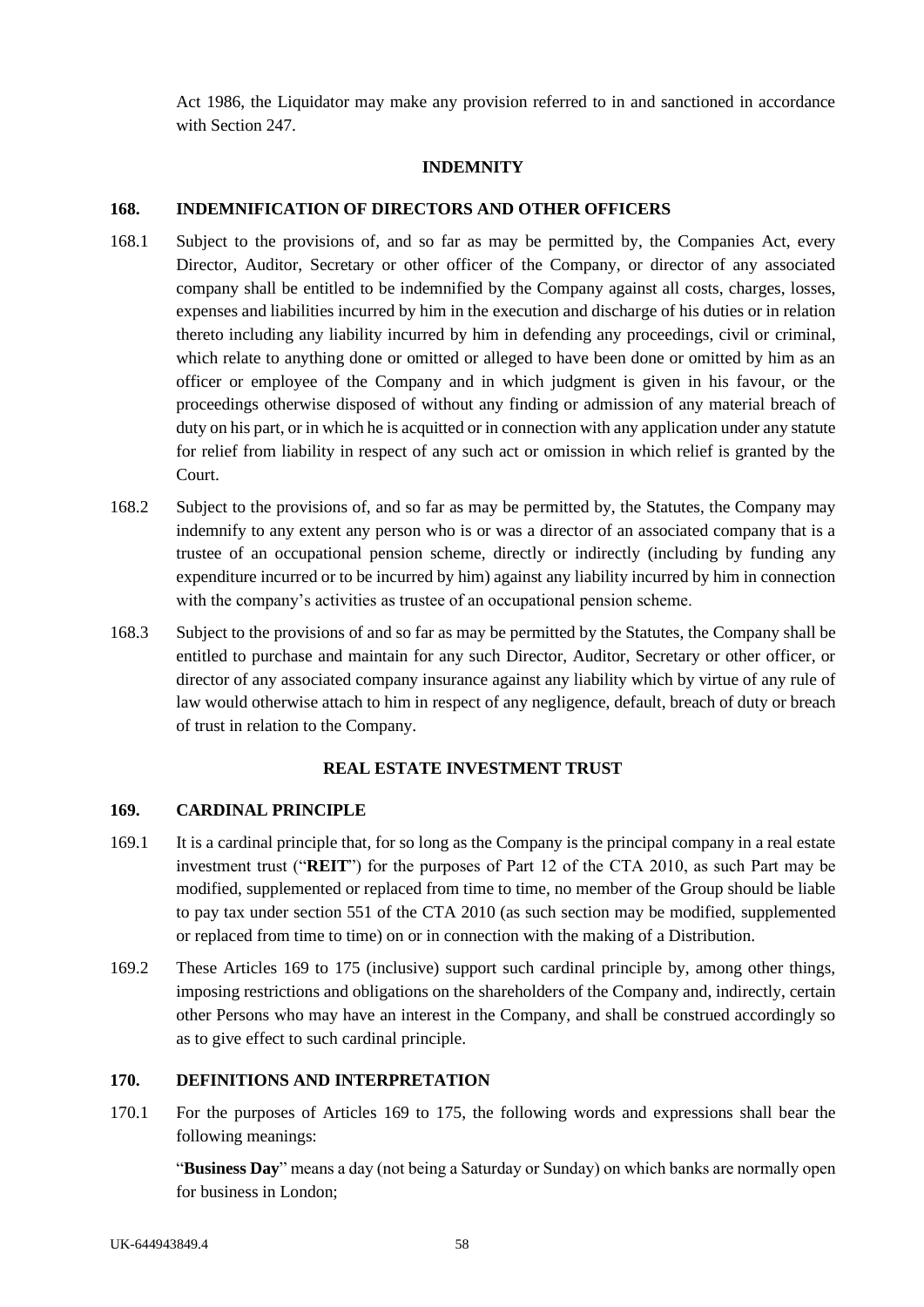Act 1986, the Liquidator may make any provision referred to in and sanctioned in accordance with Section 247.

## INDEMNITY

### 168. INDEMNIFICATION OF DIRECTORS AND OTHER OFFICERS

168.1 Subject to the provisions of, and so far as may be permitted by, the Companies Act, every Director, Auditor, Secretary or other officer of the Company, or director of any associated company shall be entitled to be indemnified by the Company against all costs, charges, losses, expenses and liabilities incurred by him in the execution and discharge of his duties or in relation thereto including any liability incurred by him in defending any proceedings, civil or criminal, which relate to anything done or omitted or alleged to have been done or omitted by him as an officer or employee of the Company and in which judgment is given in his favour, or the proceedings otherwise disposed of without any finding or admission of any material breach of duty on his part, or in which he is acquitted or in connection with any application under any statute for relief from liability in respect of any such act or omission in which relief is granted by the Court.

168.2 Subject to the provisions of, and so far as may be permitted by, the Statutes, the Company may indemnify to any extent any person who is or was a director of an associated company that is a trustee of an occupational pension scheme, directly or indirectly (including by funding any expenditure incurred or to be incurred by him) against any liability incurred by him in connection with the company's activities as trustee of an occupational pension scheme.

168.3 Subject to the provisions of and so far as may be permitted by the Statutes, the Company shall be entitled to purchase and maintain for any such Director, Auditor, Secretary or other officer, or director of any associated company insurance against any liability which by virtue of any rule of law would otherwise attach to him in respect of any negligence, default, breach of duty or breach of trust in relation to the Company.

## REAL ESTATE INVESTMENT TRUST

### 169. CARDINAL PRINCIPLE

169.1 It is a cardinal principle that, for so long as the Company is the principal company in a real estate investment trust ("**REIT**") for the purposes of Part 12 of the CTA 2010, as such Part may be modified, supplemented or replaced from time to time, no member of the Group should be liable to pay tax under section 551 of the CTA 2010 (as such section may be modified, supplemented or replaced from time to time) on or in connection with the making of a Distribution.

169.2 These Articles 169 to 175 (inclusive) support such cardinal principle by, among other things, imposing restrictions and obligations on the shareholders of the Company and, indirectly, certain other Persons who may have an interest in the Company, and shall be construed accordingly so as to give effect to such cardinal principle.

### 170. DEFINITIONS AND INTERPRETATION

170.1 For the purposes of Articles 169 to 175, the following words and expressions shall bear the following meanings:

"**Business Day**" means a day (not being a Saturday or Sunday) on which banks are normally open for business in London;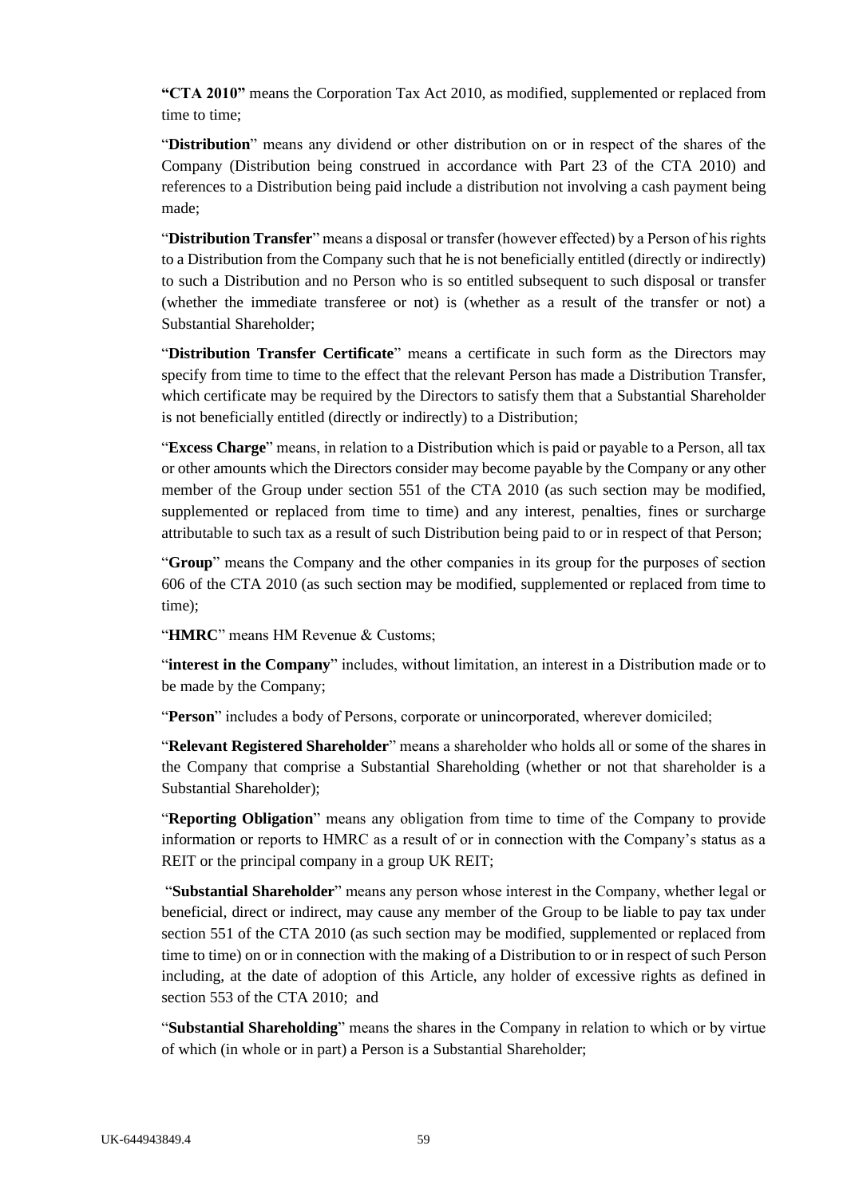**"CTA 2010"** means the Corporation Tax Act 2010, as modified, supplemented or replaced from time to time;

"**Distribution**" means any dividend or other distribution on or in respect of the shares of the Company (Distribution being construed in accordance with Part 23 of the CTA 2010) and references to a Distribution being paid include a distribution not involving a cash payment being made;

"**Distribution Transfer**" means a disposal or transfer (however effected) by a Person of his rights to a Distribution from the Company such that he is not beneficially entitled (directly or indirectly) to such a Distribution and no Person who is so entitled subsequent to such disposal or transfer (whether the immediate transferee or not) is (whether as a result of the transfer or not) a Substantial Shareholder;

"**Distribution Transfer Certificate**" means a certificate in such form as the Directors may specify from time to time to the effect that the relevant Person has made a Distribution Transfer, which certificate may be required by the Directors to satisfy them that a Substantial Shareholder is not beneficially entitled (directly or indirectly) to a Distribution;

"**Excess Charge**" means, in relation to a Distribution which is paid or payable to a Person, all tax or other amounts which the Directors consider may become payable by the Company or any other member of the Group under section 551 of the CTA 2010 (as such section may be modified, supplemented or replaced from time to time) and any interest, penalties, fines or surcharge attributable to such tax as a result of such Distribution being paid to or in respect of that Person;

"**Group**" means the Company and the other companies in its group for the purposes of section 606 of the CTA 2010 (as such section may be modified, supplemented or replaced from time to time);

"**HMRC**" means HM Revenue & Customs;

"**interest in the Company**" includes, without limitation, an interest in a Distribution made or to be made by the Company;

"**Person**" includes a body of Persons, corporate or unincorporated, wherever domiciled;

"**Relevant Registered Shareholder**" means a shareholder who holds all or some of the shares in the Company that comprise a Substantial Shareholding (whether or not that shareholder is a Substantial Shareholder);

"**Reporting Obligation**" means any obligation from time to time of the Company to provide information or reports to HMRC as a result of or in connection with the Company's status as a REIT or the principal company in a group UK REIT;

"**Substantial Shareholder**" means any person whose interest in the Company, whether legal or beneficial, direct or indirect, may cause any member of the Group to be liable to pay tax under section 551 of the CTA 2010 (as such section may be modified, supplemented or replaced from time to time) on or in connection with the making of a Distribution to or in respect of such Person including, at the date of adoption of this Article, any holder of excessive rights as defined in section 553 of the CTA 2010; and

"**Substantial Shareholding**" means the shares in the Company in relation to which or by virtue of which (in whole or in part) a Person is a Substantial Shareholder;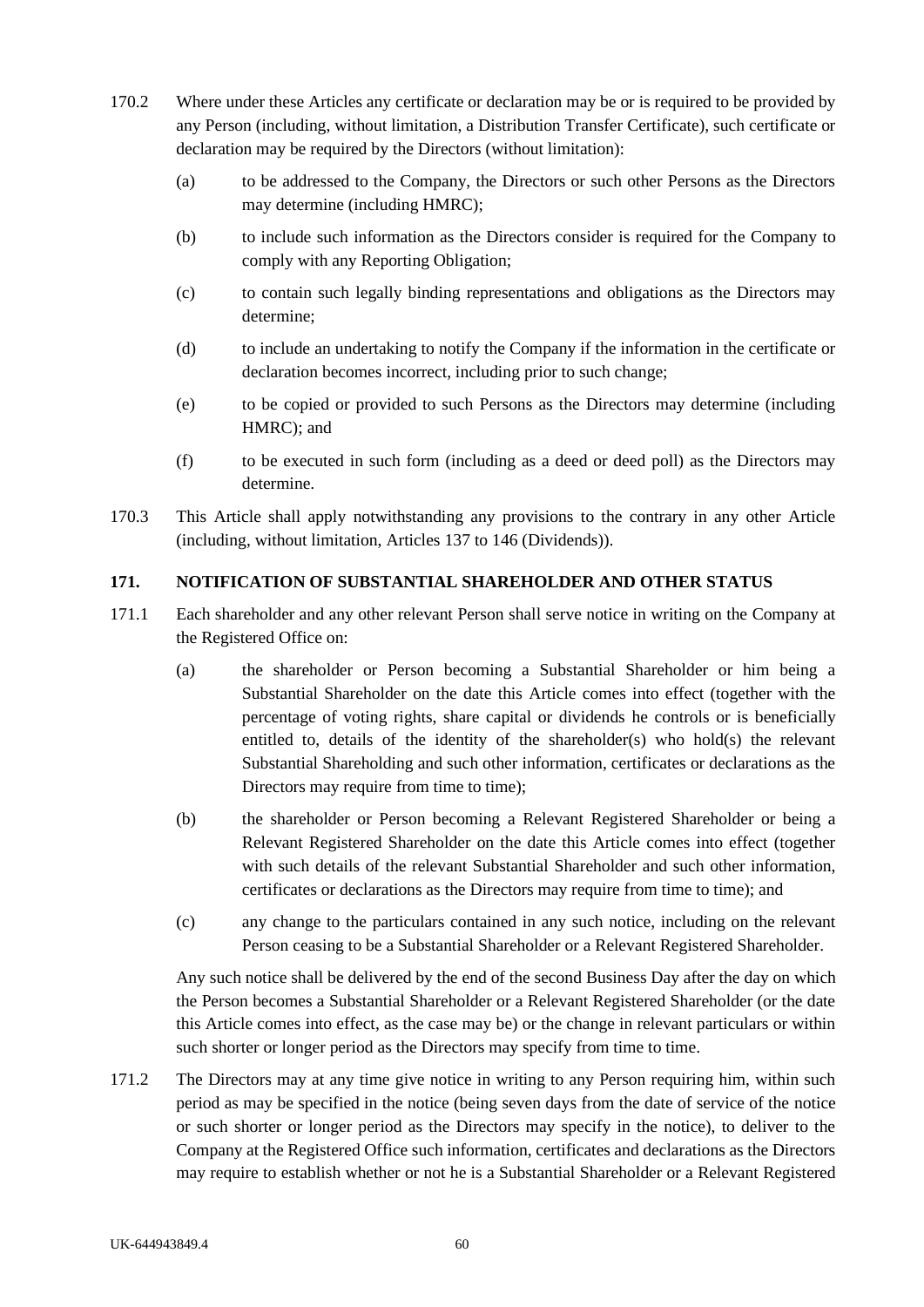170.2 Where under these Articles any certificate or declaration may be or is required to be provided by any Person (including, without limitation, a Distribution Transfer Certificate), such certificate or declaration may be required by the Directors (without limitation):

(a) to be addressed to the Company, the Directors or such other Persons as the Directors may determine (including HMRC);

(b) to include such information as the Directors consider is required for the Company to comply with any Reporting Obligation;

(c) to contain such legally binding representations and obligations as the Directors may determine;

(d) to include an undertaking to notify the Company if the information in the certificate or declaration becomes incorrect, including prior to such change;

(e) to be copied or provided to such Persons as the Directors may determine (including HMRC); and

(f) to be executed in such form (including as a deed or deed poll) as the Directors may determine.

170.3 This Article shall apply notwithstanding any provisions to the contrary in any other Article (including, without limitation, Articles 137 to 146 (Dividends)).

**171. NOTIFICATION OF SUBSTANTIAL SHAREHOLDER AND OTHER STATUS**

171.1 Each shareholder and any other relevant Person shall serve notice in writing on the Company at the Registered Office on:

(a) the shareholder or Person becoming a Substantial Shareholder or him being a Substantial Shareholder on the date this Article comes into effect (together with the percentage of voting rights, share capital or dividends he controls or is beneficially entitled to, details of the identity of the shareholder(s) who hold(s) the relevant Substantial Shareholding and such other information, certificates or declarations as the Directors may require from time to time);

(b) the shareholder or Person becoming a Relevant Registered Shareholder or being a Relevant Registered Shareholder on the date this Article comes into effect (together with such details of the relevant Substantial Shareholder and such other information, certificates or declarations as the Directors may require from time to time); and

(c) any change to the particulars contained in any such notice, including on the relevant Person ceasing to be a Substantial Shareholder or a Relevant Registered Shareholder.

Any such notice shall be delivered by the end of the second Business Day after the day on which the Person becomes a Substantial Shareholder or a Relevant Registered Shareholder (or the date this Article comes into effect, as the case may be) or the change in relevant particulars or within such shorter or longer period as the Directors may specify from time to time.

171.2 The Directors may at any time give notice in writing to any Person requiring him, within such period as may be specified in the notice (being seven days from the date of service of the notice or such shorter or longer period as the Directors may specify in the notice), to deliver to the Company at the Registered Office such information, certificates and declarations as the Directors may require to establish whether or not he is a Substantial Shareholder or a Relevant Registered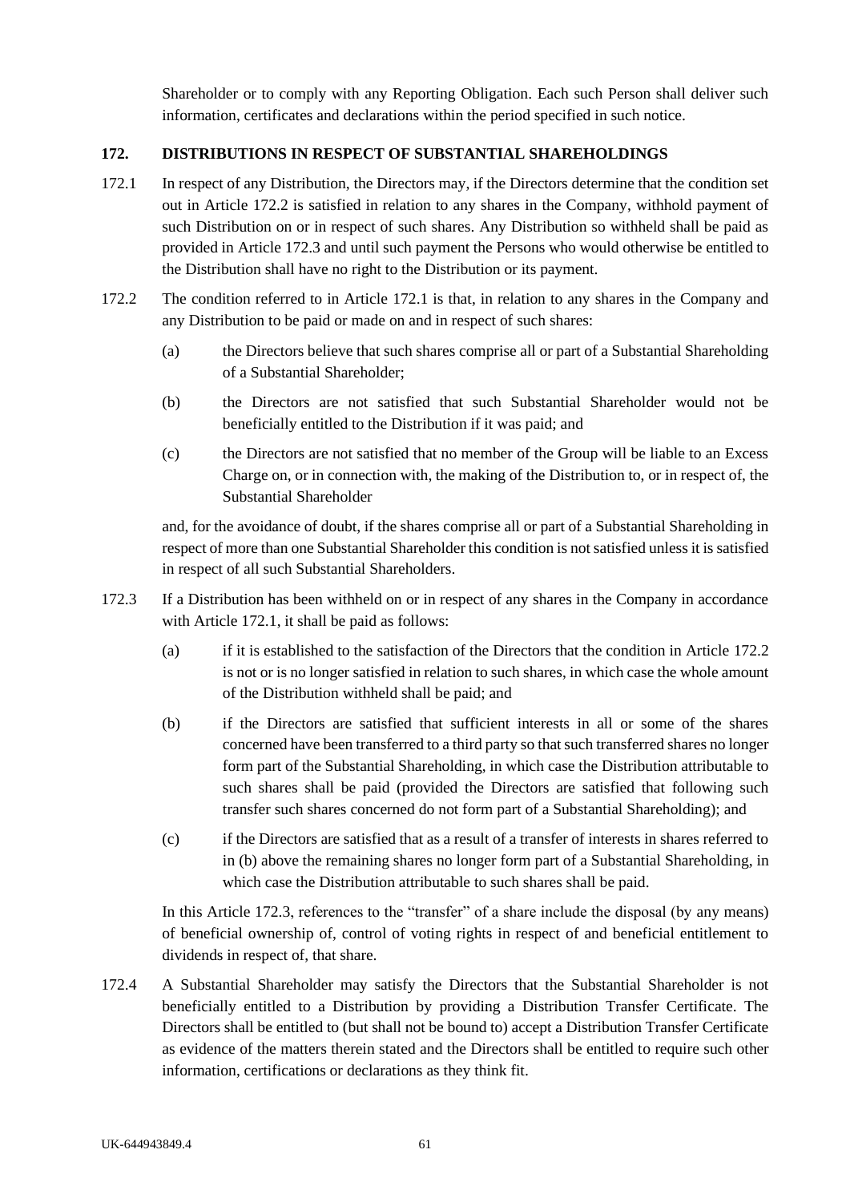Shareholder or to comply with any Reporting Obligation. Each such Person shall deliver such information, certificates and declarations within the period specified in such notice.

## 172. DISTRIBUTIONS IN RESPECT OF SUBSTANTIAL SHAREHOLDINGS

172.1 In respect of any Distribution, the Directors may, if the Directors determine that the condition set out in Article 172.2 is satisfied in relation to any shares in the Company, withhold payment of such Distribution on or in respect of such shares. Any Distribution so withheld shall be paid as provided in Article 172.3 and until such payment the Persons who would otherwise be entitled to the Distribution shall have no right to the Distribution or its payment.

172.2 The condition referred to in Article 172.1 is that, in relation to any shares in the Company and any Distribution to be paid or made on and in respect of such shares:

(a) the Directors believe that such shares comprise all or part of a Substantial Shareholding of a Substantial Shareholder;

(b) the Directors are not satisfied that such Substantial Shareholder would not be beneficially entitled to the Distribution if it was paid; and

(c) the Directors are not satisfied that no member of the Group will be liable to an Excess Charge on, or in connection with, the making of the Distribution to, or in respect of, the Substantial Shareholder

and, for the avoidance of doubt, if the shares comprise all or part of a Substantial Shareholding in respect of more than one Substantial Shareholder this condition is not satisfied unless it is satisfied in respect of all such Substantial Shareholders.

172.3 If a Distribution has been withheld on or in respect of any shares in the Company in accordance with Article 172.1, it shall be paid as follows:

(a) if it is established to the satisfaction of the Directors that the condition in Article 172.2 is not or is no longer satisfied in relation to such shares, in which case the whole amount of the Distribution withheld shall be paid; and

(b) if the Directors are satisfied that sufficient interests in all or some of the shares concerned have been transferred to a third party so that such transferred shares no longer form part of the Substantial Shareholding, in which case the Distribution attributable to such shares shall be paid (provided the Directors are satisfied that following such transfer such shares concerned do not form part of a Substantial Shareholding); and

(c) if the Directors are satisfied that as a result of a transfer of interests in shares referred to in (b) above the remaining shares no longer form part of a Substantial Shareholding, in which case the Distribution attributable to such shares shall be paid.

In this Article 172.3, references to the "transfer" of a share include the disposal (by any means) of beneficial ownership of, control of voting rights in respect of and beneficial entitlement to dividends in respect of, that share.

172.4 A Substantial Shareholder may satisfy the Directors that the Substantial Shareholder is not beneficially entitled to a Distribution by providing a Distribution Transfer Certificate. The Directors shall be entitled to (but shall not be bound to) accept a Distribution Transfer Certificate as evidence of the matters therein stated and the Directors shall be entitled to require such other information, certifications or declarations as they think fit.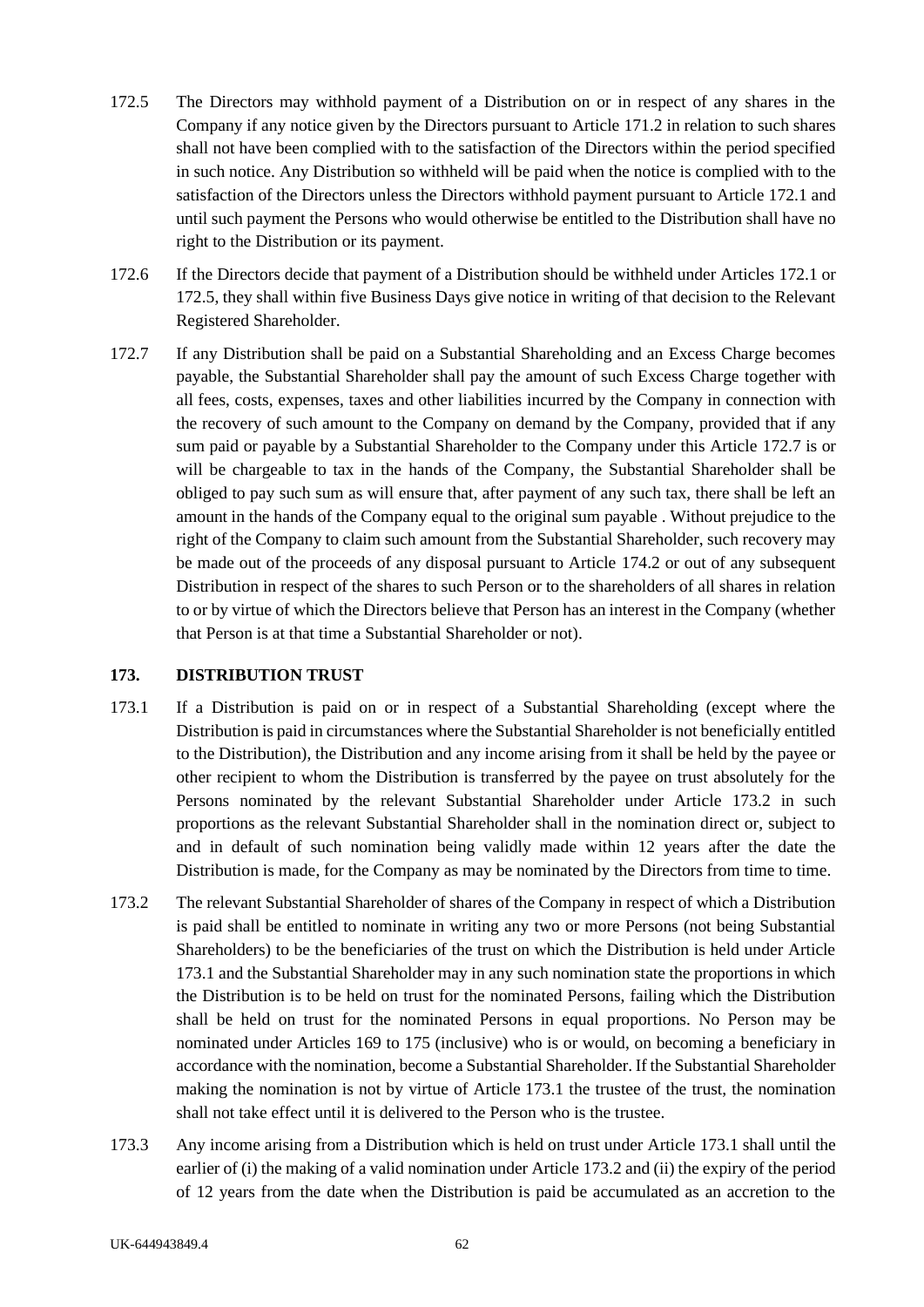172.5 The Directors may withhold payment of a Distribution on or in respect of any shares in the Company if any notice given by the Directors pursuant to Article 171.2 in relation to such shares shall not have been complied with to the satisfaction of the Directors within the period specified in such notice. Any Distribution so withheld will be paid when the notice is complied with to the satisfaction of the Directors unless the Directors withhold payment pursuant to Article 172.1 and until such payment the Persons who would otherwise be entitled to the Distribution shall have no right to the Distribution or its payment.

172.6 If the Directors decide that payment of a Distribution should be withheld under Articles 172.1 or 172.5, they shall within five Business Days give notice in writing of that decision to the Relevant Registered Shareholder.

172.7 If any Distribution shall be paid on a Substantial Shareholding and an Excess Charge becomes payable, the Substantial Shareholder shall pay the amount of such Excess Charge together with all fees, costs, expenses, taxes and other liabilities incurred by the Company in connection with the recovery of such amount to the Company on demand by the Company, provided that if any sum paid or payable by a Substantial Shareholder to the Company under this Article 172.7 is or will be chargeable to tax in the hands of the Company, the Substantial Shareholder shall be obliged to pay such sum as will ensure that, after payment of any such tax, there shall be left an amount in the hands of the Company equal to the original sum payable . Without prejudice to the right of the Company to claim such amount from the Substantial Shareholder, such recovery may be made out of the proceeds of any disposal pursuant to Article 174.2 or out of any subsequent Distribution in respect of the shares to such Person or to the shareholders of all shares in relation to or by virtue of which the Directors believe that Person has an interest in the Company (whether that Person is at that time a Substantial Shareholder or not).

## 173. DISTRIBUTION TRUST

173.1 If a Distribution is paid on or in respect of a Substantial Shareholding (except where the Distribution is paid in circumstances where the Substantial Shareholder is not beneficially entitled to the Distribution), the Distribution and any income arising from it shall be held by the payee or other recipient to whom the Distribution is transferred by the payee on trust absolutely for the Persons nominated by the relevant Substantial Shareholder under Article 173.2 in such proportions as the relevant Substantial Shareholder shall in the nomination direct or, subject to and in default of such nomination being validly made within 12 years after the date the Distribution is made, for the Company as may be nominated by the Directors from time to time.

173.2 The relevant Substantial Shareholder of shares of the Company in respect of which a Distribution is paid shall be entitled to nominate in writing any two or more Persons (not being Substantial Shareholders) to be the beneficiaries of the trust on which the Distribution is held under Article 173.1 and the Substantial Shareholder may in any such nomination state the proportions in which the Distribution is to be held on trust for the nominated Persons, failing which the Distribution shall be held on trust for the nominated Persons in equal proportions. No Person may be nominated under Articles 169 to 175 (inclusive) who is or would, on becoming a beneficiary in accordance with the nomination, become a Substantial Shareholder. If the Substantial Shareholder making the nomination is not by virtue of Article 173.1 the trustee of the trust, the nomination shall not take effect until it is delivered to the Person who is the trustee.

173.3 Any income arising from a Distribution which is held on trust under Article 173.1 shall until the earlier of (i) the making of a valid nomination under Article 173.2 and (ii) the expiry of the period of 12 years from the date when the Distribution is paid be accumulated as an accretion to the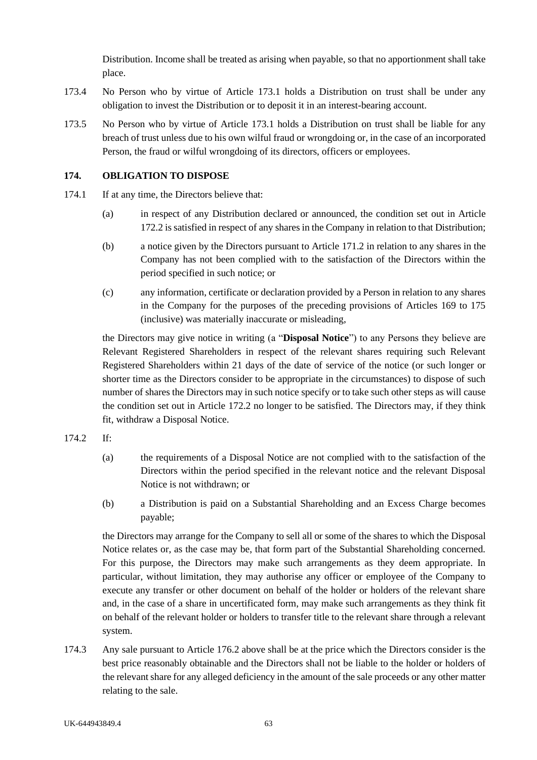Distribution. Income shall be treated as arising when payable, so that no apportionment shall take place.

173.4 No Person who by virtue of Article 173.1 holds a Distribution on trust shall be under any obligation to invest the Distribution or to deposit it in an interest-bearing account.

173.5 No Person who by virtue of Article 173.1 holds a Distribution on trust shall be liable for any breach of trust unless due to his own wilful fraud or wrongdoing or, in the case of an incorporated Person, the fraud or wilful wrongdoing of its directors, officers or employees.

## 174. OBLIGATION TO DISPOSE

174.1 If at any time, the Directors believe that:

(a) in respect of any Distribution declared or announced, the condition set out in Article 172.2 is satisfied in respect of any shares in the Company in relation to that Distribution;

(b) a notice given by the Directors pursuant to Article 171.2 in relation to any shares in the Company has not been complied with to the satisfaction of the Directors within the period specified in such notice; or

(c) any information, certificate or declaration provided by a Person in relation to any shares in the Company for the purposes of the preceding provisions of Articles 169 to 175 (inclusive) was materially inaccurate or misleading,

the Directors may give notice in writing (a "**Disposal Notice**") to any Persons they believe are Relevant Registered Shareholders in respect of the relevant shares requiring such Relevant Registered Shareholders within 21 days of the date of service of the notice (or such longer or shorter time as the Directors consider to be appropriate in the circumstances) to dispose of such number of shares the Directors may in such notice specify or to take such other steps as will cause the condition set out in Article 172.2 no longer to be satisfied. The Directors may, if they think fit, withdraw a Disposal Notice.

174.2 If:

(a) the requirements of a Disposal Notice are not complied with to the satisfaction of the Directors within the period specified in the relevant notice and the relevant Disposal Notice is not withdrawn; or

(b) a Distribution is paid on a Substantial Shareholding and an Excess Charge becomes payable;

the Directors may arrange for the Company to sell all or some of the shares to which the Disposal Notice relates or, as the case may be, that form part of the Substantial Shareholding concerned. For this purpose, the Directors may make such arrangements as they deem appropriate. In particular, without limitation, they may authorise any officer or employee of the Company to execute any transfer or other document on behalf of the holder or holders of the relevant share and, in the case of a share in uncertificated form, may make such arrangements as they think fit on behalf of the relevant holder or holders to transfer title to the relevant share through a relevant system.

174.3 Any sale pursuant to Article 176.2 above shall be at the price which the Directors consider is the best price reasonably obtainable and the Directors shall not be liable to the holder or holders of the relevant share for any alleged deficiency in the amount of the sale proceeds or any other matter relating to the sale.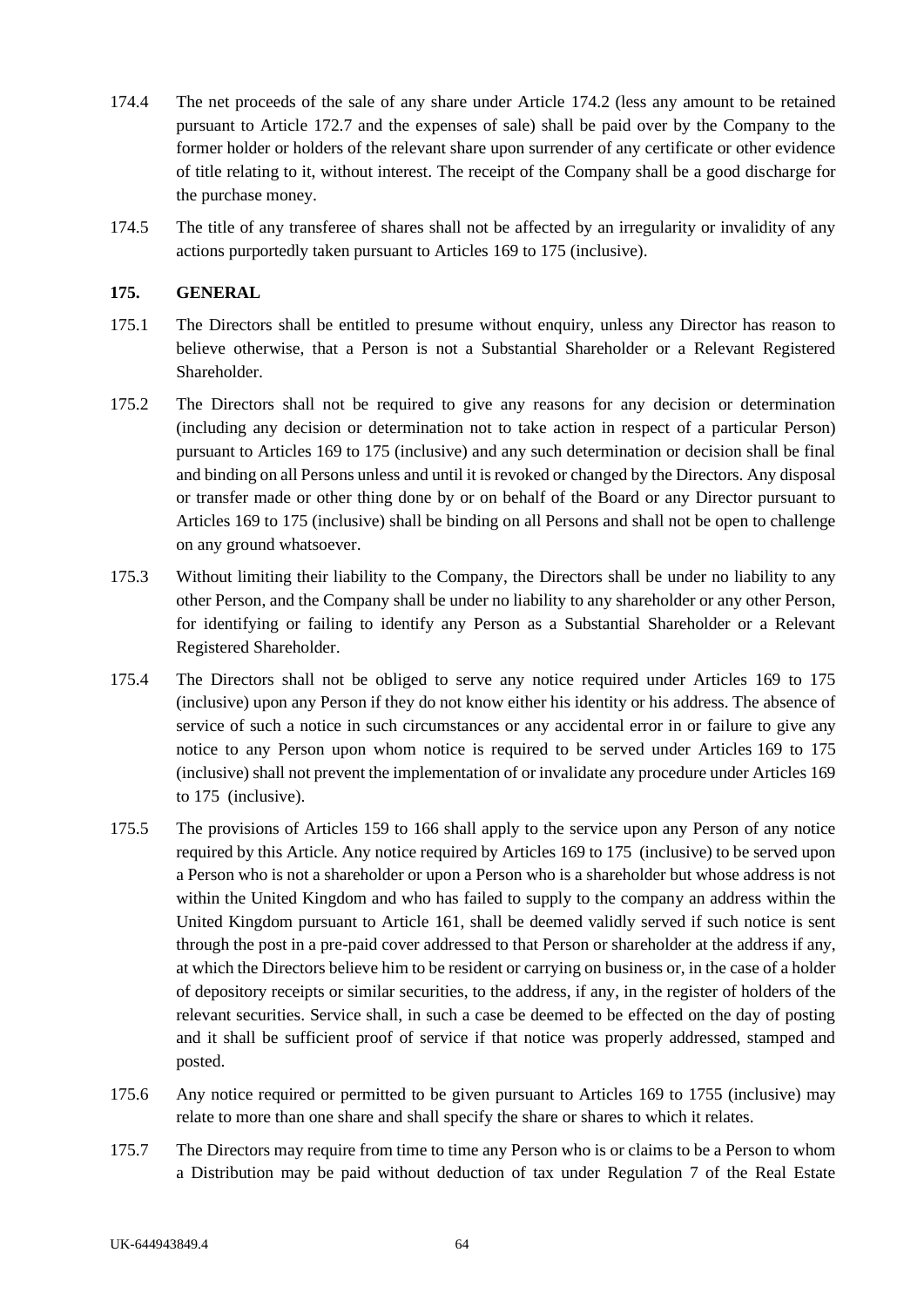174.4 The net proceeds of the sale of any share under Article 174.2 (less any amount to be retained pursuant to Article 172.7 and the expenses of sale) shall be paid over by the Company to the former holder or holders of the relevant share upon surrender of any certificate or other evidence of title relating to it, without interest. The receipt of the Company shall be a good discharge for the purchase money.

174.5 The title of any transferee of shares shall not be affected by an irregularity or invalidity of any actions purportedly taken pursuant to Articles 169 to 175 (inclusive).

**175. GENERAL**

175.1 The Directors shall be entitled to presume without enquiry, unless any Director has reason to believe otherwise, that a Person is not a Substantial Shareholder or a Relevant Registered Shareholder.

175.2 The Directors shall not be required to give any reasons for any decision or determination (including any decision or determination not to take action in respect of a particular Person) pursuant to Articles 169 to 175 (inclusive) and any such determination or decision shall be final and binding on all Persons unless and until it is revoked or changed by the Directors. Any disposal or transfer made or other thing done by or on behalf of the Board or any Director pursuant to Articles 169 to 175 (inclusive) shall be binding on all Persons and shall not be open to challenge on any ground whatsoever.

175.3 Without limiting their liability to the Company, the Directors shall be under no liability to any other Person, and the Company shall be under no liability to any shareholder or any other Person, for identifying or failing to identify any Person as a Substantial Shareholder or a Relevant Registered Shareholder.

175.4 The Directors shall not be obliged to serve any notice required under Articles 169 to 175 (inclusive) upon any Person if they do not know either his identity or his address. The absence of service of such a notice in such circumstances or any accidental error in or failure to give any notice to any Person upon whom notice is required to be served under Articles 169 to 175 (inclusive) shall not prevent the implementation of or invalidate any procedure under Articles 169 to 175 (inclusive).

175.5 The provisions of Articles 159 to 166 shall apply to the service upon any Person of any notice required by this Article. Any notice required by Articles 169 to 175 (inclusive) to be served upon a Person who is not a shareholder or upon a Person who is a shareholder but whose address is not within the United Kingdom and who has failed to supply to the company an address within the United Kingdom pursuant to Article 161, shall be deemed validly served if such notice is sent through the post in a pre-paid cover addressed to that Person or shareholder at the address if any, at which the Directors believe him to be resident or carrying on business or, in the case of a holder of depository receipts or similar securities, to the address, if any, in the register of holders of the relevant securities. Service shall, in such a case be deemed to be effected on the day of posting and it shall be sufficient proof of service if that notice was properly addressed, stamped and posted.

175.6 Any notice required or permitted to be given pursuant to Articles 169 to 1755 (inclusive) may relate to more than one share and shall specify the share or shares to which it relates.

175.7 The Directors may require from time to time any Person who is or claims to be a Person to whom a Distribution may be paid without deduction of tax under Regulation 7 of the Real Estate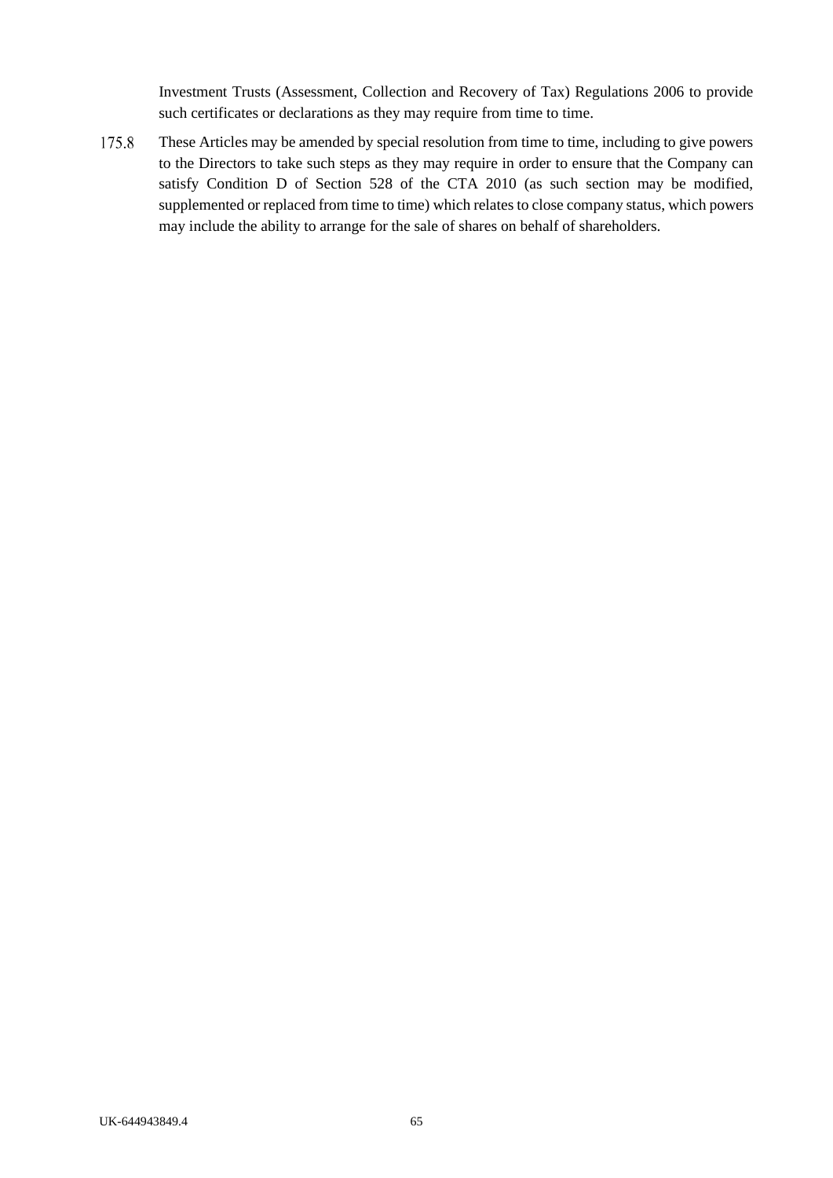Investment Trusts (Assessment, Collection and Recovery of Tax) Regulations 2006 to provide such certificates or declarations as they may require from time to time.

175.8 These Articles may be amended by special resolution from time to time, including to give powers to the Directors to take such steps as they may require in order to ensure that the Company can satisfy Condition D of Section 528 of the CTA 2010 (as such section may be modified, supplemented or replaced from time to time) which relates to close company status, which powers may include the ability to arrange for the sale of shares on behalf of shareholders.